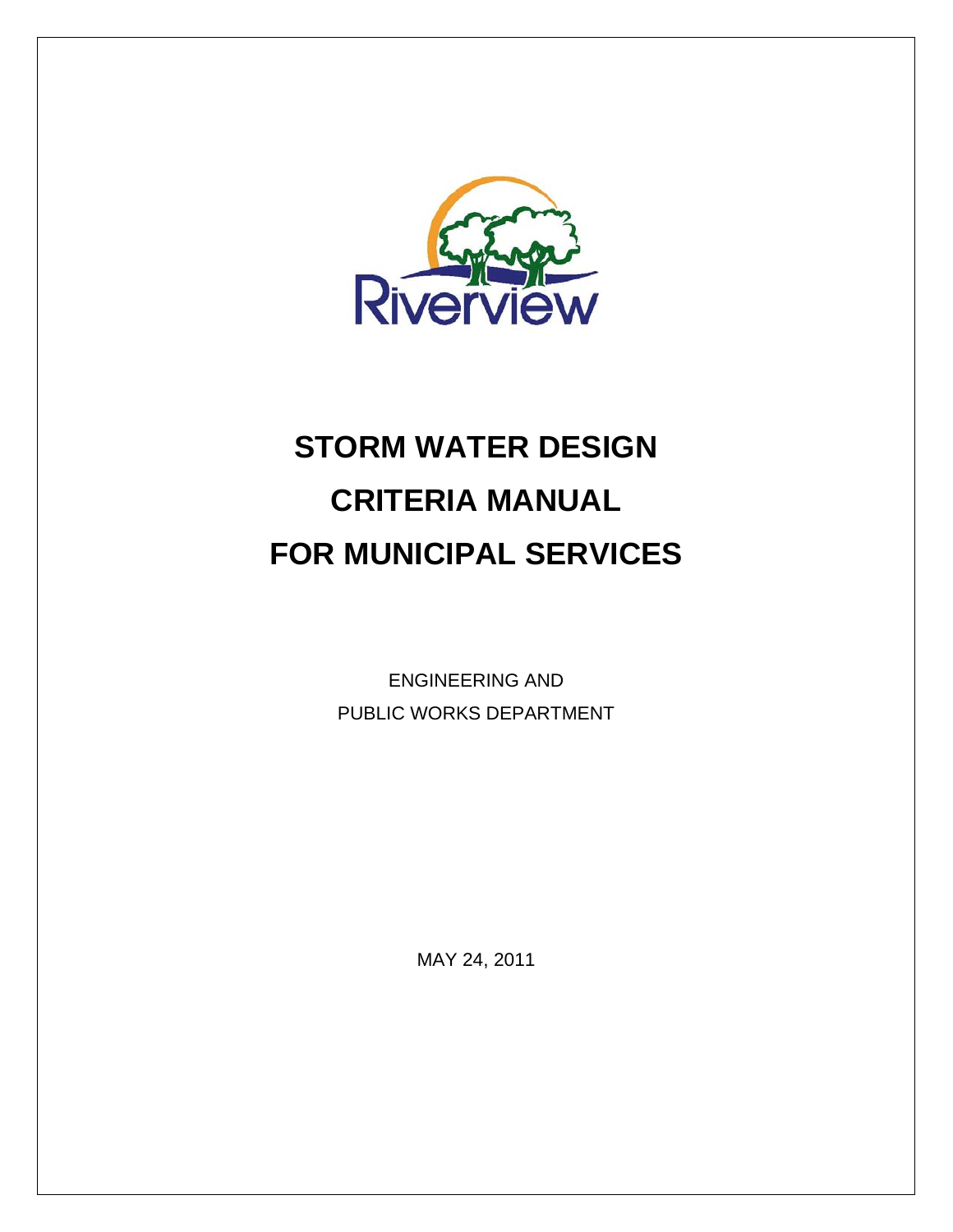Riverview

# STORM WATER DESIGN CRITERIA MANUAL FOR MUNICIPAL SERVICES

ENGINEERING AND
PUBLIC WORKS DEPARTMENT

MAY 24, 2011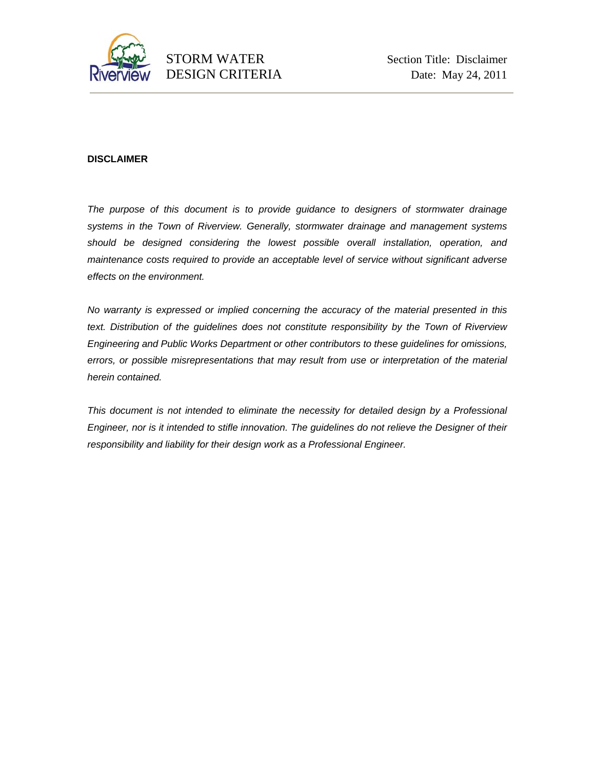## DISCLAIMER

*The purpose of this document is to provide guidance to designers of stormwater drainage systems in the Town of Riverview. Generally, stormwater drainage and management systems should be designed considering the lowest possible overall installation, operation, and maintenance costs required to provide an acceptable level of service without significant adverse effects on the environment.*

*No warranty is expressed or implied concerning the accuracy of the material presented in this text. Distribution of the guidelines does not constitute responsibility by the Town of Riverview Engineering and Public Works Department or other contributors to these guidelines for omissions, errors, or possible misrepresentations that may result from use or interpretation of the material herein contained.*

*This document is not intended to eliminate the necessity for detailed design by a Professional Engineer, nor is it intended to stifle innovation. The guidelines do not relieve the Designer of their responsibility and liability for their design work as a Professional Engineer.*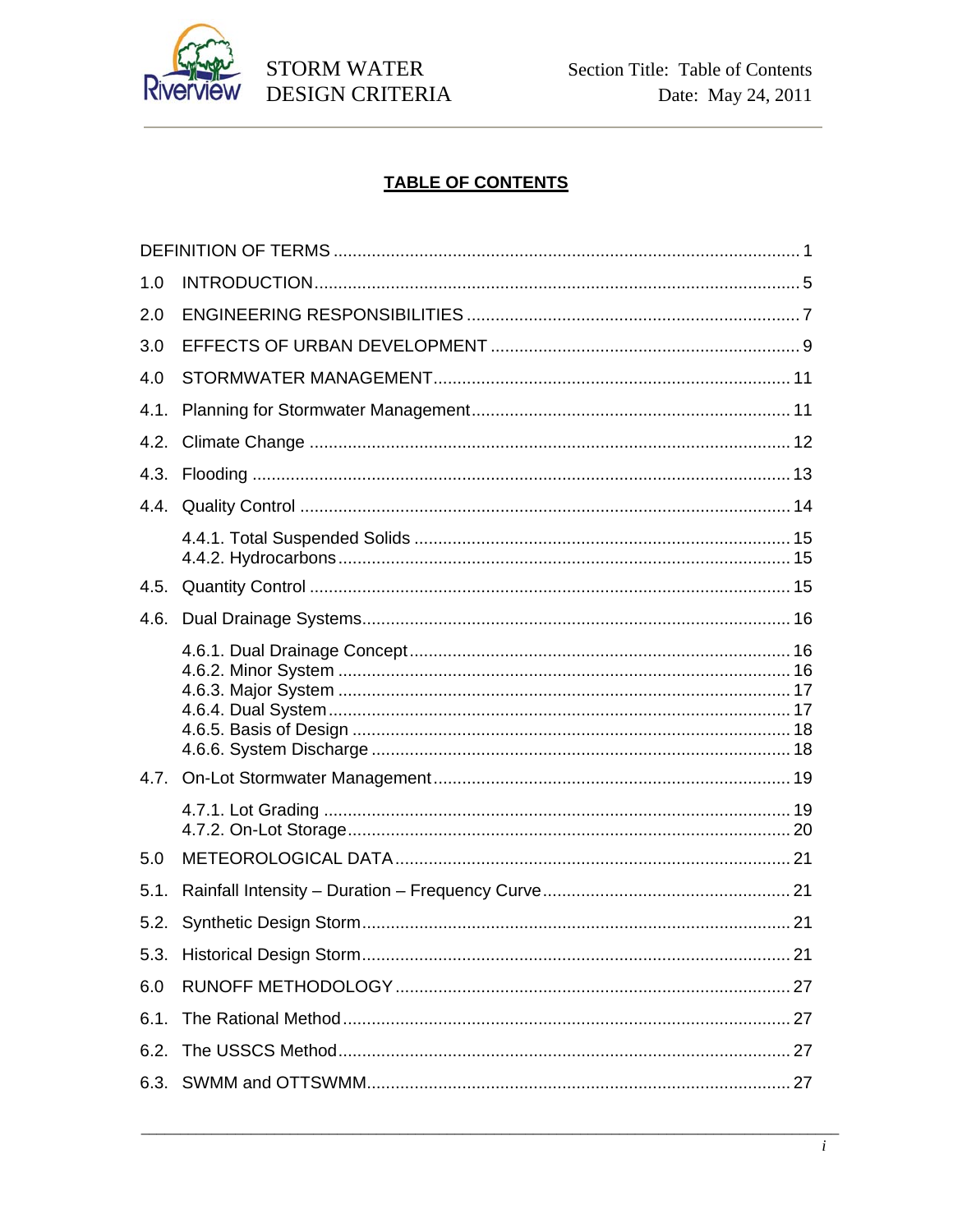## TABLE OF CONTENTS

| | | |
|---|---|---|
| DEFINITION OF TERMS | | 1 |
| 1.0 | INTRODUCTION | 5 |
| 2.0 | ENGINEERING RESPONSIBILITIES | 7 |
| 3.0 | EFFECTS OF URBAN DEVELOPMENT | 9 |
| 4.0 | STORMWATER MANAGEMENT | 11 |
| 4.1. | Planning for Stormwater Management | 11 |
| 4.2. | Climate Change | 12 |
| 4.3. | Flooding | 13 |
| 4.4. | Quality Control | 14 |
| | 4.4.1. Total Suspended Solids | 15 |
| | 4.4.2. Hydrocarbons | 15 |
| 4.5. | Quantity Control | 15 |
| 4.6. | Dual Drainage Systems | 16 |
| | 4.6.1. Dual Drainage Concept | 16 |
| | 4.6.2. Minor System | 16 |
| | 4.6.3. Major System | 17 |
| | 4.6.4. Dual System | 17 |
| | 4.6.5. Basis of Design | 18 |
| | 4.6.6. System Discharge | 18 |
| 4.7. | On-Lot Stormwater Management | 19 |
| | 4.7.1. Lot Grading | 19 |
| | 4.7.2. On-Lot Storage | 20 |
| 5.0 | METEOROLOGICAL DATA | 21 |
| 5.1. | Rainfall Intensity – Duration – Frequency Curve | 21 |
| 5.2. | Synthetic Design Storm | 21 |
| 5.3. | Historical Design Storm | 21 |
| 6.0 | RUNOFF METHODOLOGY | 27 |
| 6.1. | The Rational Method | 27 |
| 6.2. | The USSCS Method | 27 |
| 6.3. | SWMM and OTTSWMM | 27 |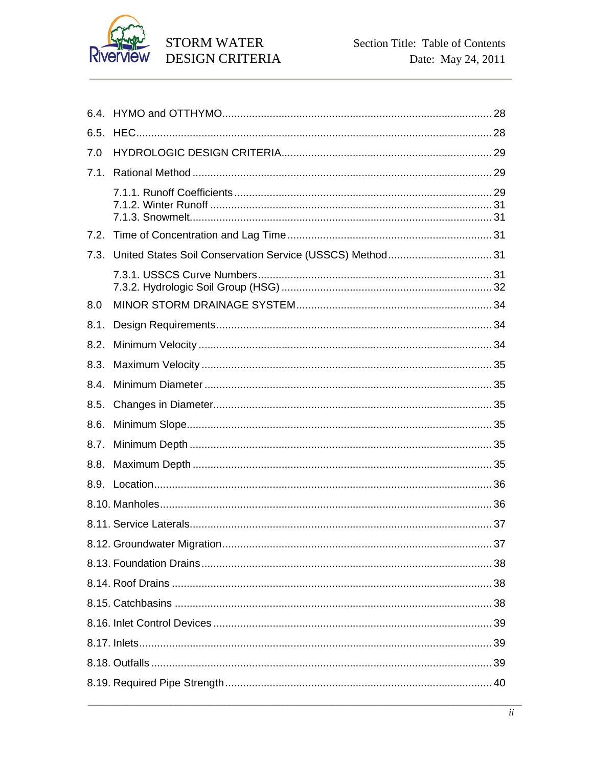6.4. HYMO and OTTHYMO ........ 28

6.5. HEC ........ 28

7.0 HYDROLOGIC DESIGN CRITERIA ........ 29

7.1. Rational Method ........ 29

- 7.1.1. Runoff Coefficients ........ 29
- 7.1.2. Winter Runoff ........ 31
- 7.1.3. Snowmelt ........ 31

7.2. Time of Concentration and Lag Time ........ 31

7.3. United States Soil Conservation Service (USSCS) Method ........ 31

- 7.3.1. USSCS Curve Numbers ........ 31
- 7.3.2. Hydrologic Soil Group (HSG) ........ 32

8.0 MINOR STORM DRAINAGE SYSTEM ........ 34

8.1. Design Requirements ........ 34

8.2. Minimum Velocity ........ 34

8.3. Maximum Velocity ........ 35

8.4. Minimum Diameter ........ 35

8.5. Changes in Diameter ........ 35

8.6. Minimum Slope ........ 35

8.7. Minimum Depth ........ 35

8.8. Maximum Depth ........ 35

8.9. Location ........ 36

8.10. Manholes ........ 36

8.11. Service Laterals ........ 37

8.12. Groundwater Migration ........ 37

8.13. Foundation Drains ........ 38

8.14. Roof Drains ........ 38

8.15. Catchbasins ........ 38

8.16. Inlet Control Devices ........ 39

8.17. Inlets ........ 39

8.18. Outfalls ........ 39

8.19. Required Pipe Strength ........ 40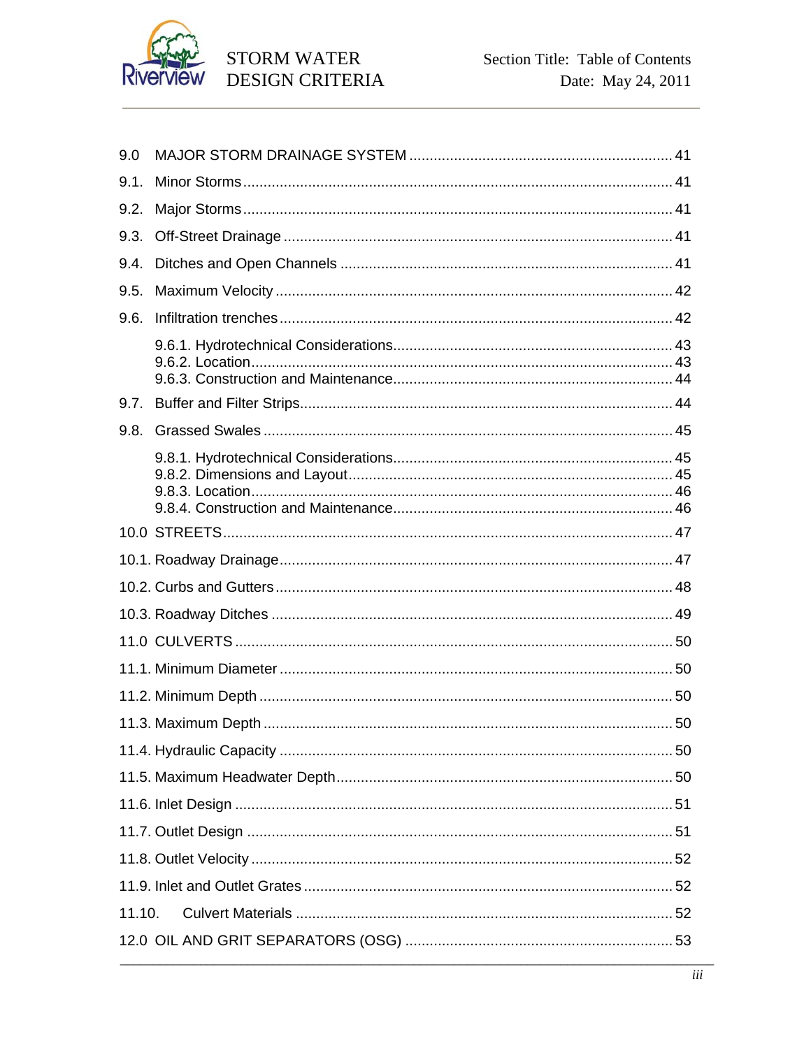9.0 MAJOR STORM DRAINAGE SYSTEM ........ 41

9.1. Minor Storms ........ 41

9.2. Major Storms ........ 41

9.3. Off-Street Drainage ........ 41

9.4. Ditches and Open Channels ........ 41

9.5. Maximum Velocity ........ 42

9.6. Infiltration trenches ........ 42

- 9.6.1. Hydrotechnical Considerations ........ 43
- 9.6.2. Location ........ 43
- 9.6.3. Construction and Maintenance ........ 44

9.7. Buffer and Filter Strips ........ 44

9.8. Grassed Swales ........ 45

- 9.8.1. Hydrotechnical Considerations ........ 45
- 9.8.2. Dimensions and Layout ........ 45
- 9.8.3. Location ........ 46
- 9.8.4. Construction and Maintenance ........ 46

10.0 STREETS ........ 47

10.1. Roadway Drainage ........ 47

10.2. Curbs and Gutters ........ 48

10.3. Roadway Ditches ........ 49

11.0 CULVERTS ........ 50

11.1. Minimum Diameter ........ 50

11.2. Minimum Depth ........ 50

11.3. Maximum Depth ........ 50

11.4. Hydraulic Capacity ........ 50

11.5. Maximum Headwater Depth ........ 50

11.6. Inlet Design ........ 51

11.7. Outlet Design ........ 51

11.8. Outlet Velocity ........ 52

11.9. Inlet and Outlet Grates ........ 52

11.10. Culvert Materials ........ 52

12.0 OIL AND GRIT SEPARATORS (OSG) ........ 53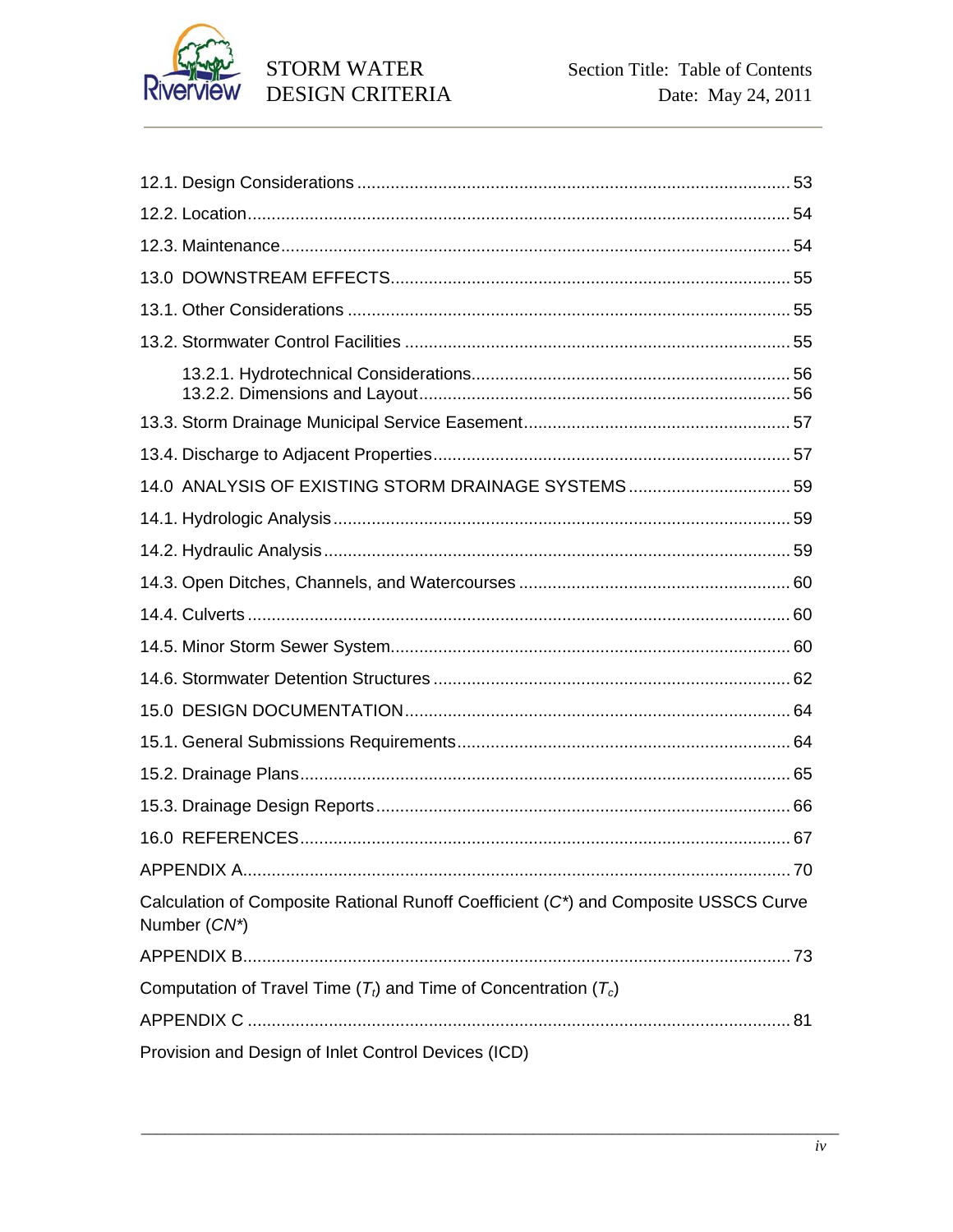12.1. Design Considerations ........................................................................................ 53

12.2. Location ................................................................................................................. 54

12.3. Maintenance .......................................................................................................... 54

13.0 DOWNSTREAM EFFECTS .................................................................................. 55

13.1. Other Considerations ........................................................................................... 55

13.2. Stormwater Control Facilities ............................................................................... 55

 13.2.1. Hydrotechnical Considerations ................................................................. 56
 13.2.2. Dimensions and Layout ............................................................................. 56

13.3. Storm Drainage Municipal Service Easement ...................................................... 57

13.4. Discharge to Adjacent Properties ......................................................................... 57

14.0 ANALYSIS OF EXISTING STORM DRAINAGE SYSTEMS .................................. 59

14.1. Hydrologic Analysis .............................................................................................. 59

14.2. Hydraulic Analysis ................................................................................................ 59

14.3. Open Ditches, Channels, and Watercourses ........................................................ 60

14.4. Culverts ................................................................................................................ 60

14.5. Minor Storm Sewer System .................................................................................. 60

14.6. Stormwater Detention Structures ......................................................................... 62

15.0 DESIGN DOCUMENTATION ................................................................................ 64

15.1. General Submissions Requirements .................................................................... 64

15.2. Drainage Plans ..................................................................................................... 65

15.3. Drainage Design Reports ..................................................................................... 66

16.0 REFERENCES ...................................................................................................... 67

APPENDIX A .................................................................................................................. 70

Calculation of Composite Rational Runoff Coefficient ($C^*$) and Composite USSCS Curve Number ($CN^*$)

APPENDIX B .................................................................................................................. 73

Computation of Travel Time ($T_t$) and Time of Concentration ($T_c$)

APPENDIX C .................................................................................................................. 81

Provision and Design of Inlet Control Devices (ICD)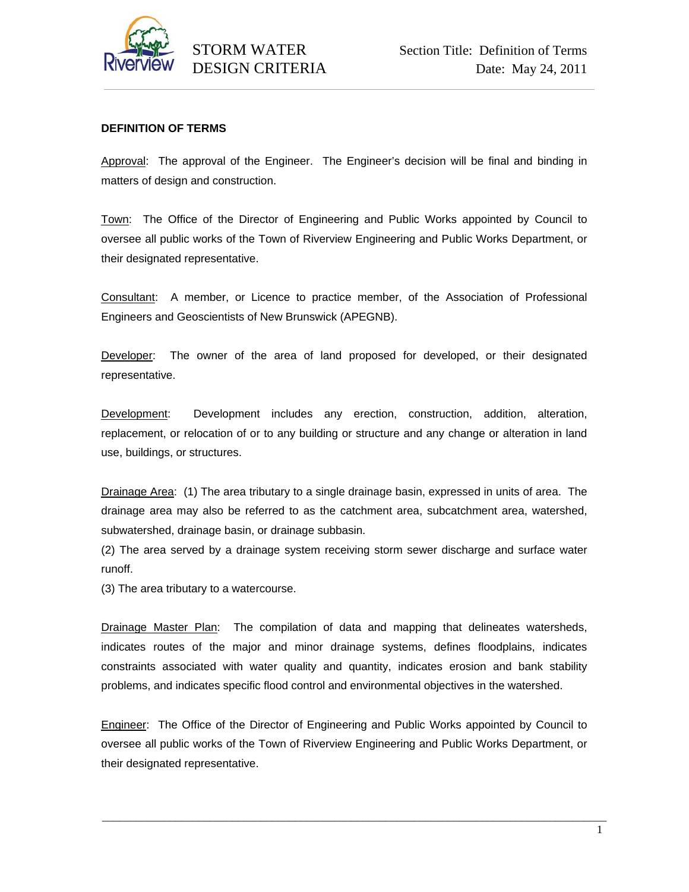## DEFINITION OF TERMS

Approval: The approval of the Engineer. The Engineer's decision will be final and binding in matters of design and construction.

Town: The Office of the Director of Engineering and Public Works appointed by Council to oversee all public works of the Town of Riverview Engineering and Public Works Department, or their designated representative.

Consultant: A member, or Licence to practice member, of the Association of Professional Engineers and Geoscientists of New Brunswick (APEGNB).

Developer: The owner of the area of land proposed for developed, or their designated representative.

Development: Development includes any erection, construction, addition, alteration, replacement, or relocation of or to any building or structure and any change or alteration in land use, buildings, or structures.

Drainage Area: (1) The area tributary to a single drainage basin, expressed in units of area. The drainage area may also be referred to as the catchment area, subcatchment area, watershed, subwatershed, drainage basin, or drainage subbasin.
(2) The area served by a drainage system receiving storm sewer discharge and surface water runoff.
(3) The area tributary to a watercourse.

Drainage Master Plan: The compilation of data and mapping that delineates watersheds, indicates routes of the major and minor drainage systems, defines floodplains, indicates constraints associated with water quality and quantity, indicates erosion and bank stability problems, and indicates specific flood control and environmental objectives in the watershed.

Engineer: The Office of the Director of Engineering and Public Works appointed by Council to oversee all public works of the Town of Riverview Engineering and Public Works Department, or their designated representative.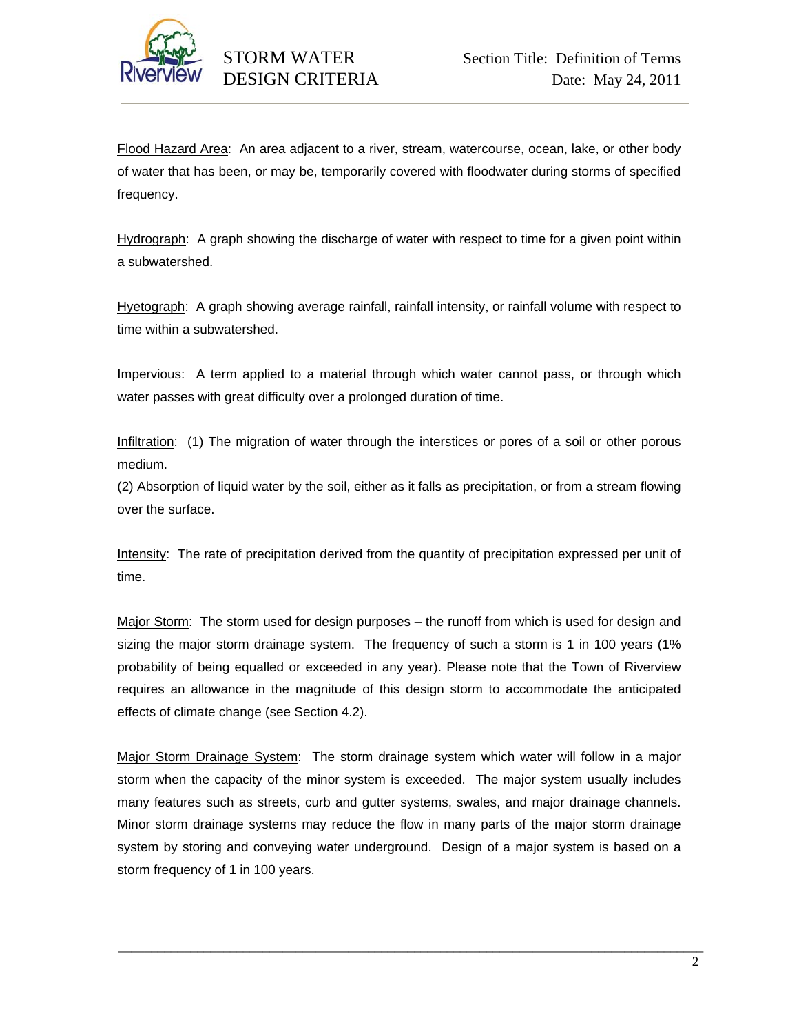Flood Hazard Area: An area adjacent to a river, stream, watercourse, ocean, lake, or other body of water that has been, or may be, temporarily covered with floodwater during storms of specified frequency.

Hydrograph: A graph showing the discharge of water with respect to time for a given point within a subwatershed.

Hyetograph: A graph showing average rainfall, rainfall intensity, or rainfall volume with respect to time within a subwatershed.

Impervious: A term applied to a material through which water cannot pass, or through which water passes with great difficulty over a prolonged duration of time.

Infiltration: (1) The migration of water through the interstices or pores of a soil or other porous medium.
(2) Absorption of liquid water by the soil, either as it falls as precipitation, or from a stream flowing over the surface.

Intensity: The rate of precipitation derived from the quantity of precipitation expressed per unit of time.

Major Storm: The storm used for design purposes – the runoff from which is used for design and sizing the major storm drainage system. The frequency of such a storm is 1 in 100 years (1% probability of being equalled or exceeded in any year). Please note that the Town of Riverview requires an allowance in the magnitude of this design storm to accommodate the anticipated effects of climate change (see Section 4.2).

Major Storm Drainage System: The storm drainage system which water will follow in a major storm when the capacity of the minor system is exceeded. The major system usually includes many features such as streets, curb and gutter systems, swales, and major drainage channels. Minor storm drainage systems may reduce the flow in many parts of the major storm drainage system by storing and conveying water underground. Design of a major system is based on a storm frequency of 1 in 100 years.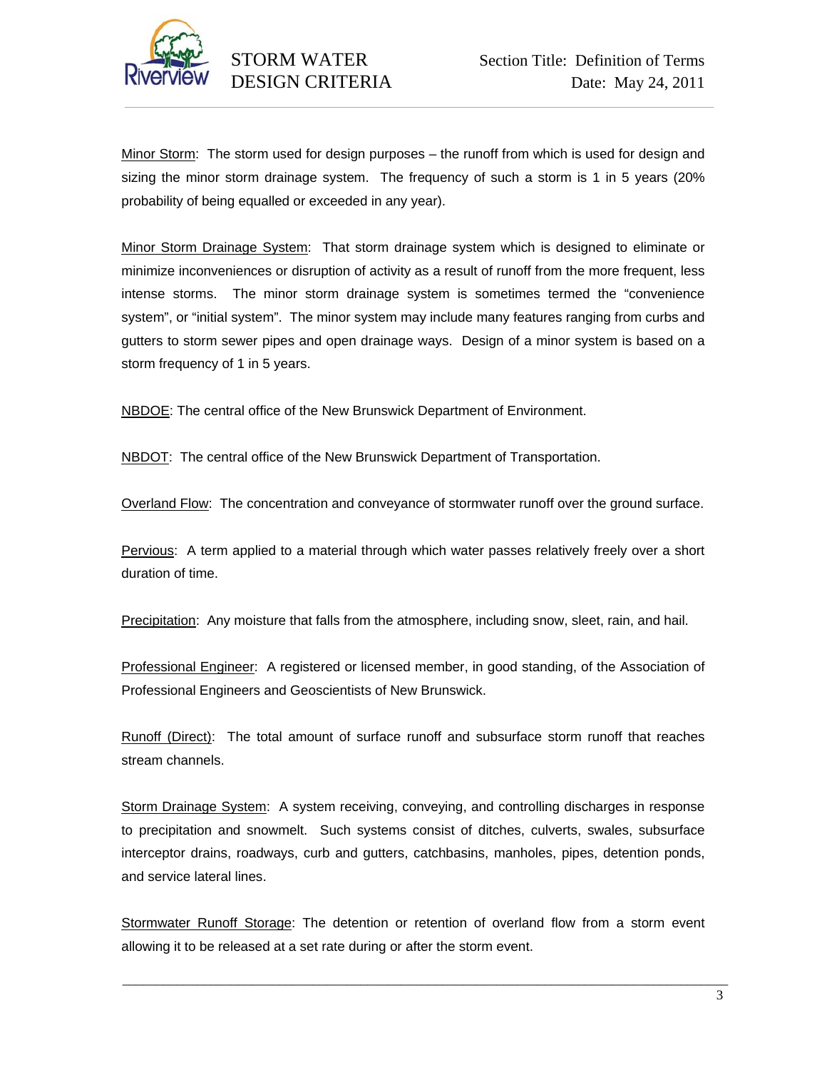Minor Storm: The storm used for design purposes – the runoff from which is used for design and sizing the minor storm drainage system. The frequency of such a storm is 1 in 5 years (20% probability of being equalled or exceeded in any year).

Minor Storm Drainage System: That storm drainage system which is designed to eliminate or minimize inconveniences or disruption of activity as a result of runoff from the more frequent, less intense storms. The minor storm drainage system is sometimes termed the "convenience system", or "initial system". The minor system may include many features ranging from curbs and gutters to storm sewer pipes and open drainage ways. Design of a minor system is based on a storm frequency of 1 in 5 years.

NBDOE: The central office of the New Brunswick Department of Environment.

NBDOT: The central office of the New Brunswick Department of Transportation.

Overland Flow: The concentration and conveyance of stormwater runoff over the ground surface.

Pervious: A term applied to a material through which water passes relatively freely over a short duration of time.

Precipitation: Any moisture that falls from the atmosphere, including snow, sleet, rain, and hail.

Professional Engineer: A registered or licensed member, in good standing, of the Association of Professional Engineers and Geoscientists of New Brunswick.

Runoff (Direct): The total amount of surface runoff and subsurface storm runoff that reaches stream channels.

Storm Drainage System: A system receiving, conveying, and controlling discharges in response to precipitation and snowmelt. Such systems consist of ditches, culverts, swales, subsurface interceptor drains, roadways, curb and gutters, catchbasins, manholes, pipes, detention ponds, and service lateral lines.

Stormwater Runoff Storage: The detention or retention of overland flow from a storm event allowing it to be released at a set rate during or after the storm event.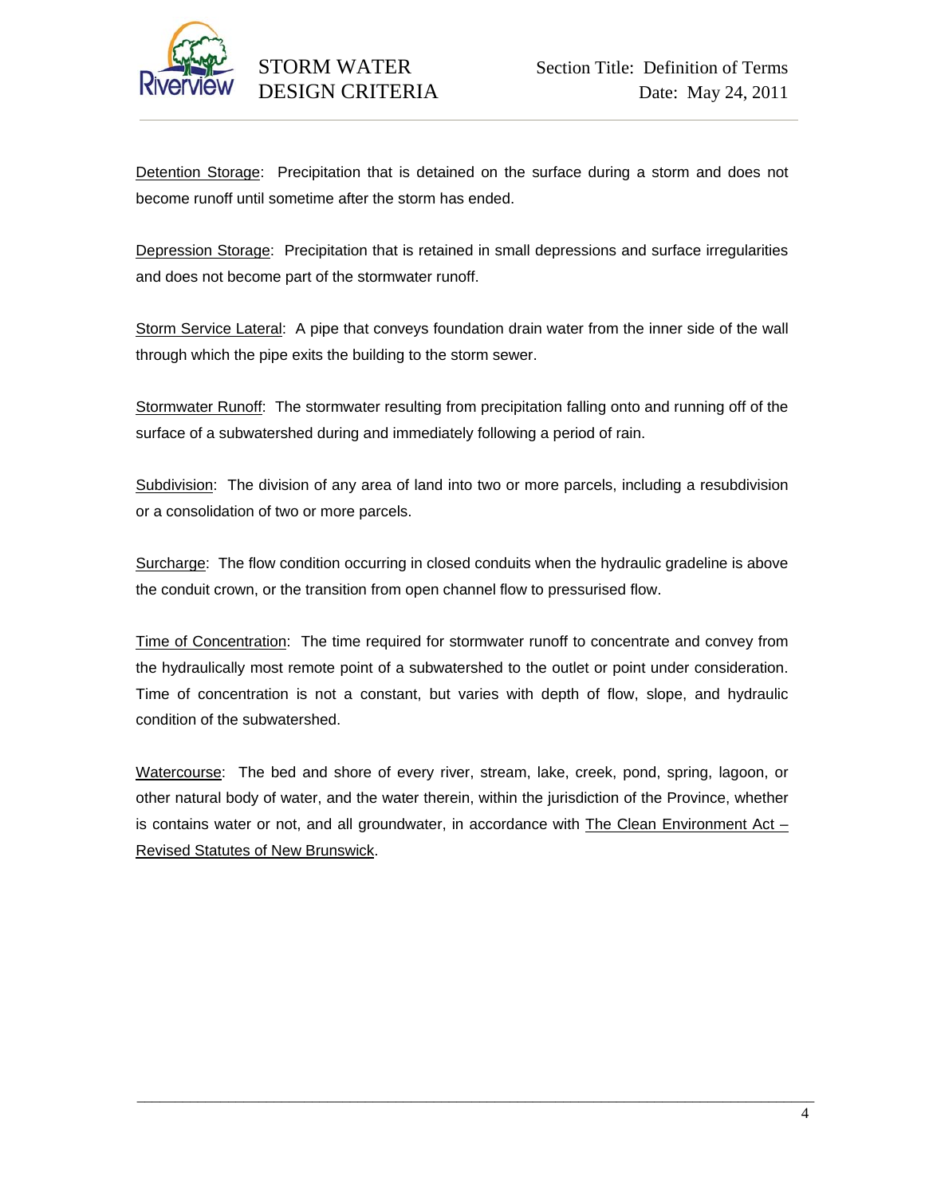<u>Detention Storage</u>: Precipitation that is detained on the surface during a storm and does not become runoff until sometime after the storm has ended.

<u>Depression Storage</u>: Precipitation that is retained in small depressions and surface irregularities and does not become part of the stormwater runoff.

<u>Storm Service Lateral</u>: A pipe that conveys foundation drain water from the inner side of the wall through which the pipe exits the building to the storm sewer.

<u>Stormwater Runoff</u>: The stormwater resulting from precipitation falling onto and running off of the surface of a subwatershed during and immediately following a period of rain.

<u>Subdivision</u>: The division of any area of land into two or more parcels, including a resubdivision or a consolidation of two or more parcels.

<u>Surcharge</u>: The flow condition occurring in closed conduits when the hydraulic gradeline is above the conduit crown, or the transition from open channel flow to pressurised flow.

<u>Time of Concentration</u>: The time required for stormwater runoff to concentrate and convey from the hydraulically most remote point of a subwatershed to the outlet or point under consideration. Time of concentration is not a constant, but varies with depth of flow, slope, and hydraulic condition of the subwatershed.

<u>Watercourse</u>: The bed and shore of every river, stream, lake, creek, pond, spring, lagoon, or other natural body of water, and the water therein, within the jurisdiction of the Province, whether is contains water or not, and all groundwater, in accordance with <u>The Clean Environment Act – Revised Statutes of New Brunswick</u>.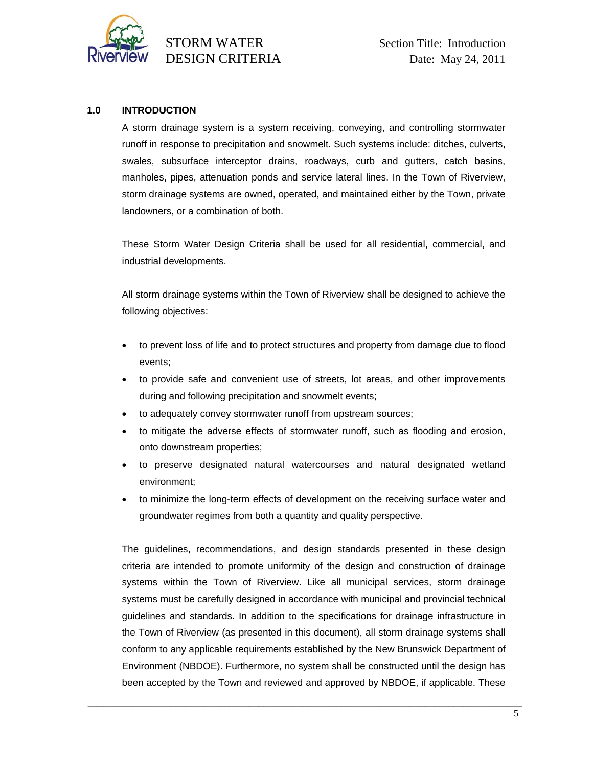## 1.0 INTRODUCTION

A storm drainage system is a system receiving, conveying, and controlling stormwater runoff in response to precipitation and snowmelt. Such systems include: ditches, culverts, swales, subsurface interceptor drains, roadways, curb and gutters, catch basins, manholes, pipes, attenuation ponds and service lateral lines. In the Town of Riverview, storm drainage systems are owned, operated, and maintained either by the Town, private landowners, or a combination of both.

These Storm Water Design Criteria shall be used for all residential, commercial, and industrial developments.

All storm drainage systems within the Town of Riverview shall be designed to achieve the following objectives:

- to prevent loss of life and to protect structures and property from damage due to flood events;
- to provide safe and convenient use of streets, lot areas, and other improvements during and following precipitation and snowmelt events;
- to adequately convey stormwater runoff from upstream sources;
- to mitigate the adverse effects of stormwater runoff, such as flooding and erosion, onto downstream properties;
- to preserve designated natural watercourses and natural designated wetland environment;
- to minimize the long-term effects of development on the receiving surface water and groundwater regimes from both a quantity and quality perspective.

The guidelines, recommendations, and design standards presented in these design criteria are intended to promote uniformity of the design and construction of drainage systems within the Town of Riverview. Like all municipal services, storm drainage systems must be carefully designed in accordance with municipal and provincial technical guidelines and standards. In addition to the specifications for drainage infrastructure in the Town of Riverview (as presented in this document), all storm drainage systems shall conform to any applicable requirements established by the New Brunswick Department of Environment (NBDOE). Furthermore, no system shall be constructed until the design has been accepted by the Town and reviewed and approved by NBDOE, if applicable. These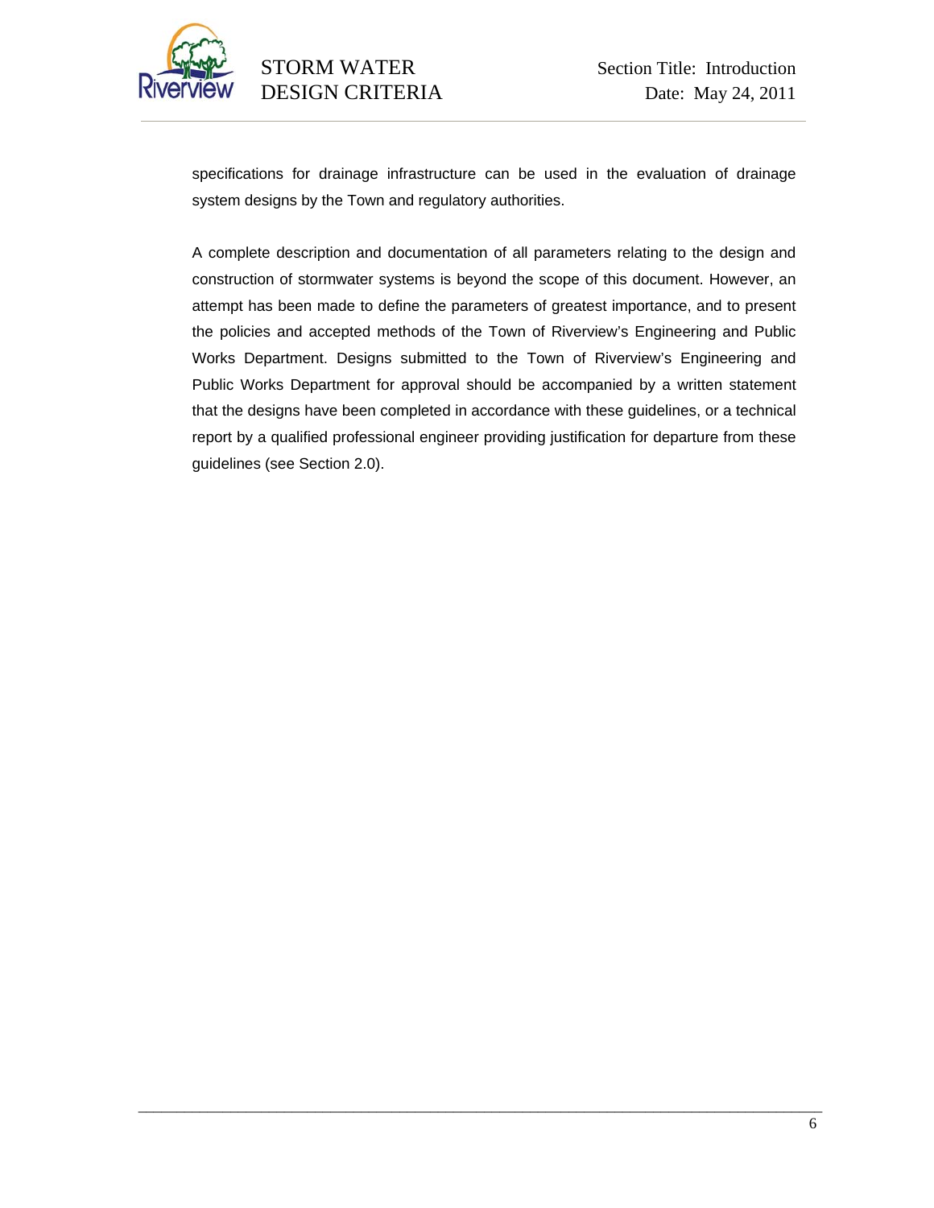specifications for drainage infrastructure can be used in the evaluation of drainage system designs by the Town and regulatory authorities.

A complete description and documentation of all parameters relating to the design and construction of stormwater systems is beyond the scope of this document. However, an attempt has been made to define the parameters of greatest importance, and to present the policies and accepted methods of the Town of Riverview's Engineering and Public Works Department. Designs submitted to the Town of Riverview's Engineering and Public Works Department for approval should be accompanied by a written statement that the designs have been completed in accordance with these guidelines, or a technical report by a qualified professional engineer providing justification for departure from these guidelines (see Section 2.0).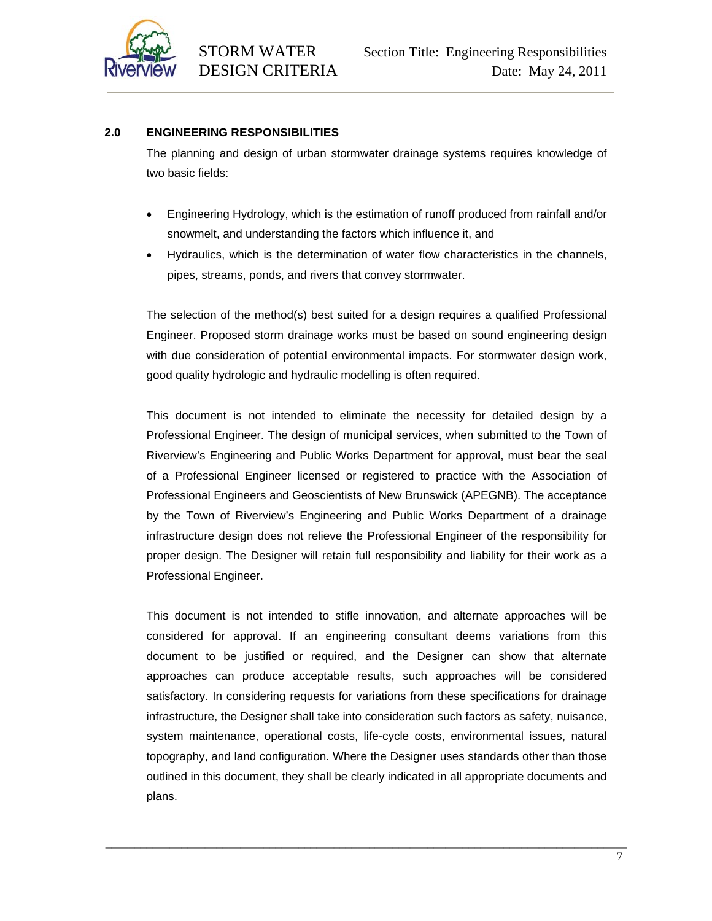## 2.0 ENGINEERING RESPONSIBILITIES

The planning and design of urban stormwater drainage systems requires knowledge of two basic fields:

- Engineering Hydrology, which is the estimation of runoff produced from rainfall and/or snowmelt, and understanding the factors which influence it, and
- Hydraulics, which is the determination of water flow characteristics in the channels, pipes, streams, ponds, and rivers that convey stormwater.

The selection of the method(s) best suited for a design requires a qualified Professional Engineer. Proposed storm drainage works must be based on sound engineering design with due consideration of potential environmental impacts. For stormwater design work, good quality hydrologic and hydraulic modelling is often required.

This document is not intended to eliminate the necessity for detailed design by a Professional Engineer. The design of municipal services, when submitted to the Town of Riverview's Engineering and Public Works Department for approval, must bear the seal of a Professional Engineer licensed or registered to practice with the Association of Professional Engineers and Geoscientists of New Brunswick (APEGNB). The acceptance by the Town of Riverview's Engineering and Public Works Department of a drainage infrastructure design does not relieve the Professional Engineer of the responsibility for proper design. The Designer will retain full responsibility and liability for their work as a Professional Engineer.

This document is not intended to stifle innovation, and alternate approaches will be considered for approval. If an engineering consultant deems variations from this document to be justified or required, and the Designer can show that alternate approaches can produce acceptable results, such approaches will be considered satisfactory. In considering requests for variations from these specifications for drainage infrastructure, the Designer shall take into consideration such factors as safety, nuisance, system maintenance, operational costs, life-cycle costs, environmental issues, natural topography, and land configuration. Where the Designer uses standards other than those outlined in this document, they shall be clearly indicated in all appropriate documents and plans.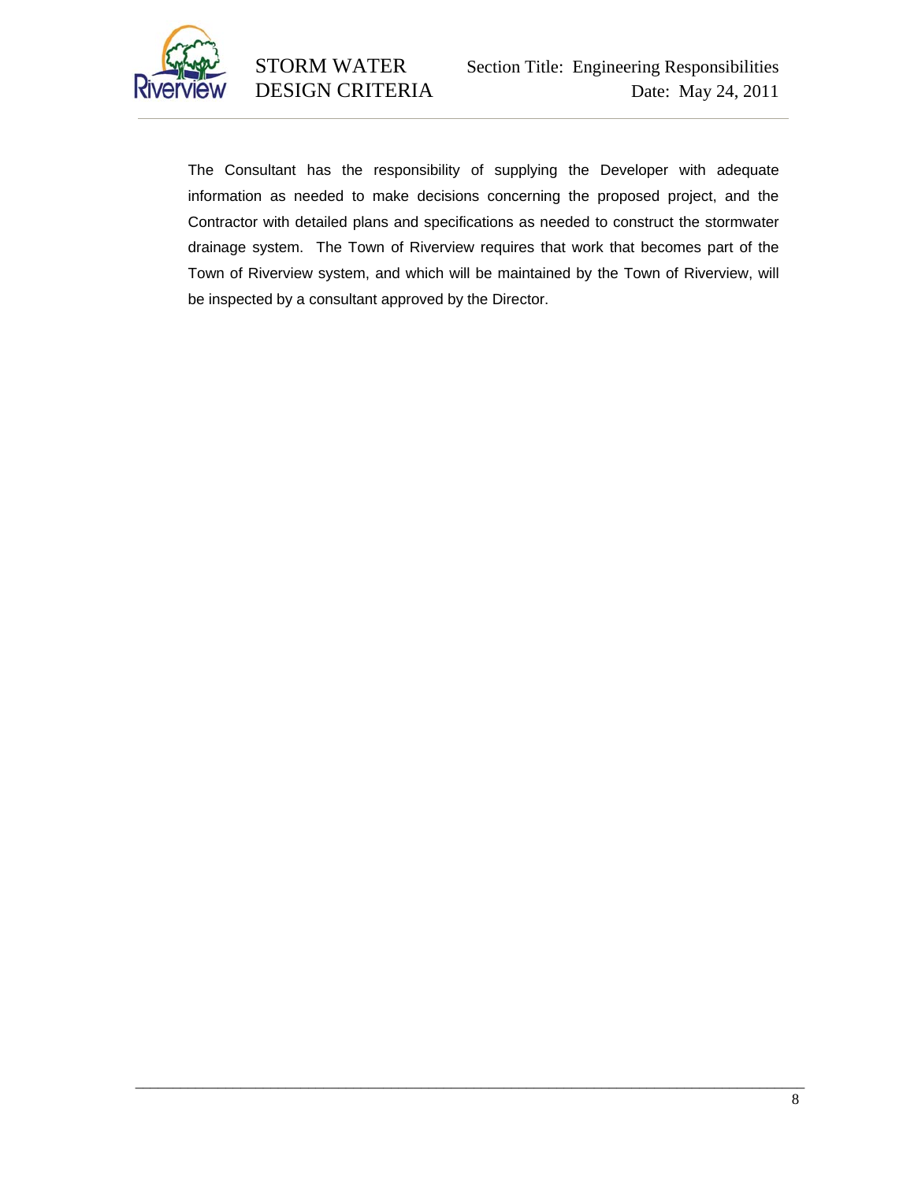The Consultant has the responsibility of supplying the Developer with adequate information as needed to make decisions concerning the proposed project, and the Contractor with detailed plans and specifications as needed to construct the stormwater drainage system. The Town of Riverview requires that work that becomes part of the Town of Riverview system, and which will be maintained by the Town of Riverview, will be inspected by a consultant approved by the Director.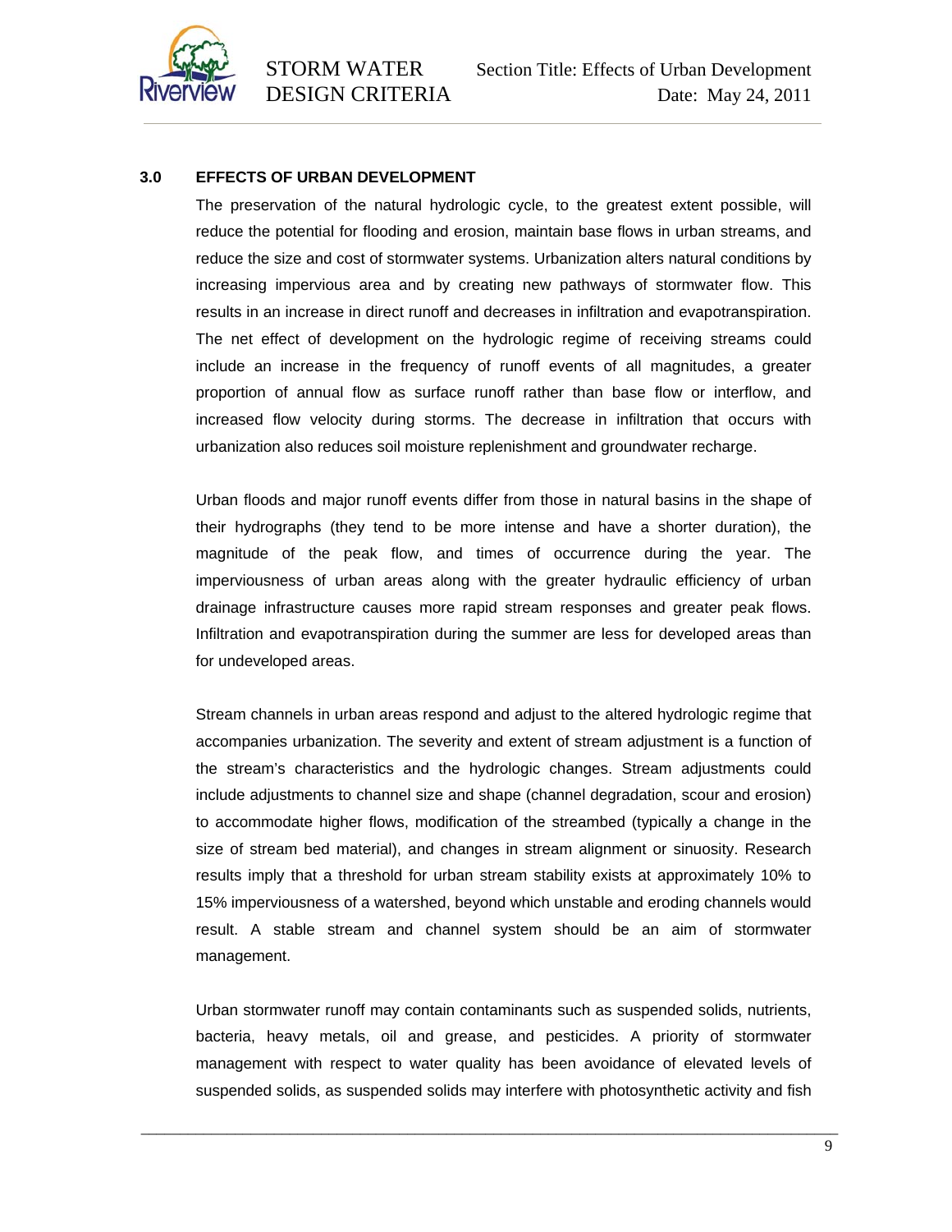## 3.0 EFFECTS OF URBAN DEVELOPMENT

The preservation of the natural hydrologic cycle, to the greatest extent possible, will reduce the potential for flooding and erosion, maintain base flows in urban streams, and reduce the size and cost of stormwater systems. Urbanization alters natural conditions by increasing impervious area and by creating new pathways of stormwater flow. This results in an increase in direct runoff and decreases in infiltration and evapotranspiration. The net effect of development on the hydrologic regime of receiving streams could include an increase in the frequency of runoff events of all magnitudes, a greater proportion of annual flow as surface runoff rather than base flow or interflow, and increased flow velocity during storms. The decrease in infiltration that occurs with urbanization also reduces soil moisture replenishment and groundwater recharge.

Urban floods and major runoff events differ from those in natural basins in the shape of their hydrographs (they tend to be more intense and have a shorter duration), the magnitude of the peak flow, and times of occurrence during the year. The imperviousness of urban areas along with the greater hydraulic efficiency of urban drainage infrastructure causes more rapid stream responses and greater peak flows. Infiltration and evapotranspiration during the summer are less for developed areas than for undeveloped areas.

Stream channels in urban areas respond and adjust to the altered hydrologic regime that accompanies urbanization. The severity and extent of stream adjustment is a function of the stream's characteristics and the hydrologic changes. Stream adjustments could include adjustments to channel size and shape (channel degradation, scour and erosion) to accommodate higher flows, modification of the streambed (typically a change in the size of stream bed material), and changes in stream alignment or sinuosity. Research results imply that a threshold for urban stream stability exists at approximately 10% to 15% imperviousness of a watershed, beyond which unstable and eroding channels would result. A stable stream and channel system should be an aim of stormwater management.

Urban stormwater runoff may contain contaminants such as suspended solids, nutrients, bacteria, heavy metals, oil and grease, and pesticides. A priority of stormwater management with respect to water quality has been avoidance of elevated levels of suspended solids, as suspended solids may interfere with photosynthetic activity and fish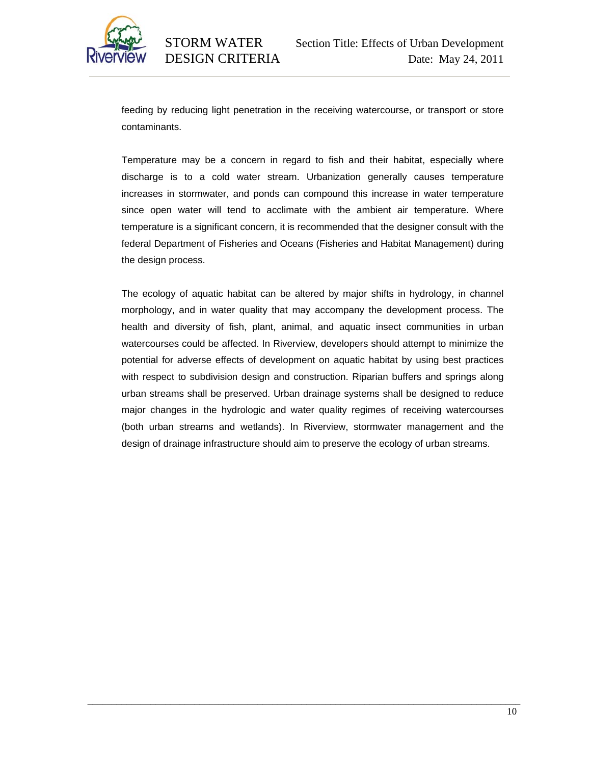feeding by reducing light penetration in the receiving watercourse, or transport or store contaminants.

Temperature may be a concern in regard to fish and their habitat, especially where discharge is to a cold water stream. Urbanization generally causes temperature increases in stormwater, and ponds can compound this increase in water temperature since open water will tend to acclimate with the ambient air temperature. Where temperature is a significant concern, it is recommended that the designer consult with the federal Department of Fisheries and Oceans (Fisheries and Habitat Management) during the design process.

The ecology of aquatic habitat can be altered by major shifts in hydrology, in channel morphology, and in water quality that may accompany the development process. The health and diversity of fish, plant, animal, and aquatic insect communities in urban watercourses could be affected. In Riverview, developers should attempt to minimize the potential for adverse effects of development on aquatic habitat by using best practices with respect to subdivision design and construction. Riparian buffers and springs along urban streams shall be preserved. Urban drainage systems shall be designed to reduce major changes in the hydrologic and water quality regimes of receiving watercourses (both urban streams and wetlands). In Riverview, stormwater management and the design of drainage infrastructure should aim to preserve the ecology of urban streams.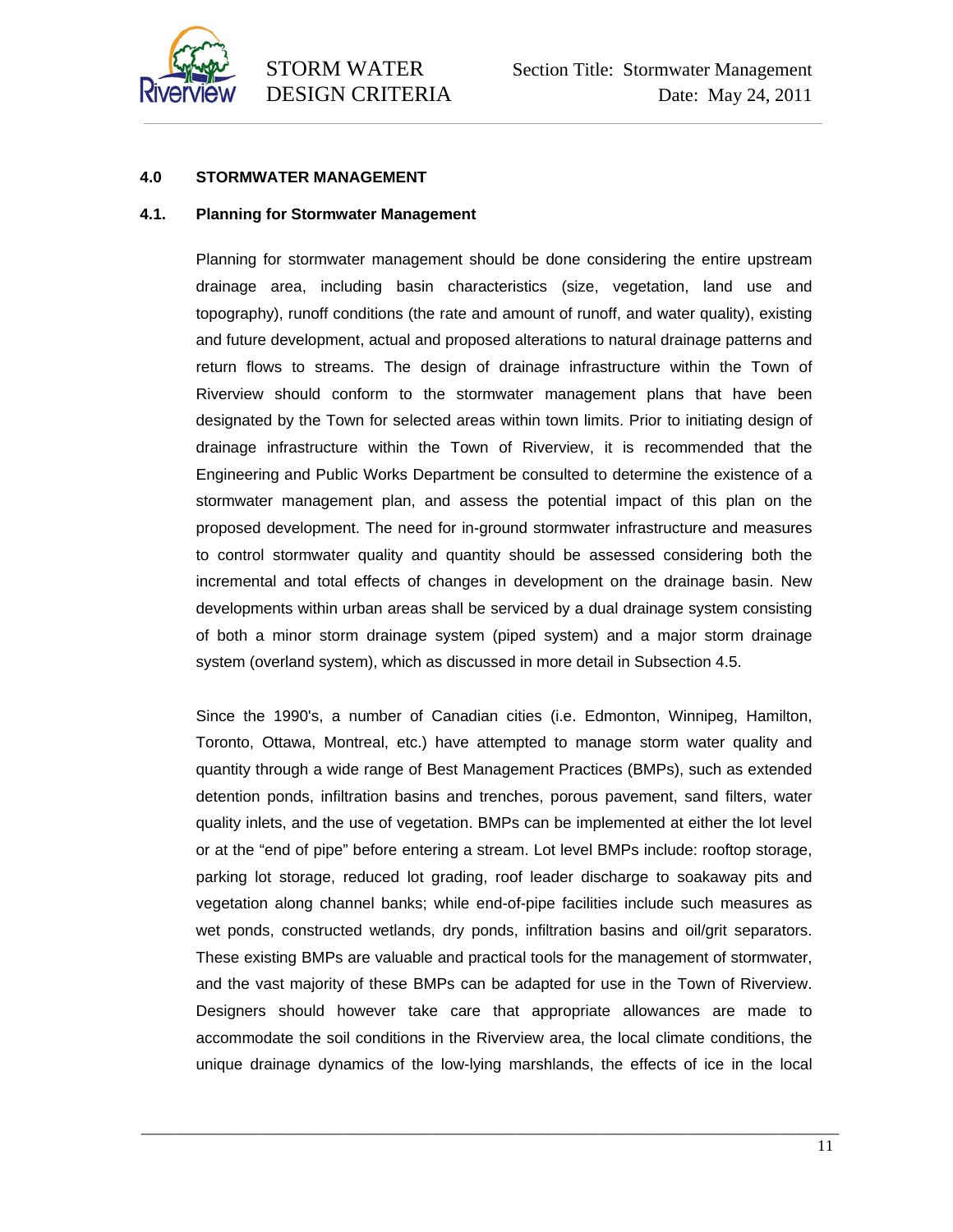## 4.0 STORMWATER MANAGEMENT

### 4.1. Planning for Stormwater Management

Planning for stormwater management should be done considering the entire upstream drainage area, including basin characteristics (size, vegetation, land use and topography), runoff conditions (the rate and amount of runoff, and water quality), existing and future development, actual and proposed alterations to natural drainage patterns and return flows to streams. The design of drainage infrastructure within the Town of Riverview should conform to the stormwater management plans that have been designated by the Town for selected areas within town limits. Prior to initiating design of drainage infrastructure within the Town of Riverview, it is recommended that the Engineering and Public Works Department be consulted to determine the existence of a stormwater management plan, and assess the potential impact of this plan on the proposed development. The need for in-ground stormwater infrastructure and measures to control stormwater quality and quantity should be assessed considering both the incremental and total effects of changes in development on the drainage basin. New developments within urban areas shall be serviced by a dual drainage system consisting of both a minor storm drainage system (piped system) and a major storm drainage system (overland system), which as discussed in more detail in Subsection 4.5.

Since the 1990's, a number of Canadian cities (i.e. Edmonton, Winnipeg, Hamilton, Toronto, Ottawa, Montreal, etc.) have attempted to manage storm water quality and quantity through a wide range of Best Management Practices (BMPs), such as extended detention ponds, infiltration basins and trenches, porous pavement, sand filters, water quality inlets, and the use of vegetation. BMPs can be implemented at either the lot level or at the "end of pipe" before entering a stream. Lot level BMPs include: rooftop storage, parking lot storage, reduced lot grading, roof leader discharge to soakaway pits and vegetation along channel banks; while end-of-pipe facilities include such measures as wet ponds, constructed wetlands, dry ponds, infiltration basins and oil/grit separators. These existing BMPs are valuable and practical tools for the management of stormwater, and the vast majority of these BMPs can be adapted for use in the Town of Riverview. Designers should however take care that appropriate allowances are made to accommodate the soil conditions in the Riverview area, the local climate conditions, the unique drainage dynamics of the low-lying marshlands, the effects of ice in the local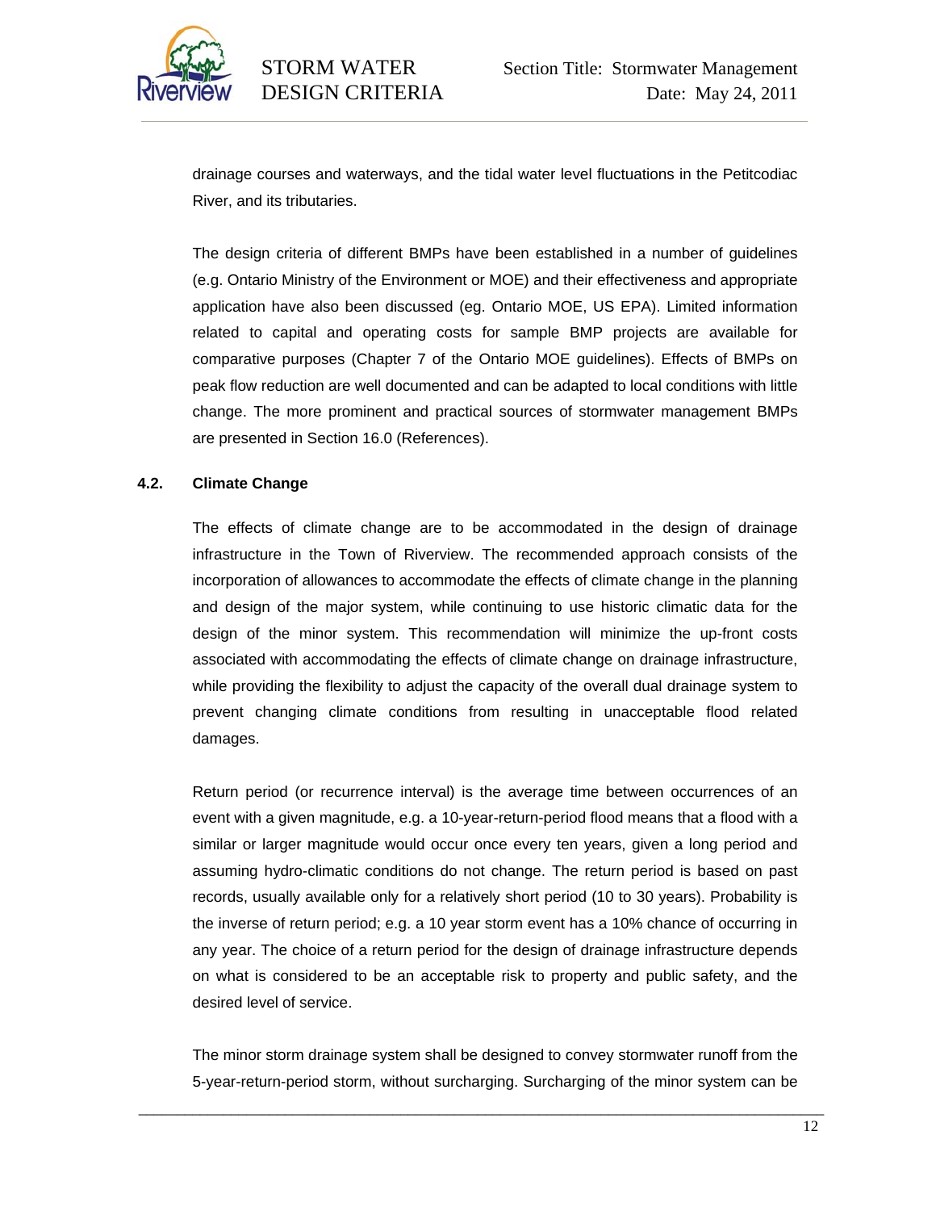drainage courses and waterways, and the tidal water level fluctuations in the Petitcodiac River, and its tributaries.

The design criteria of different BMPs have been established in a number of guidelines (e.g. Ontario Ministry of the Environment or MOE) and their effectiveness and appropriate application have also been discussed (eg. Ontario MOE, US EPA). Limited information related to capital and operating costs for sample BMP projects are available for comparative purposes (Chapter 7 of the Ontario MOE guidelines). Effects of BMPs on peak flow reduction are well documented and can be adapted to local conditions with little change. The more prominent and practical sources of stormwater management BMPs are presented in Section 16.0 (References).

### 4.2. Climate Change

The effects of climate change are to be accommodated in the design of drainage infrastructure in the Town of Riverview. The recommended approach consists of the incorporation of allowances to accommodate the effects of climate change in the planning and design of the major system, while continuing to use historic climatic data for the design of the minor system. This recommendation will minimize the up-front costs associated with accommodating the effects of climate change on drainage infrastructure, while providing the flexibility to adjust the capacity of the overall dual drainage system to prevent changing climate conditions from resulting in unacceptable flood related damages.

Return period (or recurrence interval) is the average time between occurrences of an event with a given magnitude, e.g. a 10-year-return-period flood means that a flood with a similar or larger magnitude would occur once every ten years, given a long period and assuming hydro-climatic conditions do not change. The return period is based on past records, usually available only for a relatively short period (10 to 30 years). Probability is the inverse of return period; e.g. a 10 year storm event has a 10% chance of occurring in any year. The choice of a return period for the design of drainage infrastructure depends on what is considered to be an acceptable risk to property and public safety, and the desired level of service.

The minor storm drainage system shall be designed to convey stormwater runoff from the 5-year-return-period storm, without surcharging. Surcharging of the minor system can be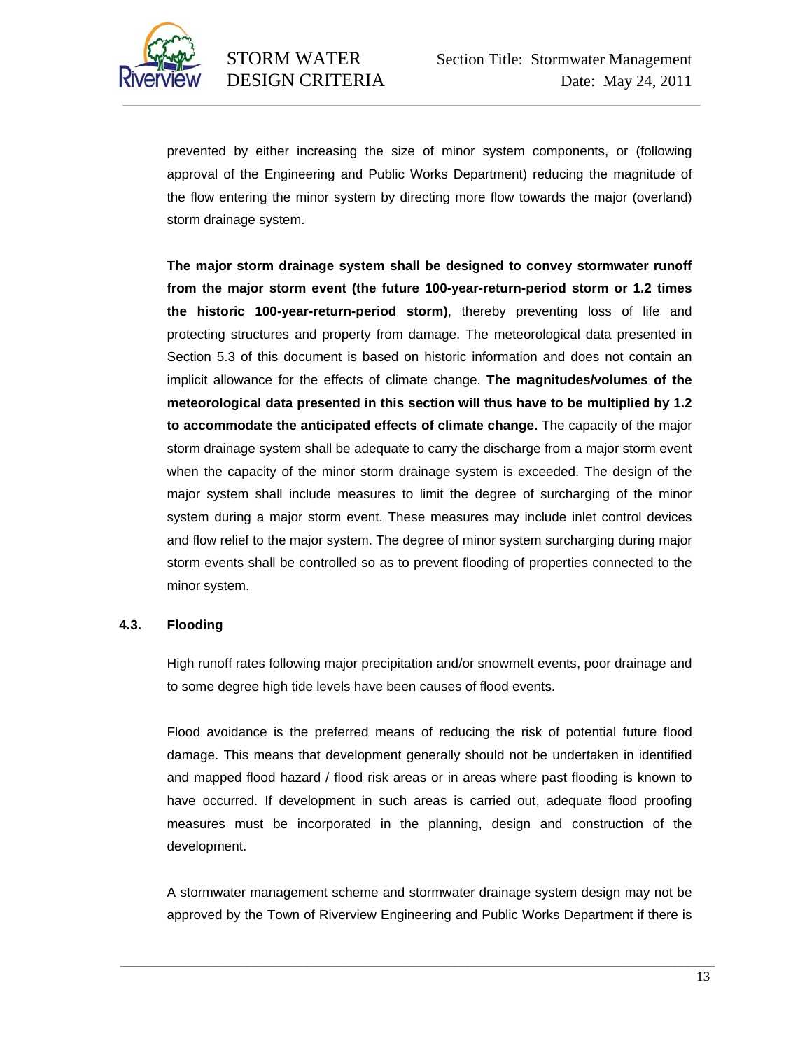prevented by either increasing the size of minor system components, or (following approval of the Engineering and Public Works Department) reducing the magnitude of the flow entering the minor system by directing more flow towards the major (overland) storm drainage system.

**The major storm drainage system shall be designed to convey stormwater runoff from the major storm event (the future 100-year-return-period storm or 1.2 times the historic 100-year-return-period storm)**, thereby preventing loss of life and protecting structures and property from damage. The meteorological data presented in Section 5.3 of this document is based on historic information and does not contain an implicit allowance for the effects of climate change. **The magnitudes/volumes of the meteorological data presented in this section will thus have to be multiplied by 1.2 to accommodate the anticipated effects of climate change.** The capacity of the major storm drainage system shall be adequate to carry the discharge from a major storm event when the capacity of the minor storm drainage system is exceeded. The design of the major system shall include measures to limit the degree of surcharging of the minor system during a major storm event. These measures may include inlet control devices and flow relief to the major system. The degree of minor system surcharging during major storm events shall be controlled so as to prevent flooding of properties connected to the minor system.

## 4.3. Flooding

High runoff rates following major precipitation and/or snowmelt events, poor drainage and to some degree high tide levels have been causes of flood events.

Flood avoidance is the preferred means of reducing the risk of potential future flood damage. This means that development generally should not be undertaken in identified and mapped flood hazard / flood risk areas or in areas where past flooding is known to have occurred. If development in such areas is carried out, adequate flood proofing measures must be incorporated in the planning, design and construction of the development.

A stormwater management scheme and stormwater drainage system design may not be approved by the Town of Riverview Engineering and Public Works Department if there is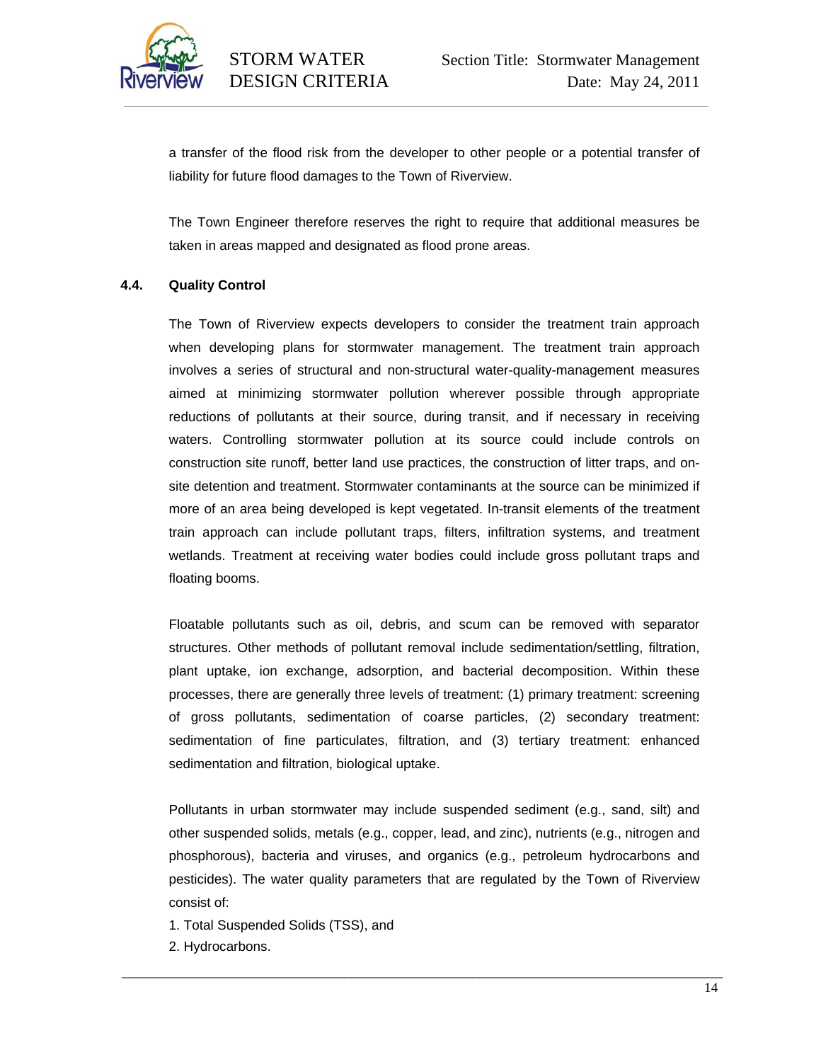a transfer of the flood risk from the developer to other people or a potential transfer of liability for future flood damages to the Town of Riverview.

The Town Engineer therefore reserves the right to require that additional measures be taken in areas mapped and designated as flood prone areas.

### 4.4. Quality Control

The Town of Riverview expects developers to consider the treatment train approach when developing plans for stormwater management. The treatment train approach involves a series of structural and non-structural water-quality-management measures aimed at minimizing stormwater pollution wherever possible through appropriate reductions of pollutants at their source, during transit, and if necessary in receiving waters. Controlling stormwater pollution at its source could include controls on construction site runoff, better land use practices, the construction of litter traps, and on-site detention and treatment. Stormwater contaminants at the source can be minimized if more of an area being developed is kept vegetated. In-transit elements of the treatment train approach can include pollutant traps, filters, infiltration systems, and treatment wetlands. Treatment at receiving water bodies could include gross pollutant traps and floating booms.

Floatable pollutants such as oil, debris, and scum can be removed with separator structures. Other methods of pollutant removal include sedimentation/settling, filtration, plant uptake, ion exchange, adsorption, and bacterial decomposition. Within these processes, there are generally three levels of treatment: (1) primary treatment: screening of gross pollutants, sedimentation of coarse particles, (2) secondary treatment: sedimentation of fine particulates, filtration, and (3) tertiary treatment: enhanced sedimentation and filtration, biological uptake.

Pollutants in urban stormwater may include suspended sediment (e.g., sand, silt) and other suspended solids, metals (e.g., copper, lead, and zinc), nutrients (e.g., nitrogen and phosphorous), bacteria and viruses, and organics (e.g., petroleum hydrocarbons and pesticides). The water quality parameters that are regulated by the Town of Riverview consist of:

1. Total Suspended Solids (TSS), and
2. Hydrocarbons.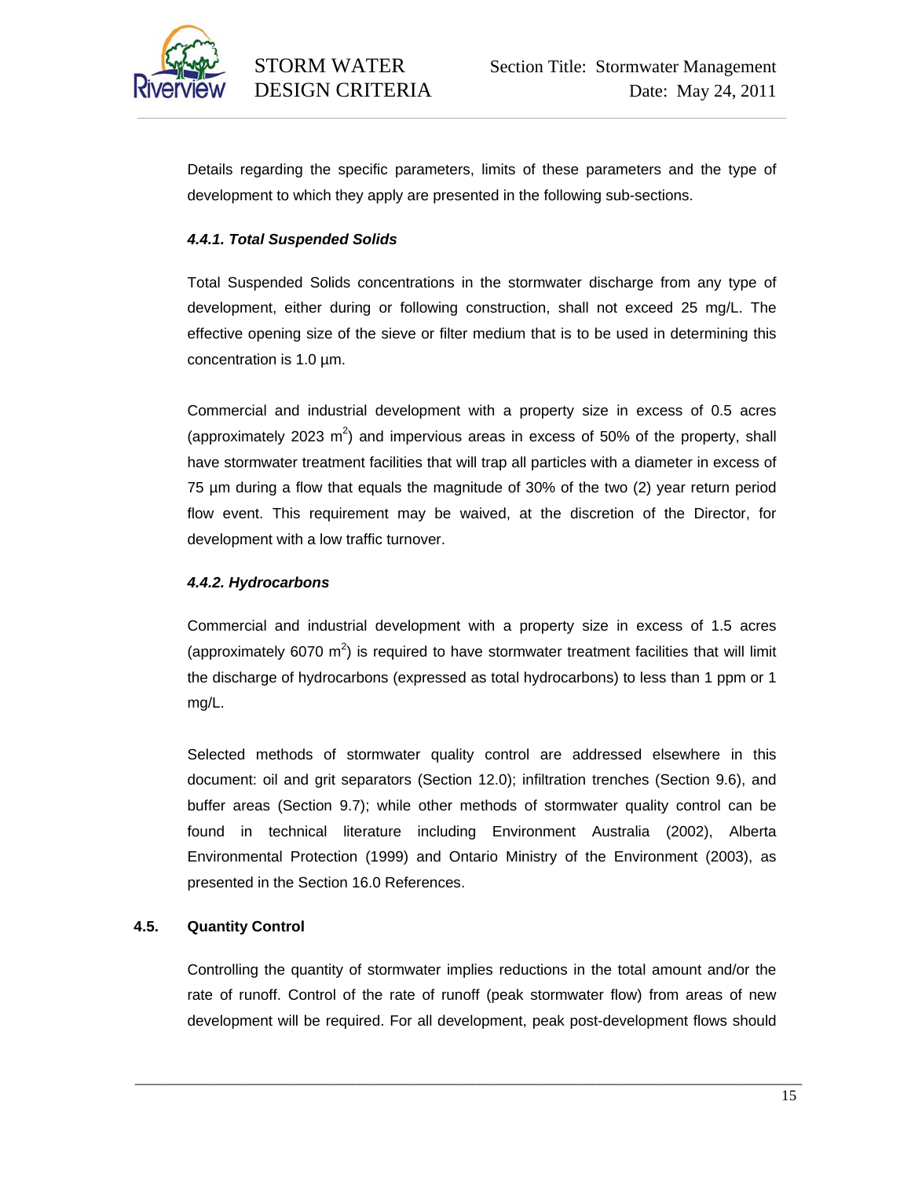Details regarding the specific parameters, limits of these parameters and the type of development to which they apply are presented in the following sub-sections.

#### *4.4.1. Total Suspended Solids*

Total Suspended Solids concentrations in the stormwater discharge from any type of development, either during or following construction, shall not exceed 25 mg/L. The effective opening size of the sieve or filter medium that is to be used in determining this concentration is 1.0 µm.

Commercial and industrial development with a property size in excess of 0.5 acres (approximately 2023 $m^2$) and impervious areas in excess of 50% of the property, shall have stormwater treatment facilities that will trap all particles with a diameter in excess of 75 µm during a flow that equals the magnitude of 30% of the two (2) year return period flow event. This requirement may be waived, at the discretion of the Director, for development with a low traffic turnover.

#### *4.4.2. Hydrocarbons*

Commercial and industrial development with a property size in excess of 1.5 acres (approximately 6070 $m^2$) is required to have stormwater treatment facilities that will limit the discharge of hydrocarbons (expressed as total hydrocarbons) to less than 1 ppm or 1 mg/L.

Selected methods of stormwater quality control are addressed elsewhere in this document: oil and grit separators (Section 12.0); infiltration trenches (Section 9.6), and buffer areas (Section 9.7); while other methods of stormwater quality control can be found in technical literature including Environment Australia (2002), Alberta Environmental Protection (1999) and Ontario Ministry of the Environment (2003), as presented in the Section 16.0 References.

### 4.5. Quantity Control

Controlling the quantity of stormwater implies reductions in the total amount and/or the rate of runoff. Control of the rate of runoff (peak stormwater flow) from areas of new development will be required. For all development, peak post-development flows should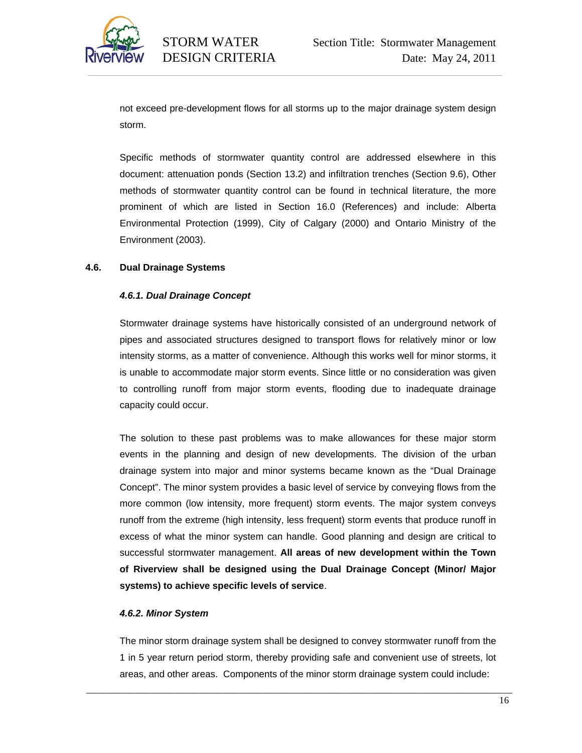not exceed pre-development flows for all storms up to the major drainage system design storm.

Specific methods of stormwater quantity control are addressed elsewhere in this document: attenuation ponds (Section 13.2) and infiltration trenches (Section 9.6), Other methods of stormwater quantity control can be found in technical literature, the more prominent of which are listed in Section 16.0 (References) and include: Alberta Environmental Protection (1999), City of Calgary (2000) and Ontario Ministry of the Environment (2003).

## 4.6. Dual Drainage Systems

### *4.6.1. Dual Drainage Concept*

Stormwater drainage systems have historically consisted of an underground network of pipes and associated structures designed to transport flows for relatively minor or low intensity storms, as a matter of convenience. Although this works well for minor storms, it is unable to accommodate major storm events. Since little or no consideration was given to controlling runoff from major storm events, flooding due to inadequate drainage capacity could occur.

The solution to these past problems was to make allowances for these major storm events in the planning and design of new developments. The division of the urban drainage system into major and minor systems became known as the "Dual Drainage Concept". The minor system provides a basic level of service by conveying flows from the more common (low intensity, more frequent) storm events. The major system conveys runoff from the extreme (high intensity, less frequent) storm events that produce runoff in excess of what the minor system can handle. Good planning and design are critical to successful stormwater management. **All areas of new development within the Town of Riverview shall be designed using the Dual Drainage Concept (Minor/ Major systems) to achieve specific levels of service**.

### *4.6.2. Minor System*

The minor storm drainage system shall be designed to convey stormwater runoff from the 1 in 5 year return period storm, thereby providing safe and convenient use of streets, lot areas, and other areas. Components of the minor storm drainage system could include: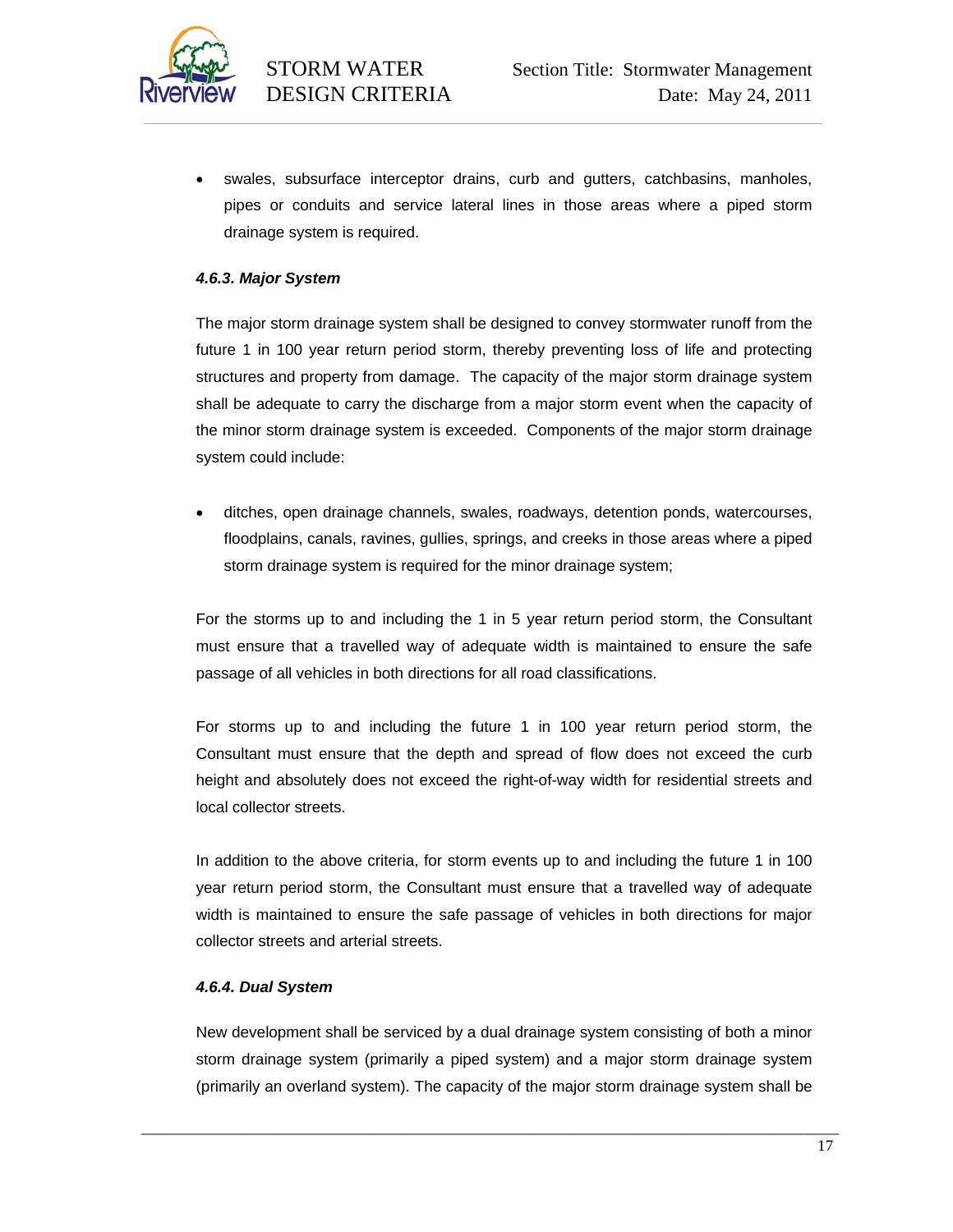- swales, subsurface interceptor drains, curb and gutters, catchbasins, manholes, pipes or conduits and service lateral lines in those areas where a piped storm drainage system is required.

#### *4.6.3. Major System*

The major storm drainage system shall be designed to convey stormwater runoff from the future 1 in 100 year return period storm, thereby preventing loss of life and protecting structures and property from damage. The capacity of the major storm drainage system shall be adequate to carry the discharge from a major storm event when the capacity of the minor storm drainage system is exceeded. Components of the major storm drainage system could include:

- ditches, open drainage channels, swales, roadways, detention ponds, watercourses, floodplains, canals, ravines, gullies, springs, and creeks in those areas where a piped storm drainage system is required for the minor drainage system;

For the storms up to and including the 1 in 5 year return period storm, the Consultant must ensure that a travelled way of adequate width is maintained to ensure the safe passage of all vehicles in both directions for all road classifications.

For storms up to and including the future 1 in 100 year return period storm, the Consultant must ensure that the depth and spread of flow does not exceed the curb height and absolutely does not exceed the right-of-way width for residential streets and local collector streets.

In addition to the above criteria, for storm events up to and including the future 1 in 100 year return period storm, the Consultant must ensure that a travelled way of adequate width is maintained to ensure the safe passage of vehicles in both directions for major collector streets and arterial streets.

#### *4.6.4. Dual System*

New development shall be serviced by a dual drainage system consisting of both a minor storm drainage system (primarily a piped system) and a major storm drainage system (primarily an overland system). The capacity of the major storm drainage system shall be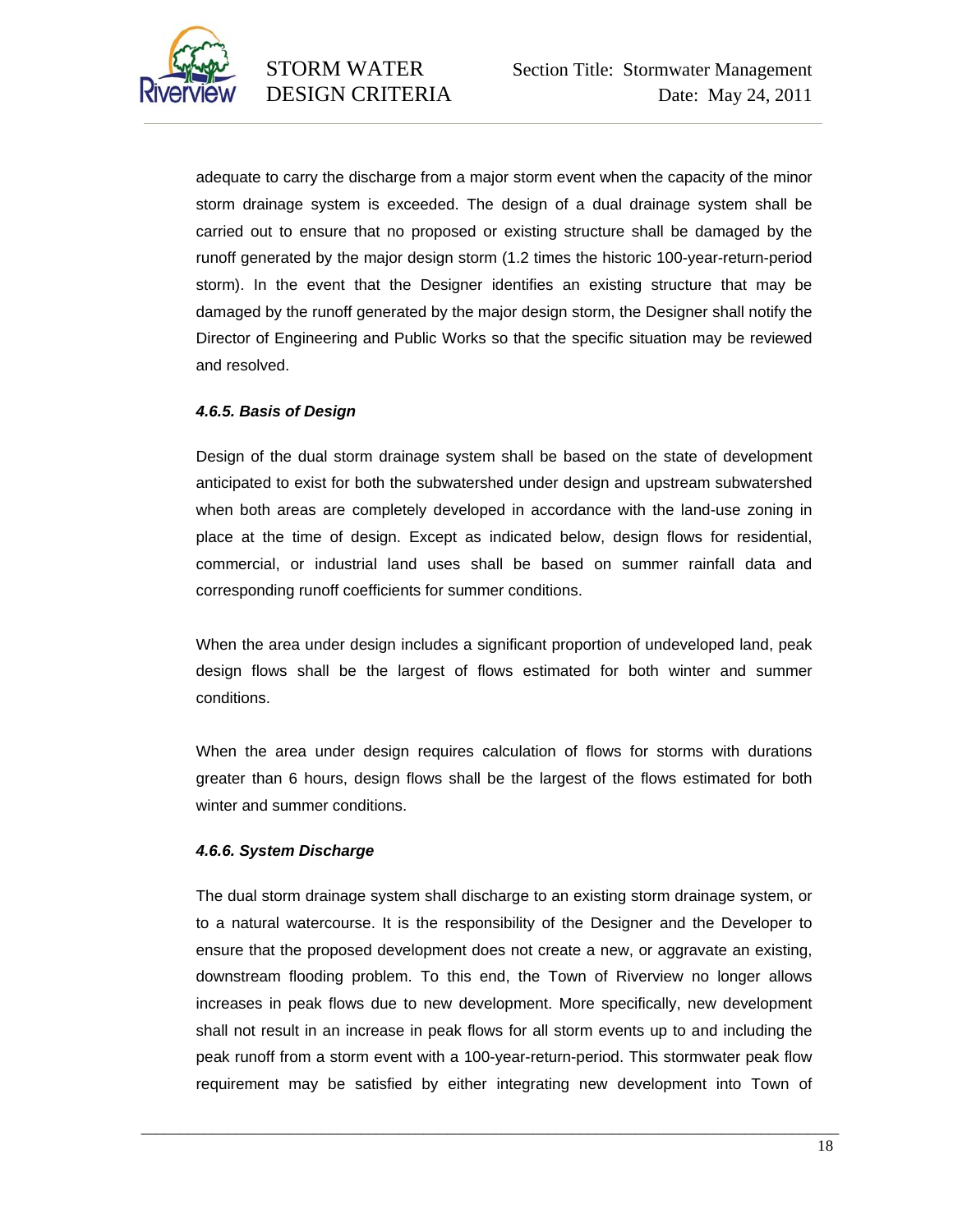adequate to carry the discharge from a major storm event when the capacity of the minor storm drainage system is exceeded. The design of a dual drainage system shall be carried out to ensure that no proposed or existing structure shall be damaged by the runoff generated by the major design storm (1.2 times the historic 100-year-return-period storm). In the event that the Designer identifies an existing structure that may be damaged by the runoff generated by the major design storm, the Designer shall notify the Director of Engineering and Public Works so that the specific situation may be reviewed and resolved.

#### *4.6.5. Basis of Design*

Design of the dual storm drainage system shall be based on the state of development anticipated to exist for both the subwatershed under design and upstream subwatershed when both areas are completely developed in accordance with the land-use zoning in place at the time of design. Except as indicated below, design flows for residential, commercial, or industrial land uses shall be based on summer rainfall data and corresponding runoff coefficients for summer conditions.

When the area under design includes a significant proportion of undeveloped land, peak design flows shall be the largest of flows estimated for both winter and summer conditions.

When the area under design requires calculation of flows for storms with durations greater than 6 hours, design flows shall be the largest of the flows estimated for both winter and summer conditions.

#### *4.6.6. System Discharge*

The dual storm drainage system shall discharge to an existing storm drainage system, or to a natural watercourse. It is the responsibility of the Designer and the Developer to ensure that the proposed development does not create a new, or aggravate an existing, downstream flooding problem. To this end, the Town of Riverview no longer allows increases in peak flows due to new development. More specifically, new development shall not result in an increase in peak flows for all storm events up to and including the peak runoff from a storm event with a 100-year-return-period. This stormwater peak flow requirement may be satisfied by either integrating new development into Town of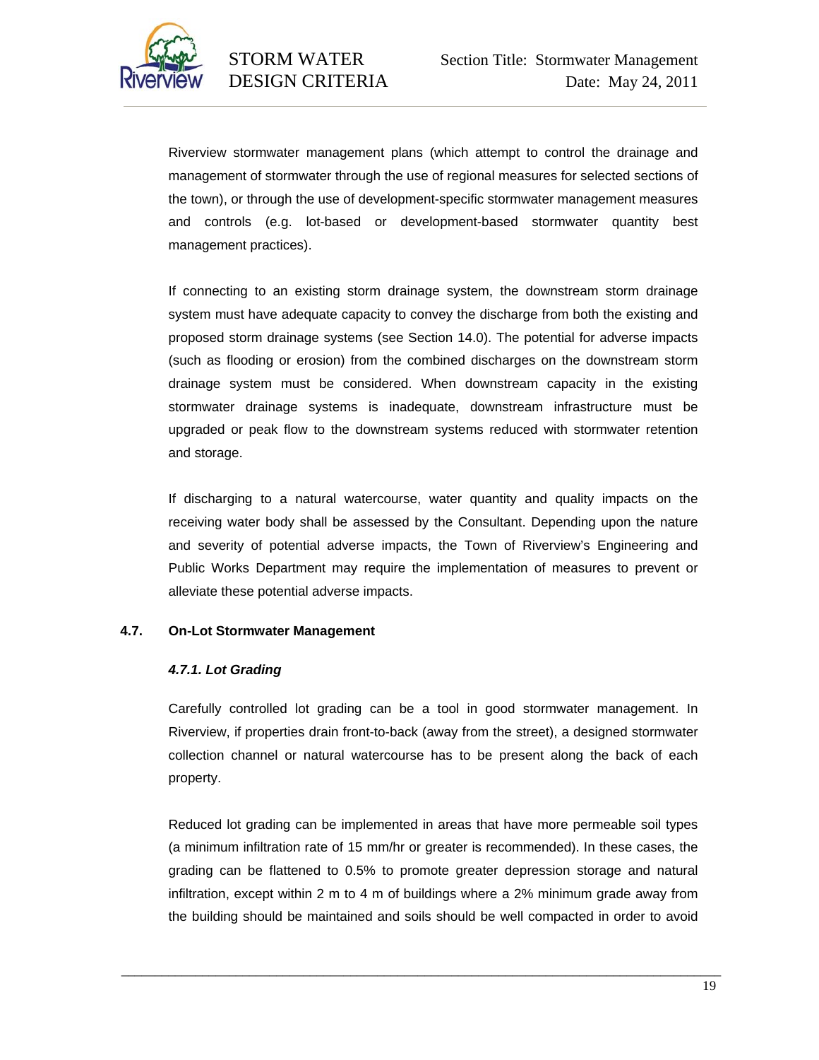Riverview stormwater management plans (which attempt to control the drainage and management of stormwater through the use of regional measures for selected sections of the town), or through the use of development-specific stormwater management measures and controls (e.g. lot-based or development-based stormwater quantity best management practices).

If connecting to an existing storm drainage system, the downstream storm drainage system must have adequate capacity to convey the discharge from both the existing and proposed storm drainage systems (see Section 14.0). The potential for adverse impacts (such as flooding or erosion) from the combined discharges on the downstream storm drainage system must be considered. When downstream capacity in the existing stormwater drainage systems is inadequate, downstream infrastructure must be upgraded or peak flow to the downstream systems reduced with stormwater retention and storage.

If discharging to a natural watercourse, water quantity and quality impacts on the receiving water body shall be assessed by the Consultant. Depending upon the nature and severity of potential adverse impacts, the Town of Riverview's Engineering and Public Works Department may require the implementation of measures to prevent or alleviate these potential adverse impacts.

## 4.7. On-Lot Stormwater Management

### *4.7.1. Lot Grading*

Carefully controlled lot grading can be a tool in good stormwater management. In Riverview, if properties drain front-to-back (away from the street), a designed stormwater collection channel or natural watercourse has to be present along the back of each property.

Reduced lot grading can be implemented in areas that have more permeable soil types (a minimum infiltration rate of 15 mm/hr or greater is recommended). In these cases, the grading can be flattened to 0.5% to promote greater depression storage and natural infiltration, except within 2 m to 4 m of buildings where a 2% minimum grade away from the building should be maintained and soils should be well compacted in order to avoid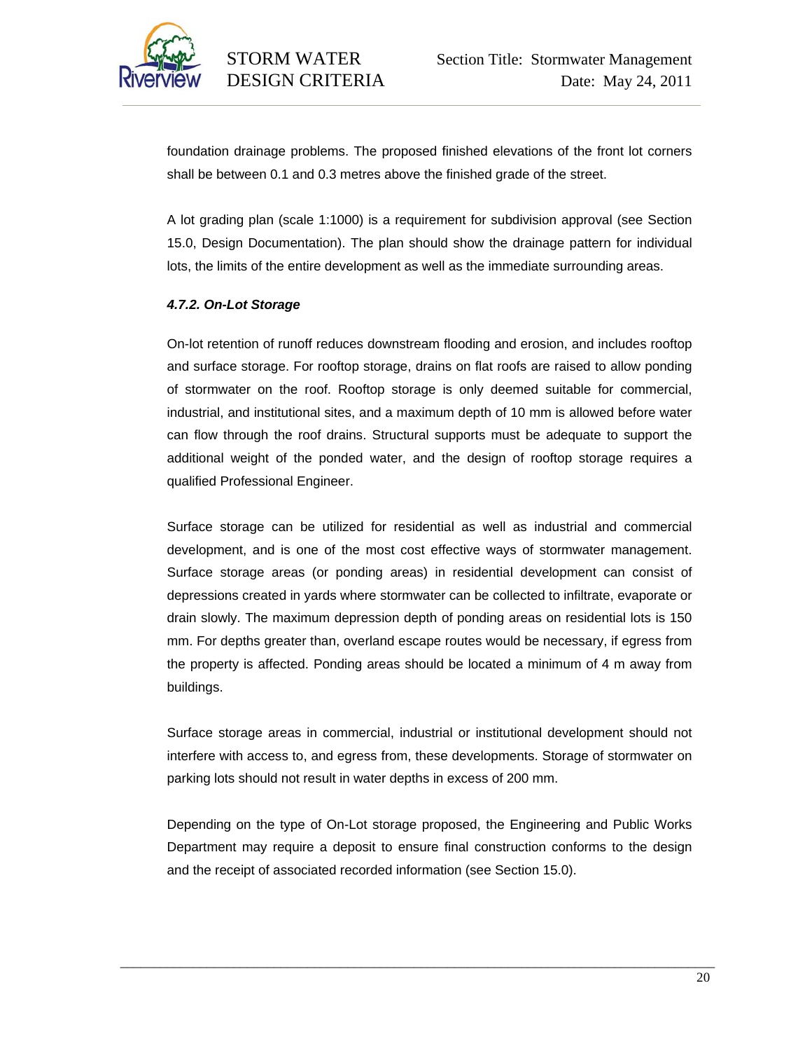foundation drainage problems. The proposed finished elevations of the front lot corners shall be between 0.1 and 0.3 metres above the finished grade of the street.

A lot grading plan (scale 1:1000) is a requirement for subdivision approval (see Section 15.0, Design Documentation). The plan should show the drainage pattern for individual lots, the limits of the entire development as well as the immediate surrounding areas.

#### *4.7.2. On-Lot Storage*

On-lot retention of runoff reduces downstream flooding and erosion, and includes rooftop and surface storage. For rooftop storage, drains on flat roofs are raised to allow ponding of stormwater on the roof. Rooftop storage is only deemed suitable for commercial, industrial, and institutional sites, and a maximum depth of 10 mm is allowed before water can flow through the roof drains. Structural supports must be adequate to support the additional weight of the ponded water, and the design of rooftop storage requires a qualified Professional Engineer.

Surface storage can be utilized for residential as well as industrial and commercial development, and is one of the most cost effective ways of stormwater management. Surface storage areas (or ponding areas) in residential development can consist of depressions created in yards where stormwater can be collected to infiltrate, evaporate or drain slowly. The maximum depression depth of ponding areas on residential lots is 150 mm. For depths greater than, overland escape routes would be necessary, if egress from the property is affected. Ponding areas should be located a minimum of 4 m away from buildings.

Surface storage areas in commercial, industrial or institutional development should not interfere with access to, and egress from, these developments. Storage of stormwater on parking lots should not result in water depths in excess of 200 mm.

Depending on the type of On-Lot storage proposed, the Engineering and Public Works Department may require a deposit to ensure final construction conforms to the design and the receipt of associated recorded information (see Section 15.0).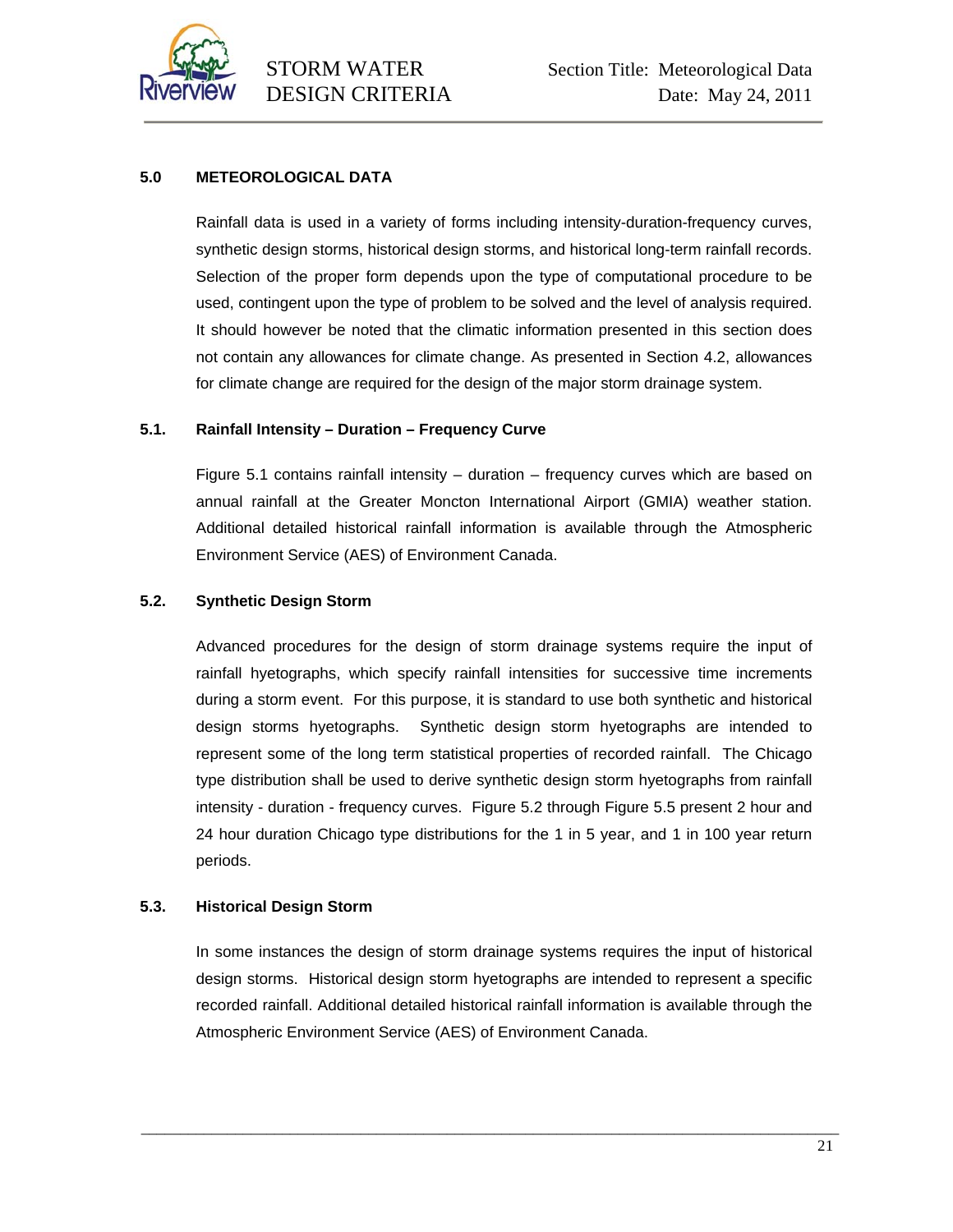## 5.0 METEOROLOGICAL DATA

Rainfall data is used in a variety of forms including intensity-duration-frequency curves, synthetic design storms, historical design storms, and historical long-term rainfall records. Selection of the proper form depends upon the type of computational procedure to be used, contingent upon the type of problem to be solved and the level of analysis required. It should however be noted that the climatic information presented in this section does not contain any allowances for climate change. As presented in Section 4.2, allowances for climate change are required for the design of the major storm drainage system.

### 5.1. Rainfall Intensity – Duration – Frequency Curve

Figure 5.1 contains rainfall intensity – duration – frequency curves which are based on annual rainfall at the Greater Moncton International Airport (GMIA) weather station. Additional detailed historical rainfall information is available through the Atmospheric Environment Service (AES) of Environment Canada.

### 5.2. Synthetic Design Storm

Advanced procedures for the design of storm drainage systems require the input of rainfall hyetographs, which specify rainfall intensities for successive time increments during a storm event. For this purpose, it is standard to use both synthetic and historical design storms hyetographs. Synthetic design storm hyetographs are intended to represent some of the long term statistical properties of recorded rainfall. The Chicago type distribution shall be used to derive synthetic design storm hyetographs from rainfall intensity - duration - frequency curves. Figure 5.2 through Figure 5.5 present 2 hour and 24 hour duration Chicago type distributions for the 1 in 5 year, and 1 in 100 year return periods.

### 5.3. Historical Design Storm

In some instances the design of storm drainage systems requires the input of historical design storms. Historical design storm hyetographs are intended to represent a specific recorded rainfall. Additional detailed historical rainfall information is available through the Atmospheric Environment Service (AES) of Environment Canada.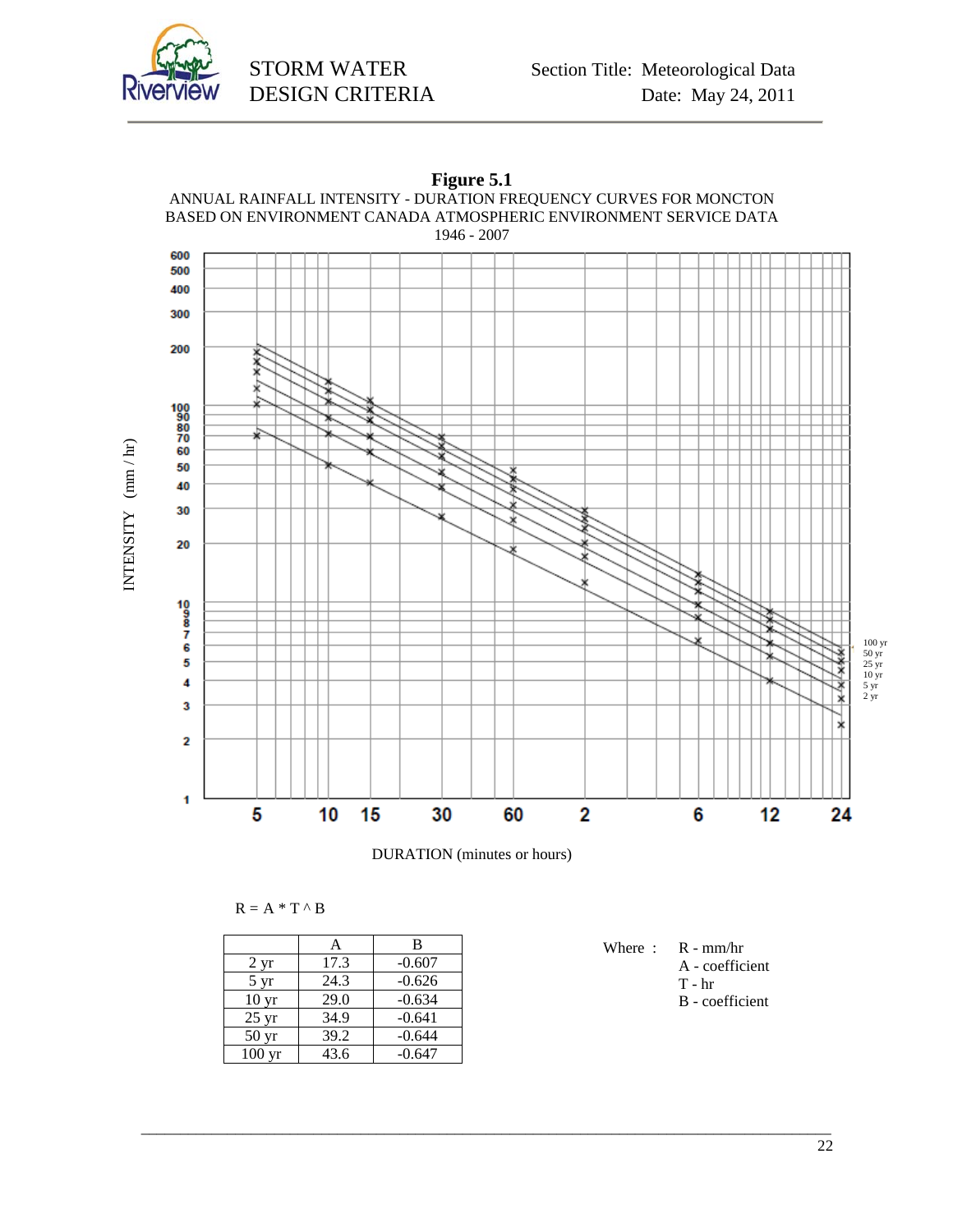**Figure 5.1**

ANNUAL RAINFALL INTENSITY - DURATION FREQUENCY CURVES FOR MONCTON
BASED ON ENVIRONMENT CANADA ATMOSPHERIC ENVIRONMENT SERVICE DATA
1946 - 2007

$R = A * T \wedge B$

| | A | B |
|---|---|---|
| 2 yr | 17.3 | -0.607 |
| 5 yr | 24.3 | -0.626 |
| 10 yr | 29.0 | -0.634 |
| 25 yr | 34.9 | -0.641 |
| 50 yr | 39.2 | -0.644 |
| 100 yr | 43.6 | -0.647 |

Where :
- R - mm/hr
- A - coefficient
- T - hr
- B - coefficient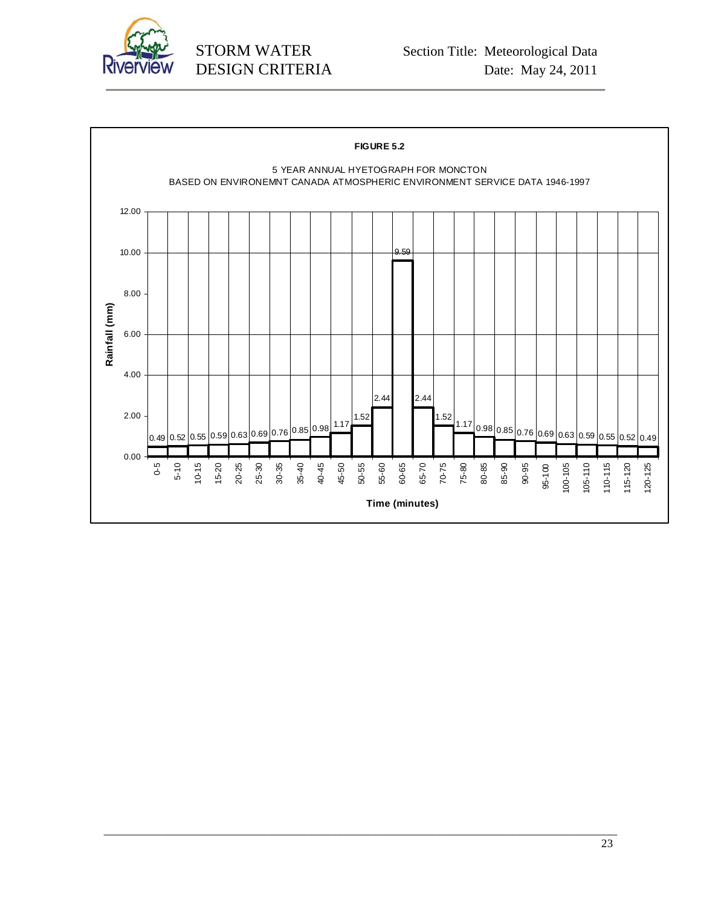**FIGURE 5.2**

5 YEAR ANNUAL HYETOGRAPH FOR MONCTON
BASED ON ENVIRONEMNT CANADA ATMOSPHERIC ENVIRONMENT SERVICE DATA 1946-1997

| Time (minutes) | Rainfall (mm) |
|---|---|
| 0-5 | 0.49 |
| 5-10 | 0.52 |
| 10-15 | 0.55 |
| 15-20 | 0.59 |
| 20-25 | 0.63 |
| 25-30 | 0.69 |
| 30-35 | 0.76 |
| 35-40 | 0.85 |
| 40-45 | 0.98 |
| 45-50 | 1.17 |
| 50-55 | 1.52 |
| 55-60 | 2.44 |
| 60-65 | 9.59 |
| 65-70 | 2.44 |
| 70-75 | 1.52 |
| 75-80 | 1.17 |
| 80-85 | 0.98 |
| 85-90 | 0.85 |
| 90-95 | 0.76 |
| 95-100 | 0.69 |
| 100-105 | 0.63 |
| 105-110 | 0.59 |
| 110-115 | 0.55 |
| 115-120 | 0.52 |
| 120-125 | 0.49 |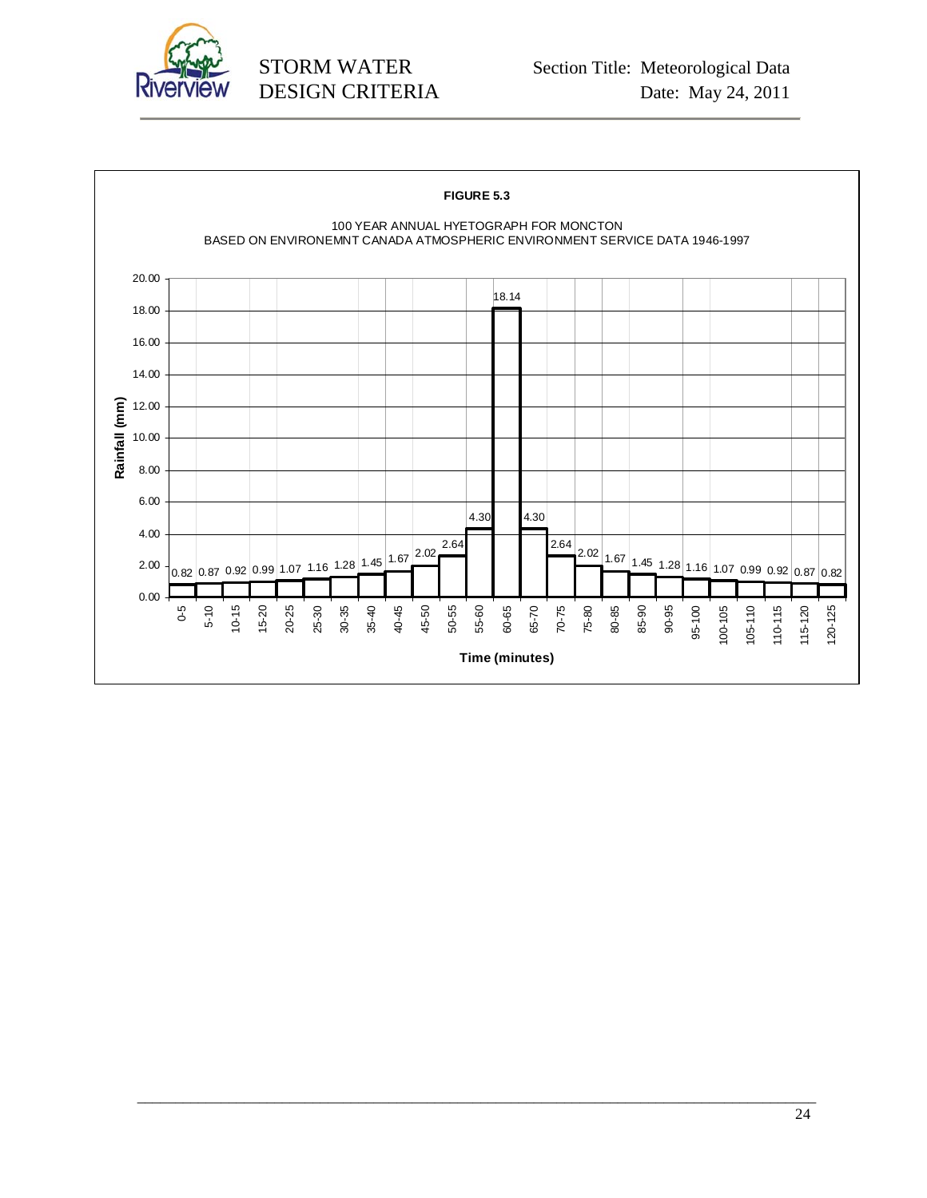**FIGURE 5.3**

100 YEAR ANNUAL HYETOGRAPH FOR MONCTON
BASED ON ENVIRONEMNT CANADA ATMOSPHERIC ENVIRONMENT SERVICE DATA 1946-1997

| Time (minutes) | Rainfall (mm) |
|---|---|
| 0-5 | 0.82 |
| 5-10 | 0.87 |
| 10-15 | 0.92 |
| 15-20 | 0.99 |
| 20-25 | 1.07 |
| 25-30 | 1.16 |
| 30-35 | 1.28 |
| 35-40 | 1.45 |
| 40-45 | 1.67 |
| 45-50 | 2.02 |
| 50-55 | 2.64 |
| 55-60 | 4.30 |
| 60-65 | 18.14 |
| 65-70 | 4.30 |
| 70-75 | 2.64 |
| 75-80 | 2.02 |
| 80-85 | 1.67 |
| 85-90 | 1.45 |
| 90-95 | 1.28 |
| 95-100 | 1.16 |
| 100-105 | 1.07 |
| 105-110 | 0.99 |
| 110-115 | 0.92 |
| 115-120 | 0.87 |
| 120-125 | 0.82 |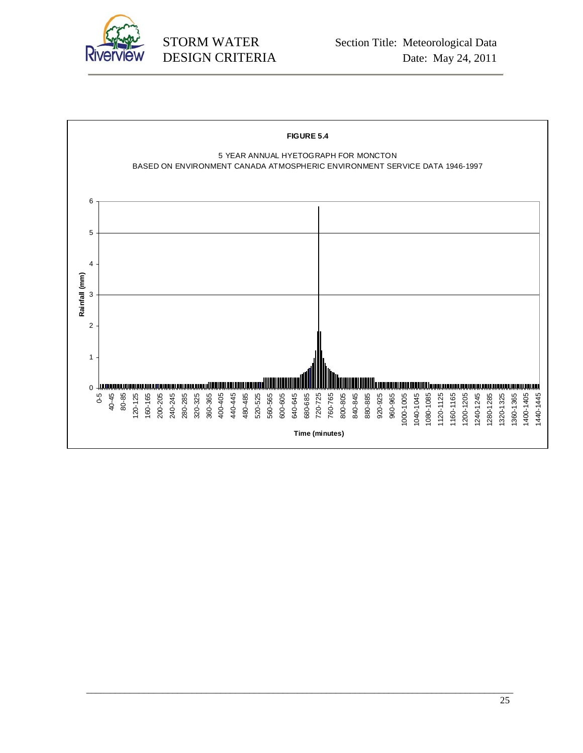**FIGURE 5.4**

5 YEAR ANNUAL HYETOGRAPH FOR MONCTON
BASED ON ENVIRONMENT CANADA ATMOSPHERIC ENVIRONMENT SERVICE DATA 1946-1997

Rainfall (mm)

Time (minutes)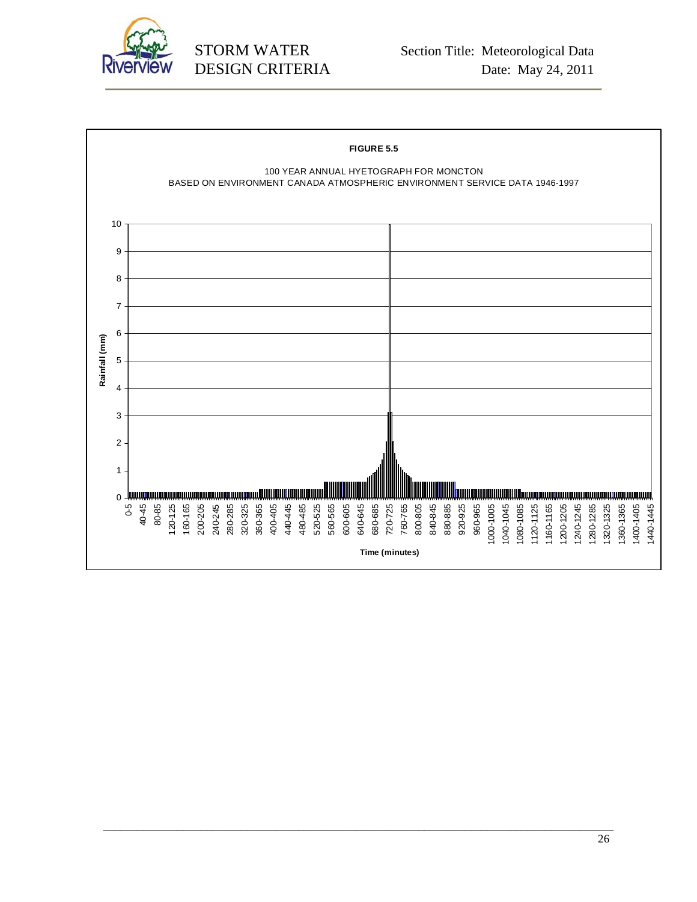**FIGURE 5.5**

100 YEAR ANNUAL HYETOGRAPH FOR MONCTON
BASED ON ENVIRONMENT CANADA ATMOSPHERIC ENVIRONMENT SERVICE DATA 1946-1997

Rainfall (mm)

Time (minutes)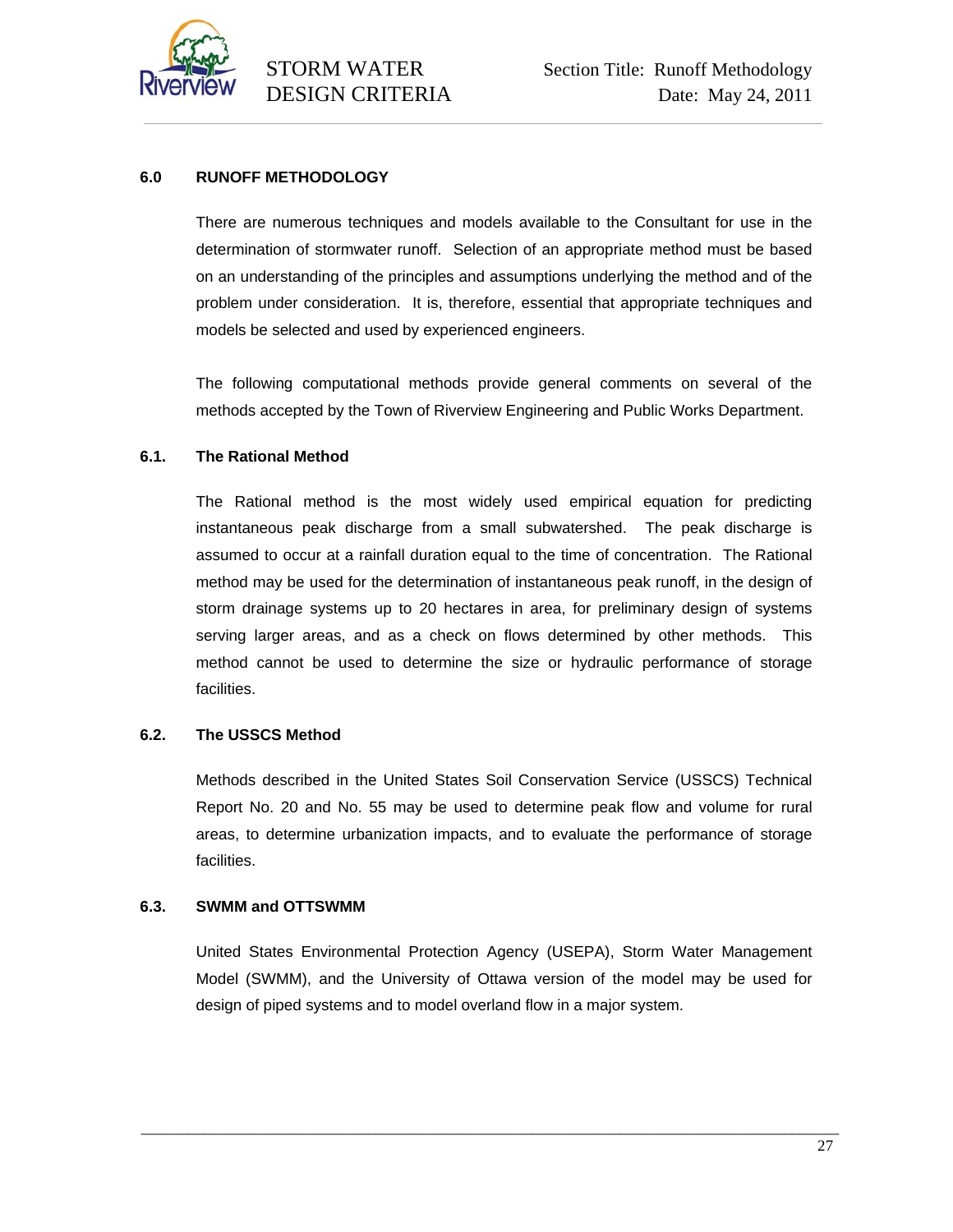## 6.0 RUNOFF METHODOLOGY

There are numerous techniques and models available to the Consultant for use in the determination of stormwater runoff. Selection of an appropriate method must be based on an understanding of the principles and assumptions underlying the method and of the problem under consideration. It is, therefore, essential that appropriate techniques and models be selected and used by experienced engineers.

The following computational methods provide general comments on several of the methods accepted by the Town of Riverview Engineering and Public Works Department.

### 6.1. The Rational Method

The Rational method is the most widely used empirical equation for predicting instantaneous peak discharge from a small subwatershed. The peak discharge is assumed to occur at a rainfall duration equal to the time of concentration. The Rational method may be used for the determination of instantaneous peak runoff, in the design of storm drainage systems up to 20 hectares in area, for preliminary design of systems serving larger areas, and as a check on flows determined by other methods. This method cannot be used to determine the size or hydraulic performance of storage facilities.

### 6.2. The USSCS Method

Methods described in the United States Soil Conservation Service (USSCS) Technical Report No. 20 and No. 55 may be used to determine peak flow and volume for rural areas, to determine urbanization impacts, and to evaluate the performance of storage facilities.

### 6.3. SWMM and OTTSWMM

United States Environmental Protection Agency (USEPA), Storm Water Management Model (SWMM), and the University of Ottawa version of the model may be used for design of piped systems and to model overland flow in a major system.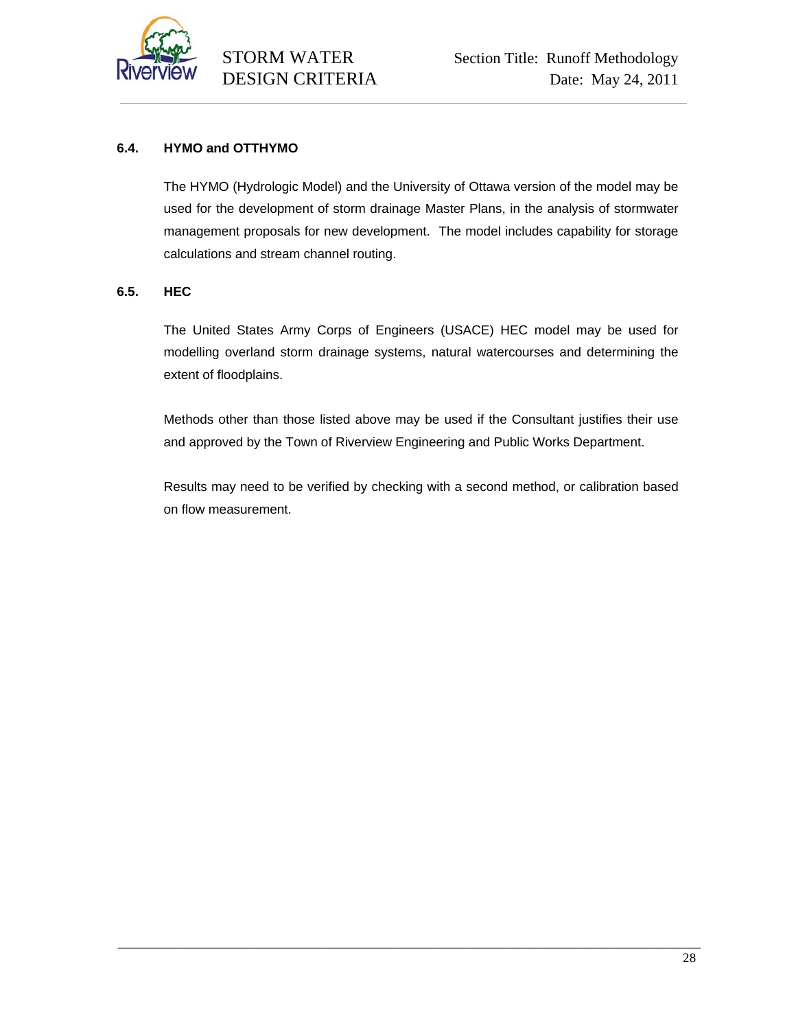### 6.4. HYMO and OTTHYMO

The HYMO (Hydrologic Model) and the University of Ottawa version of the model may be used for the development of storm drainage Master Plans, in the analysis of stormwater management proposals for new development. The model includes capability for storage calculations and stream channel routing.

### 6.5. HEC

The United States Army Corps of Engineers (USACE) HEC model may be used for modelling overland storm drainage systems, natural watercourses and determining the extent of floodplains.

Methods other than those listed above may be used if the Consultant justifies their use and approved by the Town of Riverview Engineering and Public Works Department.

Results may need to be verified by checking with a second method, or calibration based on flow measurement.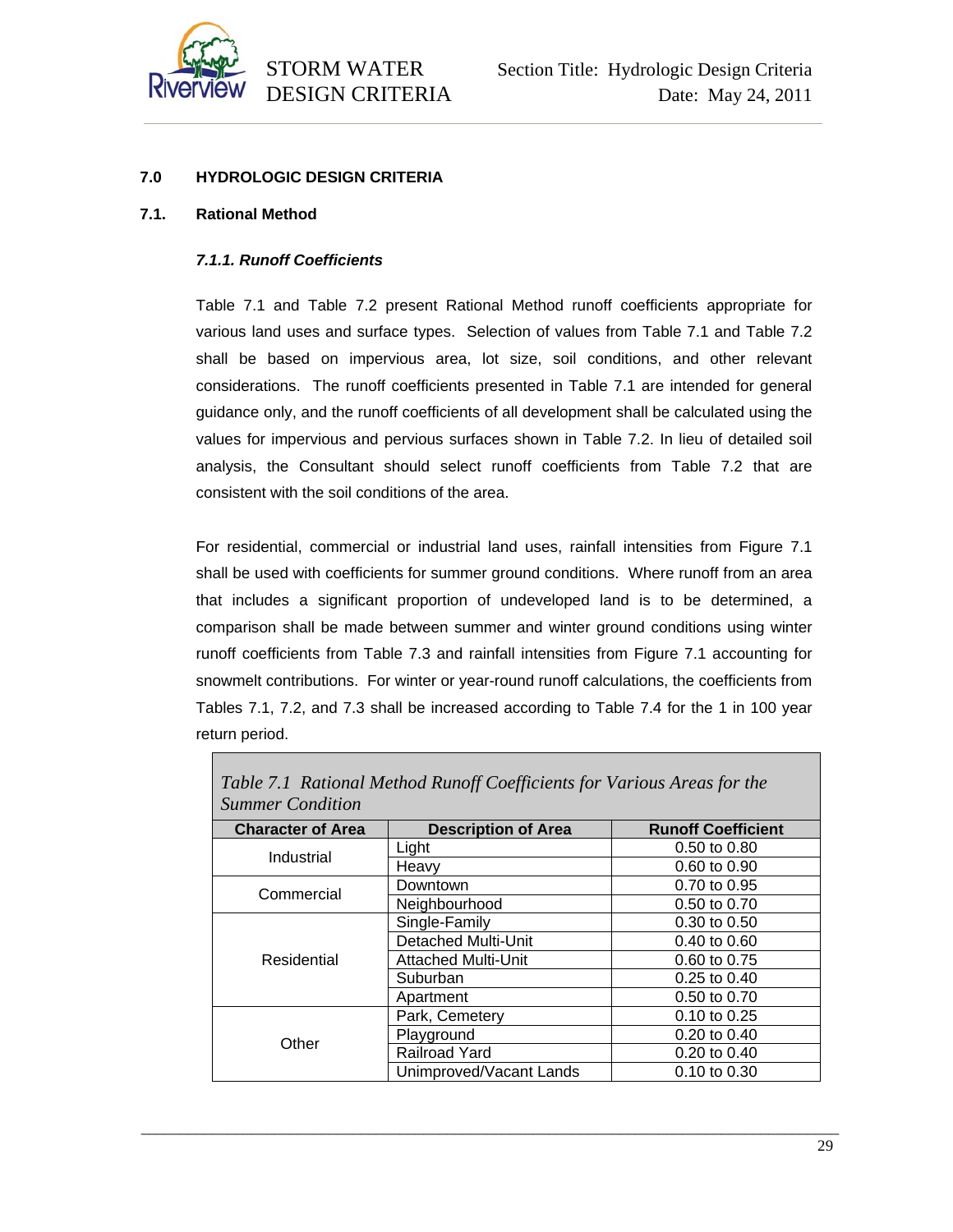## 7.0 HYDROLOGIC DESIGN CRITERIA

### 7.1. Rational Method

#### *7.1.1. Runoff Coefficients*

Table 7.1 and Table 7.2 present Rational Method runoff coefficients appropriate for various land uses and surface types. Selection of values from Table 7.1 and Table 7.2 shall be based on impervious area, lot size, soil conditions, and other relevant considerations. The runoff coefficients presented in Table 7.1 are intended for general guidance only, and the runoff coefficients of all development shall be calculated using the values for impervious and pervious surfaces shown in Table 7.2. In lieu of detailed soil analysis, the Consultant should select runoff coefficients from Table 7.2 that are consistent with the soil conditions of the area.

For residential, commercial or industrial land uses, rainfall intensities from Figure 7.1 shall be used with coefficients for summer ground conditions. Where runoff from an area that includes a significant proportion of undeveloped land is to be determined, a comparison shall be made between summer and winter ground conditions using winter runoff coefficients from Table 7.3 and rainfall intensities from Figure 7.1 accounting for snowmelt contributions. For winter or year-round runoff calculations, the coefficients from Tables 7.1, 7.2, and 7.3 shall be increased according to Table 7.4 for the 1 in 100 year return period.

*Table 7.1 Rational Method Runoff Coefficients for Various Areas for the Summer Condition*

| Character of Area | Description of Area | Runoff Coefficient |
|---|---|---|
| Industrial | Light | 0.50 to 0.80 |
| | Heavy | 0.60 to 0.90 |
| Commercial | Downtown | 0.70 to 0.95 |
| | Neighbourhood | 0.50 to 0.70 |
| Residential | Single-Family | 0.30 to 0.50 |
| | Detached Multi-Unit | 0.40 to 0.60 |
| | Attached Multi-Unit | 0.60 to 0.75 |
| | Suburban | 0.25 to 0.40 |
| | Apartment | 0.50 to 0.70 |
| Other | Park, Cemetery | 0.10 to 0.25 |
| | Playground | 0.20 to 0.40 |
| | Railroad Yard | 0.20 to 0.40 |
| | Unimproved/Vacant Lands | 0.10 to 0.30 |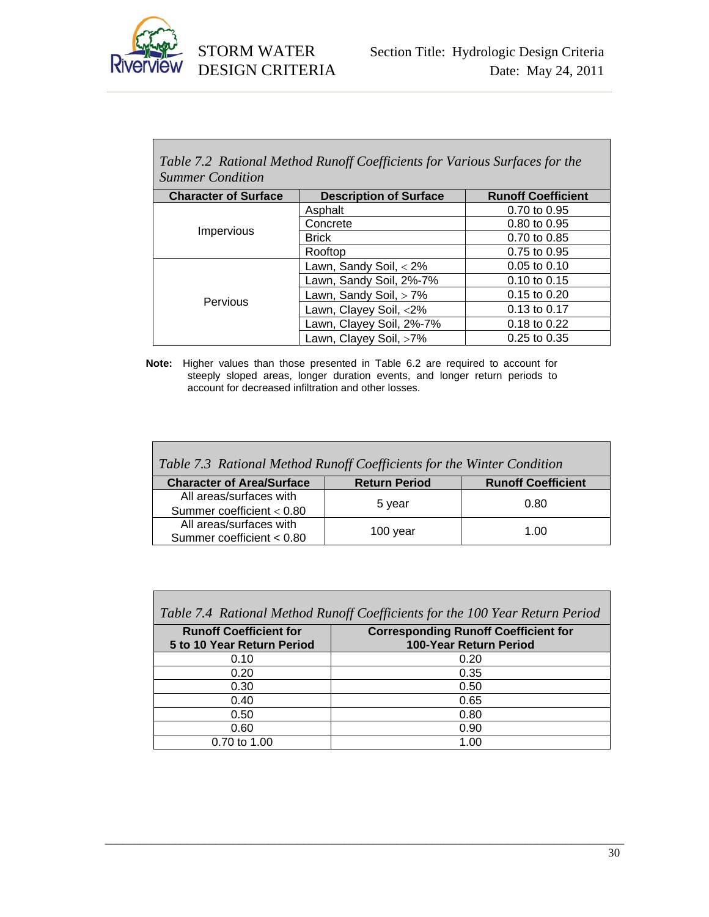*Table 7.2 Rational Method Runoff Coefficients for Various Surfaces for the Summer Condition*

| Character of Surface | Description of Surface | Runoff Coefficient |
|---|---|---|
| Impervious | Asphalt | 0.70 to 0.95 |
| | Concrete | 0.80 to 0.95 |
| | Brick | 0.70 to 0.85 |
| | Rooftop | 0.75 to 0.95 |
| Pervious | Lawn, Sandy Soil, < 2% | 0.05 to 0.10 |
| | Lawn, Sandy Soil, 2%-7% | 0.10 to 0.15 |
| | Lawn, Sandy Soil, > 7% | 0.15 to 0.20 |
| | Lawn, Clayey Soil, <2% | 0.13 to 0.17 |
| | Lawn, Clayey Soil, 2%-7% | 0.18 to 0.22 |
| | Lawn, Clayey Soil, >7% | 0.25 to 0.35 |

**Note:** Higher values than those presented in Table 6.2 are required to account for steeply sloped areas, longer duration events, and longer return periods to account for decreased infiltration and other losses.

*Table 7.3 Rational Method Runoff Coefficients for the Winter Condition*

| Character of Area/Surface | Return Period | Runoff Coefficient |
|---|---|---|
| All areas/surfaces with Summer coefficient < 0.80 | 5 year | 0.80 |
| All areas/surfaces with Summer coefficient < 0.80 | 100 year | 1.00 |

*Table 7.4 Rational Method Runoff Coefficients for the 100 Year Return Period*

| Runoff Coefficient for 5 to 10 Year Return Period | Corresponding Runoff Coefficient for 100-Year Return Period |
|---|---|
| 0.10 | 0.20 |
| 0.20 | 0.35 |
| 0.30 | 0.50 |
| 0.40 | 0.65 |
| 0.50 | 0.80 |
| 0.60 | 0.90 |
| 0.70 to 1.00 | 1.00 |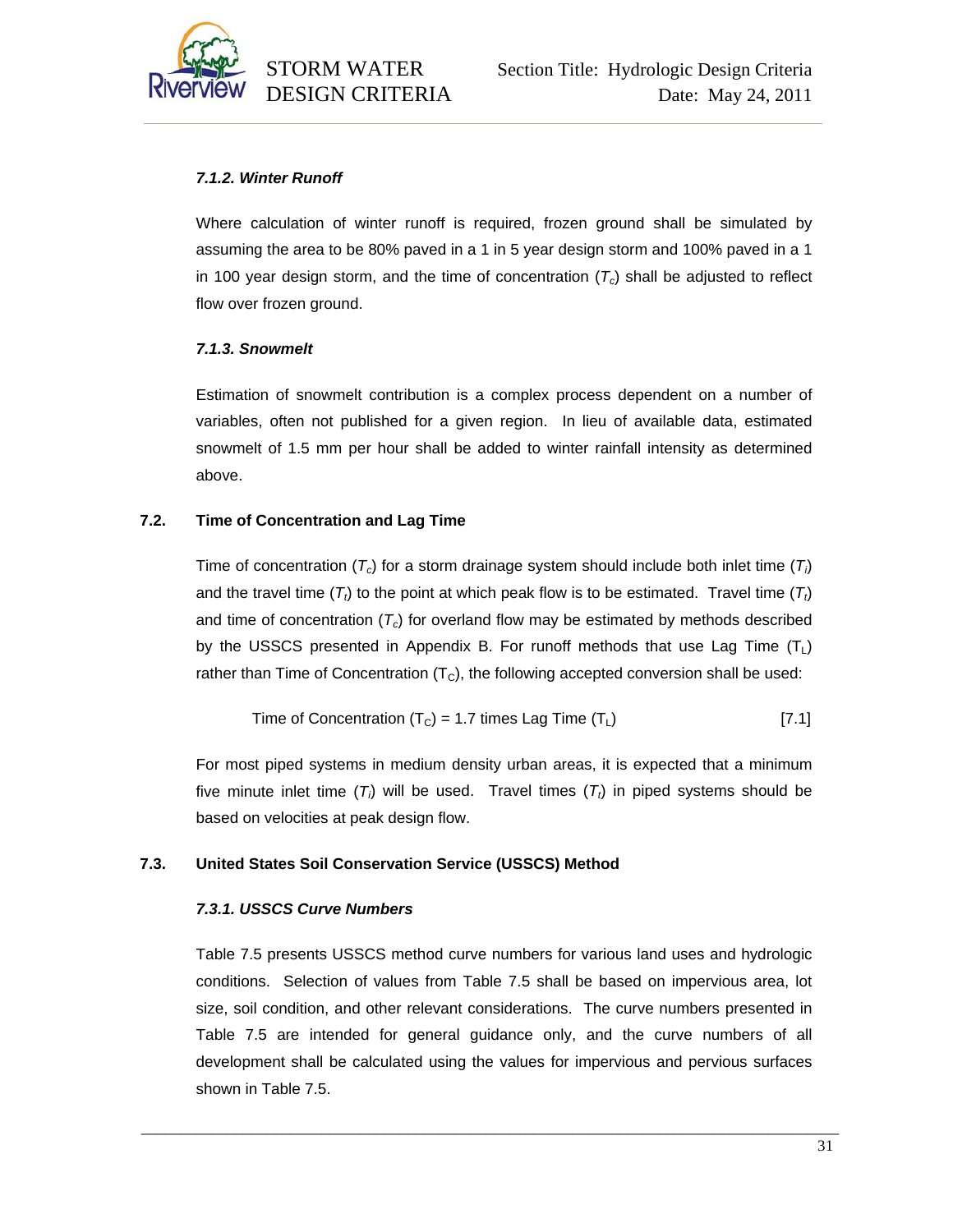#### *7.1.2. Winter Runoff*

Where calculation of winter runoff is required, frozen ground shall be simulated by assuming the area to be 80% paved in a 1 in 5 year design storm and 100% paved in a 1 in 100 year design storm, and the time of concentration ($T_c$) shall be adjusted to reflect flow over frozen ground.

#### *7.1.3. Snowmelt*

Estimation of snowmelt contribution is a complex process dependent on a number of variables, often not published for a given region. In lieu of available data, estimated snowmelt of 1.5 mm per hour shall be added to winter rainfall intensity as determined above.

### 7.2. Time of Concentration and Lag Time

Time of concentration ($T_c$) for a storm drainage system should include both inlet time ($T_i$) and the travel time ($T_t$) to the point at which peak flow is to be estimated. Travel time ($T_t$) and time of concentration ($T_c$) for overland flow may be estimated by methods described by the USSCS presented in Appendix B. For runoff methods that use Lag Time ($T_L$) rather than Time of Concentration ($T_C$), the following accepted conversion shall be used:

$$\text{Time of Concentration } (T_C) = 1.7 \text{ times Lag Time } (T_L) \qquad [7.1]$$

For most piped systems in medium density urban areas, it is expected that a minimum five minute inlet time ($T_i$) will be used. Travel times ($T_t$) in piped systems should be based on velocities at peak design flow.

### 7.3. United States Soil Conservation Service (USSCS) Method

#### *7.3.1. USSCS Curve Numbers*

Table 7.5 presents USSCS method curve numbers for various land uses and hydrologic conditions. Selection of values from Table 7.5 shall be based on impervious area, lot size, soil condition, and other relevant considerations. The curve numbers presented in Table 7.5 are intended for general guidance only, and the curve numbers of all development shall be calculated using the values for impervious and pervious surfaces shown in Table 7.5.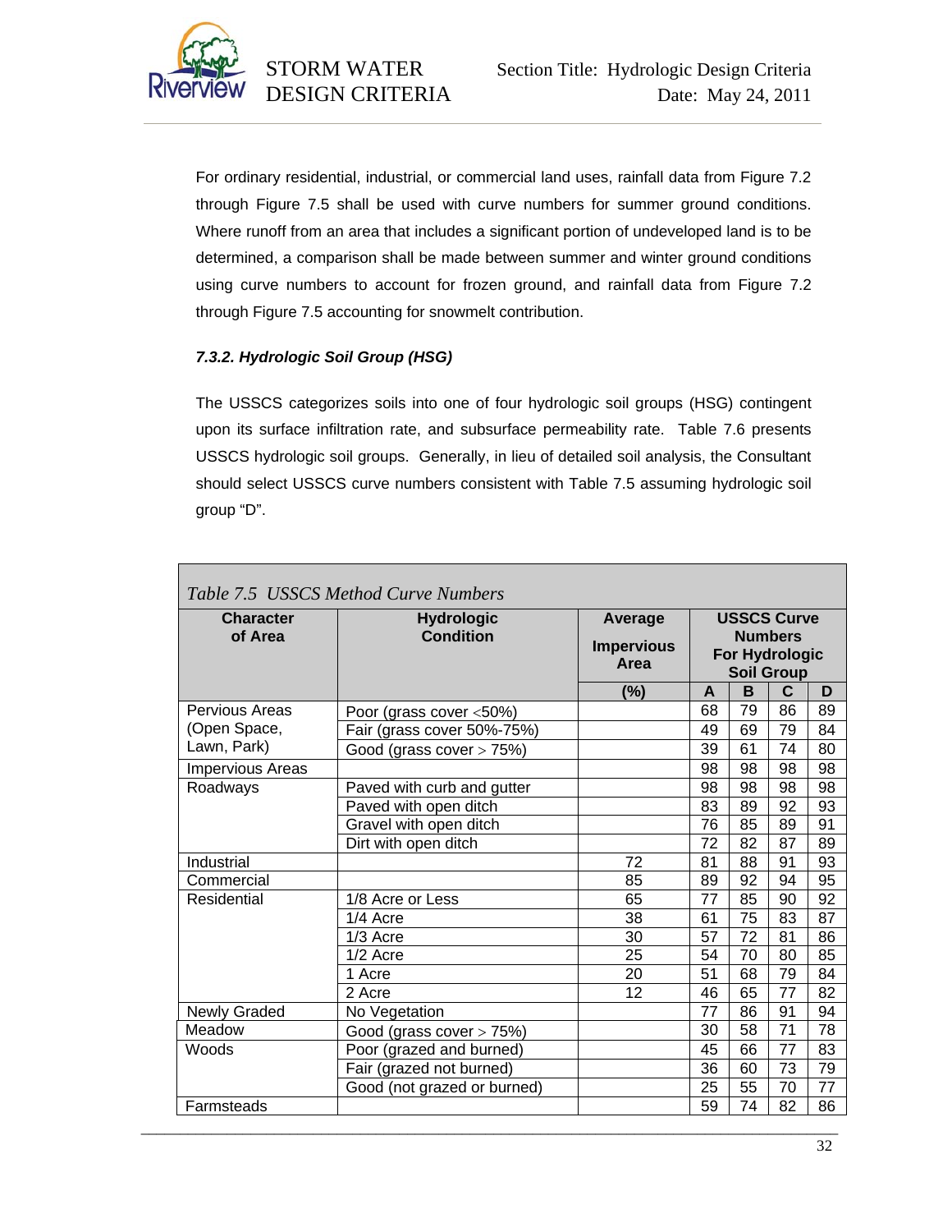For ordinary residential, industrial, or commercial land uses, rainfall data from Figure 7.2 through Figure 7.5 shall be used with curve numbers for summer ground conditions. Where runoff from an area that includes a significant portion of undeveloped land is to be determined, a comparison shall be made between summer and winter ground conditions using curve numbers to account for frozen ground, and rainfall data from Figure 7.2 through Figure 7.5 accounting for snowmelt contribution.

### *7.3.2. Hydrologic Soil Group (HSG)*

The USSCS categorizes soils into one of four hydrologic soil groups (HSG) contingent upon its surface infiltration rate, and subsurface permeability rate. Table 7.6 presents USSCS hydrologic soil groups. Generally, in lieu of detailed soil analysis, the Consultant should select USSCS curve numbers consistent with Table 7.5 assuming hydrologic soil group “D”.

*Table 7.5 USSCS Method Curve Numbers*

| Character of Area | Hydrologic Condition | Average Impervious Area | USSCS Curve Numbers For Hydrologic Soil Group | | | |
|---|---|---|---|---|---|---|
| | | (%) | A | B | C | D |
| Pervious Areas (Open Space, Lawn, Park) | Poor (grass cover <50%) | | 68 | 79 | 86 | 89 |
| | Fair (grass cover 50%-75%) | | 49 | 69 | 79 | 84 |
| | Good (grass cover > 75%) | | 39 | 61 | 74 | 80 |
| Impervious Areas | | | 98 | 98 | 98 | 98 |
| Roadways | Paved with curb and gutter | | 98 | 98 | 98 | 98 |
| | Paved with open ditch | | 83 | 89 | 92 | 93 |
| | Gravel with open ditch | | 76 | 85 | 89 | 91 |
| | Dirt with open ditch | | 72 | 82 | 87 | 89 |
| Industrial | | 72 | 81 | 88 | 91 | 93 |
| Commercial | | 85 | 89 | 92 | 94 | 95 |
| Residential | 1/8 Acre or Less | 65 | 77 | 85 | 90 | 92 |
| | 1/4 Acre | 38 | 61 | 75 | 83 | 87 |
| | 1/3 Acre | 30 | 57 | 72 | 81 | 86 |
| | 1/2 Acre | 25 | 54 | 70 | 80 | 85 |
| | 1 Acre | 20 | 51 | 68 | 79 | 84 |
| | 2 Acre | 12 | 46 | 65 | 77 | 82 |
| Newly Graded | No Vegetation | | 77 | 86 | 91 | 94 |
| Meadow | Good (grass cover > 75%) | | 30 | 58 | 71 | 78 |
| Woods | Poor (grazed and burned) | | 45 | 66 | 77 | 83 |
| | Fair (grazed not burned) | | 36 | 60 | 73 | 79 |
| | Good (not grazed or burned) | | 25 | 55 | 70 | 77 |
| Farmsteads | | | 59 | 74 | 82 | 86 |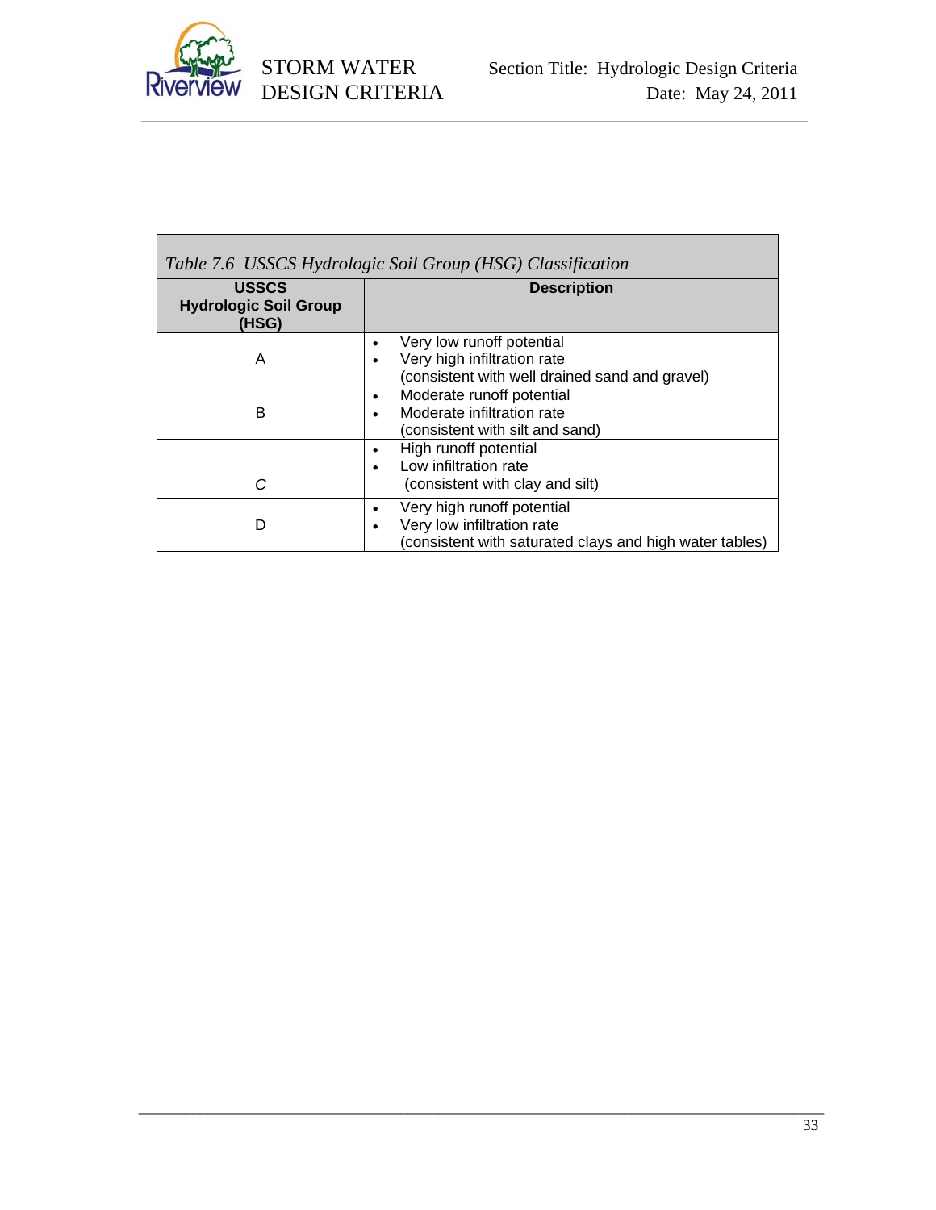*Table 7.6 USSCS Hydrologic Soil Group (HSG) Classification*

| USSCS Hydrologic Soil Group (HSG) | Description |
|---|---|
| A | • Very low runoff potential<br>• Very high infiltration rate<br>(consistent with well drained sand and gravel) |
| B | • Moderate runoff potential<br>• Moderate infiltration rate<br>(consistent with silt and sand) |
| C | • High runoff potential<br>• Low infiltration rate<br>(consistent with clay and silt) |
| D | • Very high runoff potential<br>• Very low infiltration rate<br>(consistent with saturated clays and high water tables) |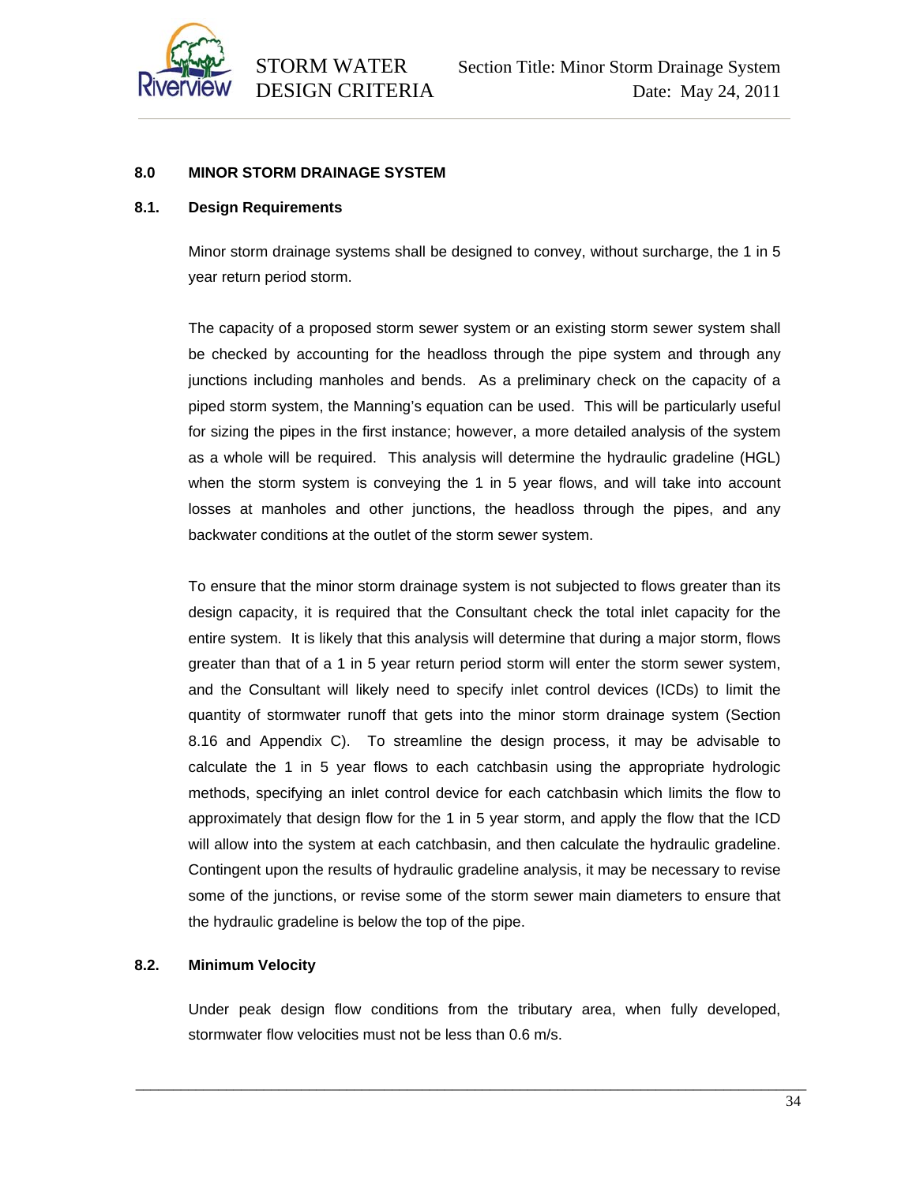## 8.0 MINOR STORM DRAINAGE SYSTEM

### 8.1. Design Requirements

Minor storm drainage systems shall be designed to convey, without surcharge, the 1 in 5 year return period storm.

The capacity of a proposed storm sewer system or an existing storm sewer system shall be checked by accounting for the headloss through the pipe system and through any junctions including manholes and bends. As a preliminary check on the capacity of a piped storm system, the Manning's equation can be used. This will be particularly useful for sizing the pipes in the first instance; however, a more detailed analysis of the system as a whole will be required. This analysis will determine the hydraulic gradeline (HGL) when the storm system is conveying the 1 in 5 year flows, and will take into account losses at manholes and other junctions, the headloss through the pipes, and any backwater conditions at the outlet of the storm sewer system.

To ensure that the minor storm drainage system is not subjected to flows greater than its design capacity, it is required that the Consultant check the total inlet capacity for the entire system. It is likely that this analysis will determine that during a major storm, flows greater than that of a 1 in 5 year return period storm will enter the storm sewer system, and the Consultant will likely need to specify inlet control devices (ICDs) to limit the quantity of stormwater runoff that gets into the minor storm drainage system (Section 8.16 and Appendix C). To streamline the design process, it may be advisable to calculate the 1 in 5 year flows to each catchbasin using the appropriate hydrologic methods, specifying an inlet control device for each catchbasin which limits the flow to approximately that design flow for the 1 in 5 year storm, and apply the flow that the ICD will allow into the system at each catchbasin, and then calculate the hydraulic gradeline. Contingent upon the results of hydraulic gradeline analysis, it may be necessary to revise some of the junctions, or revise some of the storm sewer main diameters to ensure that the hydraulic gradeline is below the top of the pipe.

### 8.2. Minimum Velocity

Under peak design flow conditions from the tributary area, when fully developed, stormwater flow velocities must not be less than 0.6 m/s.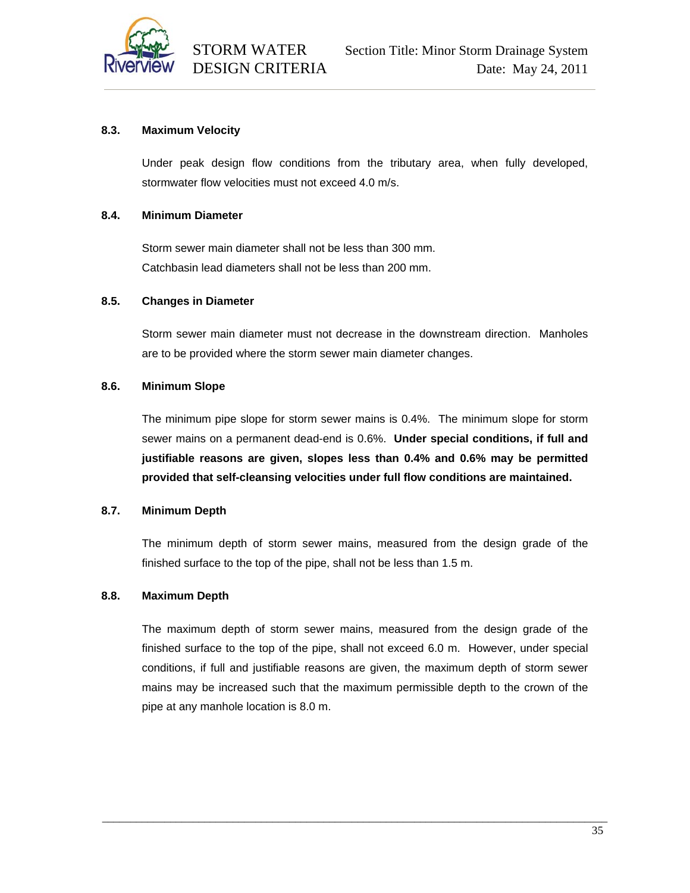### 8.3. Maximum Velocity

Under peak design flow conditions from the tributary area, when fully developed, stormwater flow velocities must not exceed 4.0 m/s.

### 8.4. Minimum Diameter

Storm sewer main diameter shall not be less than 300 mm.
Catchbasin lead diameters shall not be less than 200 mm.

### 8.5. Changes in Diameter

Storm sewer main diameter must not decrease in the downstream direction. Manholes are to be provided where the storm sewer main diameter changes.

### 8.6. Minimum Slope

The minimum pipe slope for storm sewer mains is 0.4%. The minimum slope for storm sewer mains on a permanent dead-end is 0.6%. **Under special conditions, if full and justifiable reasons are given, slopes less than 0.4% and 0.6% may be permitted provided that self-cleansing velocities under full flow conditions are maintained.**

### 8.7. Minimum Depth

The minimum depth of storm sewer mains, measured from the design grade of the finished surface to the top of the pipe, shall not be less than 1.5 m.

### 8.8. Maximum Depth

The maximum depth of storm sewer mains, measured from the design grade of the finished surface to the top of the pipe, shall not exceed 6.0 m. However, under special conditions, if full and justifiable reasons are given, the maximum depth of storm sewer mains may be increased such that the maximum permissible depth to the crown of the pipe at any manhole location is 8.0 m.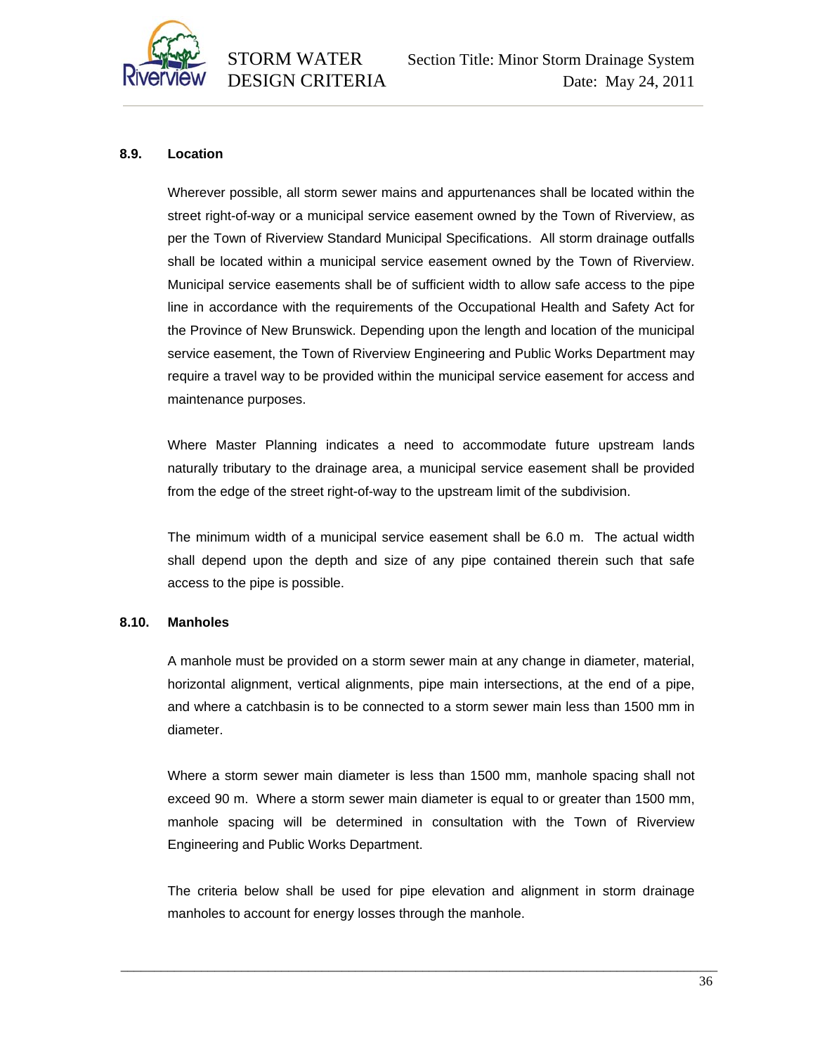## 8.9. Location

Wherever possible, all storm sewer mains and appurtenances shall be located within the street right-of-way or a municipal service easement owned by the Town of Riverview, as per the Town of Riverview Standard Municipal Specifications. All storm drainage outfalls shall be located within a municipal service easement owned by the Town of Riverview. Municipal service easements shall be of sufficient width to allow safe access to the pipe line in accordance with the requirements of the Occupational Health and Safety Act for the Province of New Brunswick. Depending upon the length and location of the municipal service easement, the Town of Riverview Engineering and Public Works Department may require a travel way to be provided within the municipal service easement for access and maintenance purposes.

Where Master Planning indicates a need to accommodate future upstream lands naturally tributary to the drainage area, a municipal service easement shall be provided from the edge of the street right-of-way to the upstream limit of the subdivision.

The minimum width of a municipal service easement shall be 6.0 m. The actual width shall depend upon the depth and size of any pipe contained therein such that safe access to the pipe is possible.

## 8.10. Manholes

A manhole must be provided on a storm sewer main at any change in diameter, material, horizontal alignment, vertical alignments, pipe main intersections, at the end of a pipe, and where a catchbasin is to be connected to a storm sewer main less than 1500 mm in diameter.

Where a storm sewer main diameter is less than 1500 mm, manhole spacing shall not exceed 90 m. Where a storm sewer main diameter is equal to or greater than 1500 mm, manhole spacing will be determined in consultation with the Town of Riverview Engineering and Public Works Department.

The criteria below shall be used for pipe elevation and alignment in storm drainage manholes to account for energy losses through the manhole.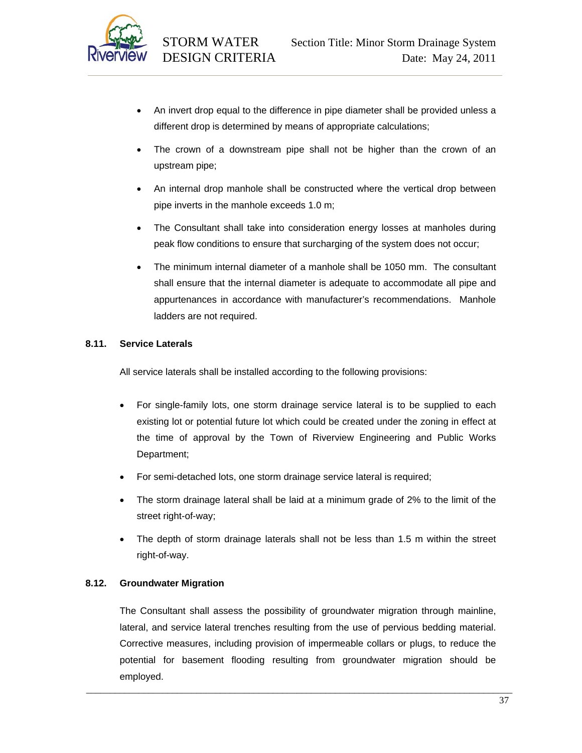- An invert drop equal to the difference in pipe diameter shall be provided unless a different drop is determined by means of appropriate calculations;
- The crown of a downstream pipe shall not be higher than the crown of an upstream pipe;
- An internal drop manhole shall be constructed where the vertical drop between pipe inverts in the manhole exceeds 1.0 m;
- The Consultant shall take into consideration energy losses at manholes during peak flow conditions to ensure that surcharging of the system does not occur;
- The minimum internal diameter of a manhole shall be 1050 mm. The consultant shall ensure that the internal diameter is adequate to accommodate all pipe and appurtenances in accordance with manufacturer's recommendations. Manhole ladders are not required.

## 8.11. Service Laterals

All service laterals shall be installed according to the following provisions:

- For single-family lots, one storm drainage service lateral is to be supplied to each existing lot or potential future lot which could be created under the zoning in effect at the time of approval by the Town of Riverview Engineering and Public Works Department;
- For semi-detached lots, one storm drainage service lateral is required;
- The storm drainage lateral shall be laid at a minimum grade of 2% to the limit of the street right-of-way;
- The depth of storm drainage laterals shall not be less than 1.5 m within the street right-of-way.

## 8.12. Groundwater Migration

The Consultant shall assess the possibility of groundwater migration through mainline, lateral, and service lateral trenches resulting from the use of pervious bedding material. Corrective measures, including provision of impermeable collars or plugs, to reduce the potential for basement flooding resulting from groundwater migration should be employed.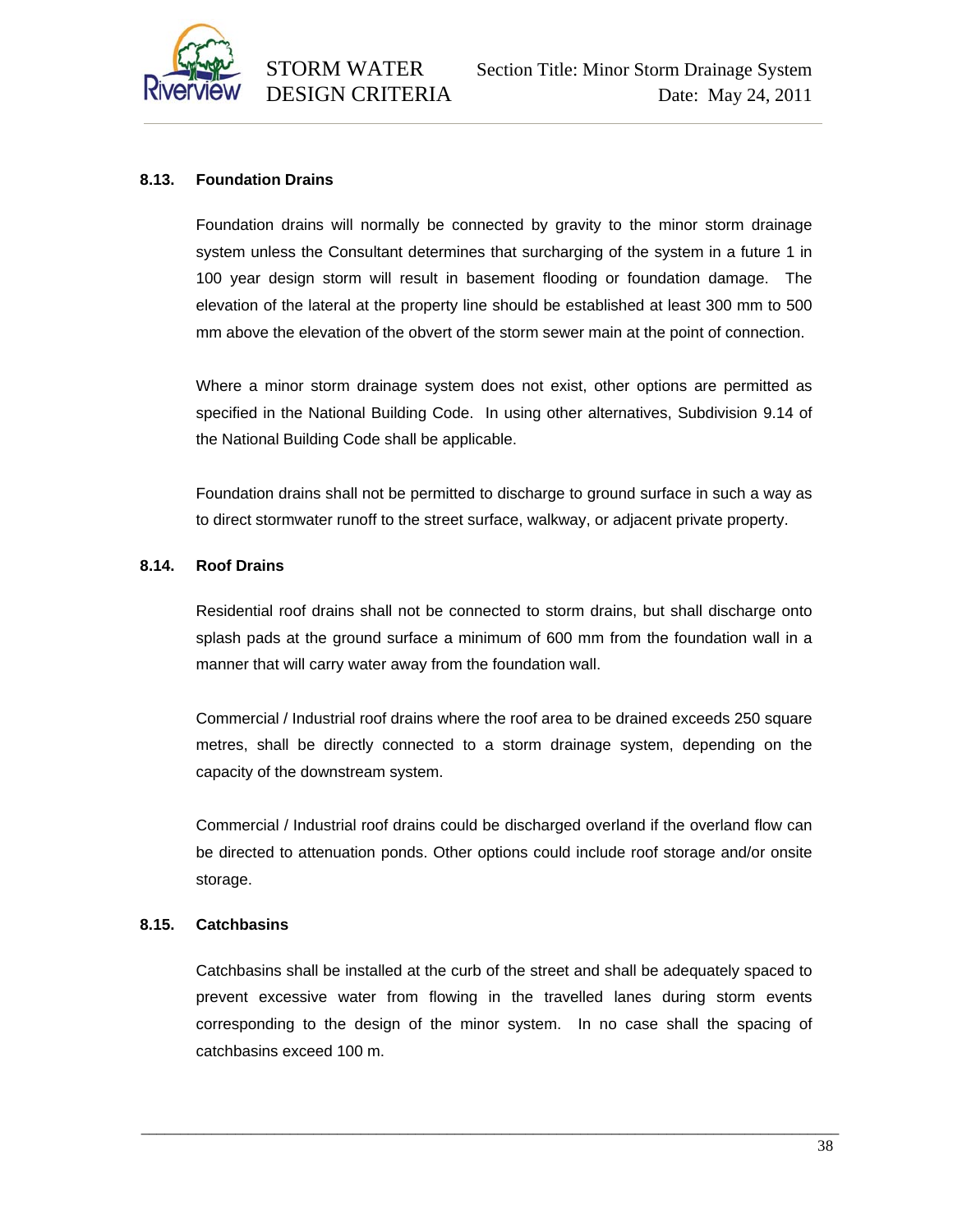### 8.13. Foundation Drains

Foundation drains will normally be connected by gravity to the minor storm drainage system unless the Consultant determines that surcharging of the system in a future 1 in 100 year design storm will result in basement flooding or foundation damage. The elevation of the lateral at the property line should be established at least 300 mm to 500 mm above the elevation of the obvert of the storm sewer main at the point of connection.

Where a minor storm drainage system does not exist, other options are permitted as specified in the National Building Code. In using other alternatives, Subdivision 9.14 of the National Building Code shall be applicable.

Foundation drains shall not be permitted to discharge to ground surface in such a way as to direct stormwater runoff to the street surface, walkway, or adjacent private property.

### 8.14. Roof Drains

Residential roof drains shall not be connected to storm drains, but shall discharge onto splash pads at the ground surface a minimum of 600 mm from the foundation wall in a manner that will carry water away from the foundation wall.

Commercial / Industrial roof drains where the roof area to be drained exceeds 250 square metres, shall be directly connected to a storm drainage system, depending on the capacity of the downstream system.

Commercial / Industrial roof drains could be discharged overland if the overland flow can be directed to attenuation ponds. Other options could include roof storage and/or onsite storage.

### 8.15. Catchbasins

Catchbasins shall be installed at the curb of the street and shall be adequately spaced to prevent excessive water from flowing in the travelled lanes during storm events corresponding to the design of the minor system. In no case shall the spacing of catchbasins exceed 100 m.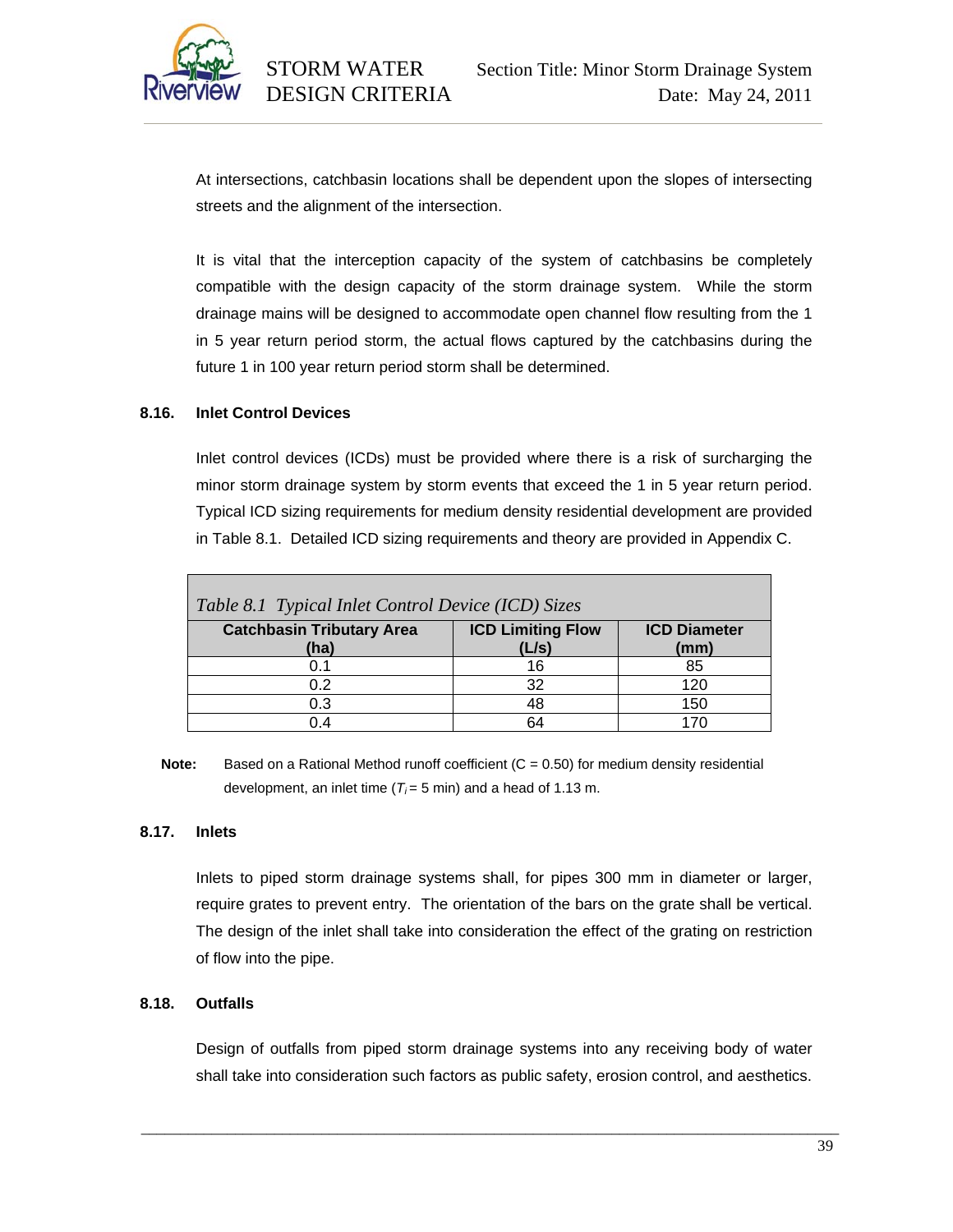At intersections, catchbasin locations shall be dependent upon the slopes of intersecting streets and the alignment of the intersection.

It is vital that the interception capacity of the system of catchbasins be completely compatible with the design capacity of the storm drainage system. While the storm drainage mains will be designed to accommodate open channel flow resulting from the 1 in 5 year return period storm, the actual flows captured by the catchbasins during the future 1 in 100 year return period storm shall be determined.

### 8.16. Inlet Control Devices

Inlet control devices (ICDs) must be provided where there is a risk of surcharging the minor storm drainage system by storm events that exceed the 1 in 5 year return period. Typical ICD sizing requirements for medium density residential development are provided in Table 8.1. Detailed ICD sizing requirements and theory are provided in Appendix C.

*Table 8.1 Typical Inlet Control Device (ICD) Sizes*

| Catchbasin Tributary Area (ha) | ICD Limiting Flow (L/s) | ICD Diameter (mm) |
|---|---|---|
| 0.1 | 16 | 85 |
| 0.2 | 32 | 120 |
| 0.3 | 48 | 150 |
| 0.4 | 64 | 170 |

**Note:** Based on a Rational Method runoff coefficient (C = 0.50) for medium density residential development, an inlet time ($T_i$ = 5 min) and a head of 1.13 m.

### 8.17. Inlets

Inlets to piped storm drainage systems shall, for pipes 300 mm in diameter or larger, require grates to prevent entry. The orientation of the bars on the grate shall be vertical. The design of the inlet shall take into consideration the effect of the grating on restriction of flow into the pipe.

### 8.18. Outfalls

Design of outfalls from piped storm drainage systems into any receiving body of water shall take into consideration such factors as public safety, erosion control, and aesthetics.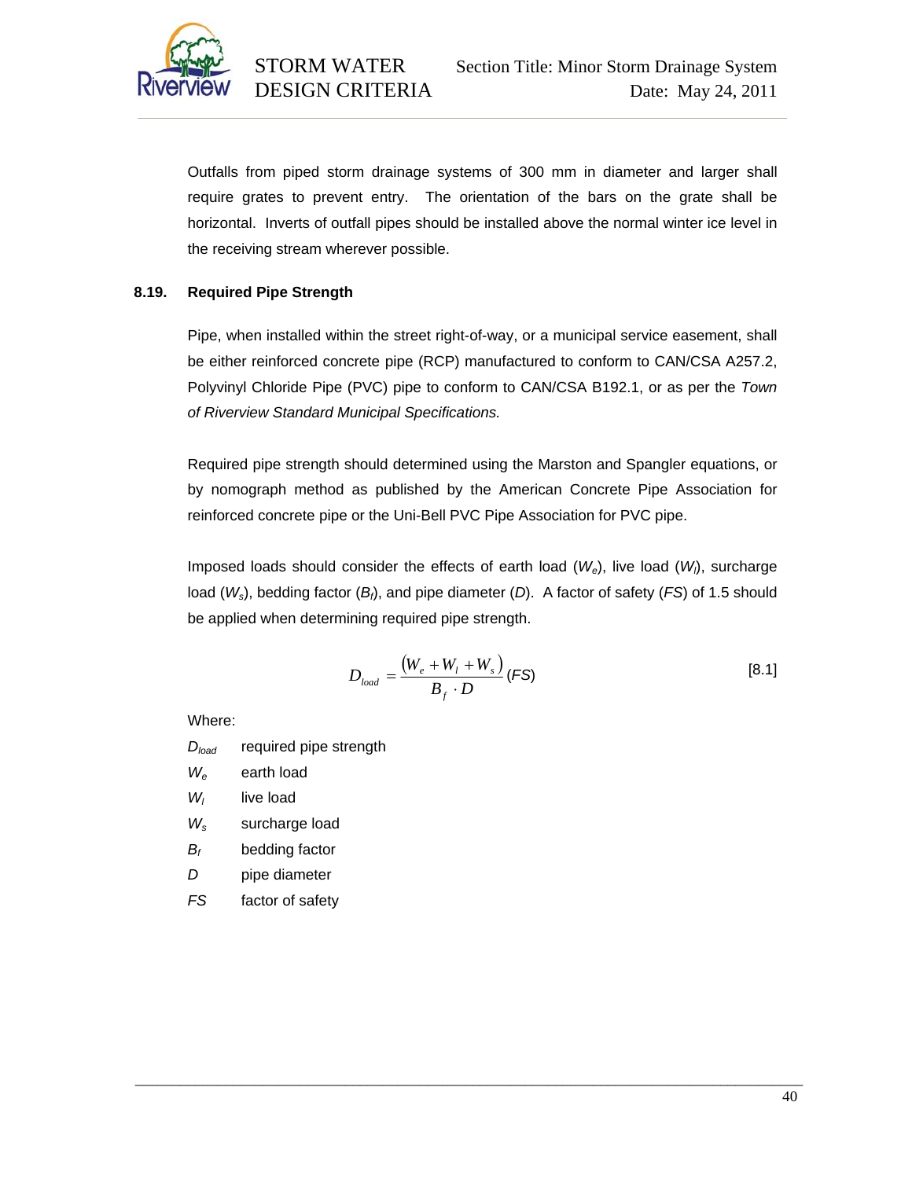Outfalls from piped storm drainage systems of 300 mm in diameter and larger shall require grates to prevent entry. The orientation of the bars on the grate shall be horizontal. Inverts of outfall pipes should be installed above the normal winter ice level in the receiving stream wherever possible.

## 8.19. Required Pipe Strength

Pipe, when installed within the street right-of-way, or a municipal service easement, shall be either reinforced concrete pipe (RCP) manufactured to conform to CAN/CSA A257.2, Polyvinyl Chloride Pipe (PVC) pipe to conform to CAN/CSA B192.1, or as per the *Town of Riverview Standard Municipal Specifications.*

Required pipe strength should determined using the Marston and Spangler equations, or by nomograph method as published by the American Concrete Pipe Association for reinforced concrete pipe or the Uni-Bell PVC Pipe Association for PVC pipe.

Imposed loads should consider the effects of earth load ($W_e$), live load ($W_l$), surcharge load ($W_s$), bedding factor ($B_f$), and pipe diameter ($D$). A factor of safety ($FS$) of 1.5 should be applied when determining required pipe strength.

$$D_{load} = \frac{(W_e + W_l + W_s)}{B_f \cdot D}(FS) \qquad [8.1]$$

Where:

| | |
|---|---|
| $D_{load}$ | required pipe strength |
| $W_e$ | earth load |
| $W_l$ | live load |
| $W_s$ | surcharge load |
| $B_f$ | bedding factor |
| $D$ | pipe diameter |
| $FS$ | factor of safety |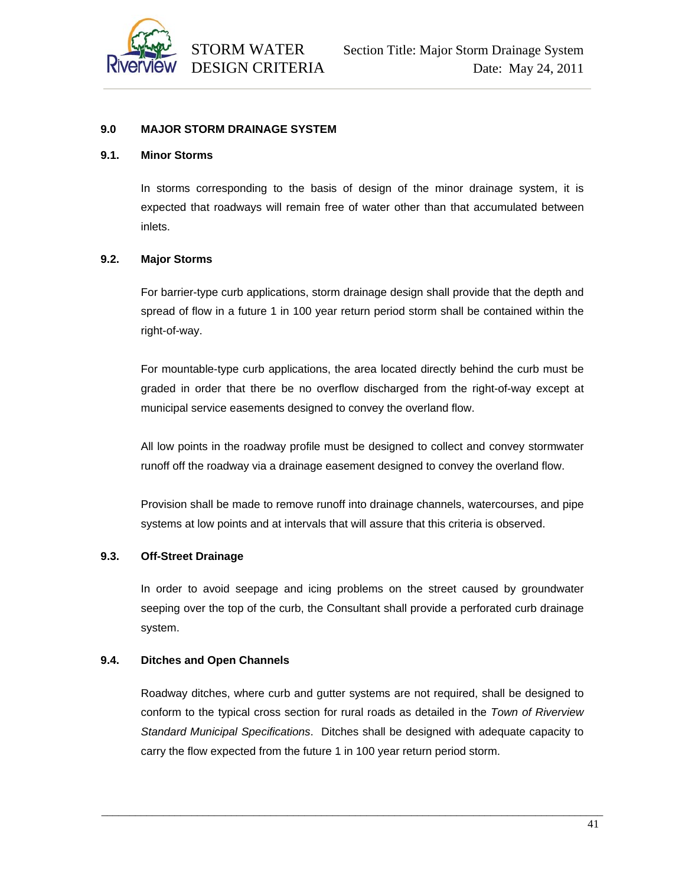## 9.0 MAJOR STORM DRAINAGE SYSTEM

### 9.1. Minor Storms

In storms corresponding to the basis of design of the minor drainage system, it is expected that roadways will remain free of water other than that accumulated between inlets.

### 9.2. Major Storms

For barrier-type curb applications, storm drainage design shall provide that the depth and spread of flow in a future 1 in 100 year return period storm shall be contained within the right-of-way.

For mountable-type curb applications, the area located directly behind the curb must be graded in order that there be no overflow discharged from the right-of-way except at municipal service easements designed to convey the overland flow.

All low points in the roadway profile must be designed to collect and convey stormwater runoff off the roadway via a drainage easement designed to convey the overland flow.

Provision shall be made to remove runoff into drainage channels, watercourses, and pipe systems at low points and at intervals that will assure that this criteria is observed.

### 9.3. Off-Street Drainage

In order to avoid seepage and icing problems on the street caused by groundwater seeping over the top of the curb, the Consultant shall provide a perforated curb drainage system.

### 9.4. Ditches and Open Channels

Roadway ditches, where curb and gutter systems are not required, shall be designed to conform to the typical cross section for rural roads as detailed in the *Town of Riverview Standard Municipal Specifications*. Ditches shall be designed with adequate capacity to carry the flow expected from the future 1 in 100 year return period storm.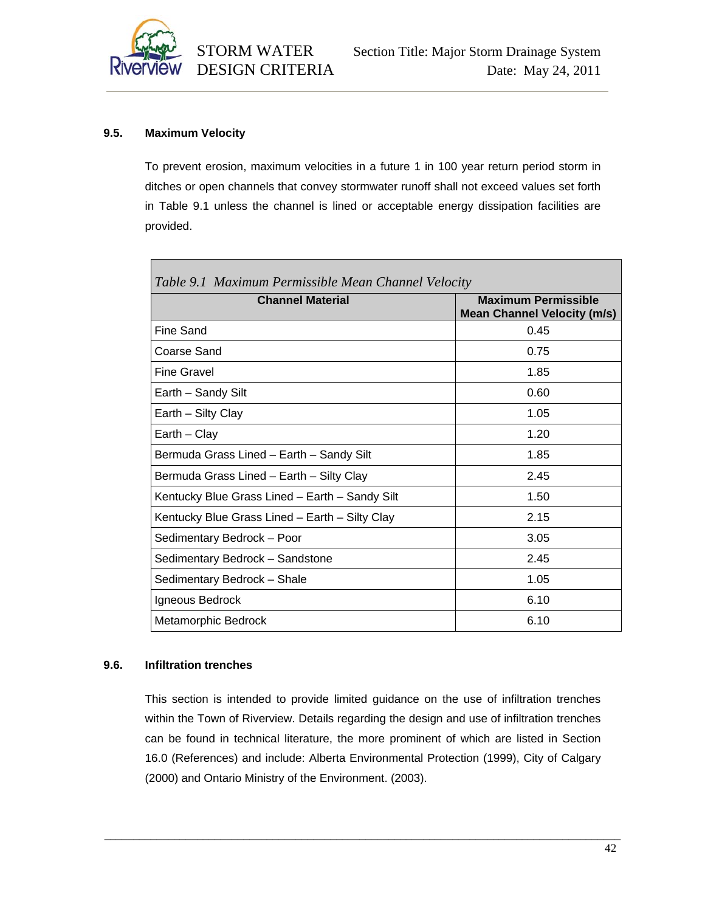### 9.5. Maximum Velocity

To prevent erosion, maximum velocities in a future 1 in 100 year return period storm in ditches or open channels that convey stormwater runoff shall not exceed values set forth in Table 9.1 unless the channel is lined or acceptable energy dissipation facilities are provided.

*Table 9.1 Maximum Permissible Mean Channel Velocity*

| Channel Material | Maximum Permissible Mean Channel Velocity (m/s) |
|---|---|
| Fine Sand | 0.45 |
| Coarse Sand | 0.75 |
| Fine Gravel | 1.85 |
| Earth – Sandy Silt | 0.60 |
| Earth – Silty Clay | 1.05 |
| Earth – Clay | 1.20 |
| Bermuda Grass Lined – Earth – Sandy Silt | 1.85 |
| Bermuda Grass Lined – Earth – Silty Clay | 2.45 |
| Kentucky Blue Grass Lined – Earth – Sandy Silt | 1.50 |
| Kentucky Blue Grass Lined – Earth – Silty Clay | 2.15 |
| Sedimentary Bedrock – Poor | 3.05 |
| Sedimentary Bedrock – Sandstone | 2.45 |
| Sedimentary Bedrock – Shale | 1.05 |
| Igneous Bedrock | 6.10 |
| Metamorphic Bedrock | 6.10 |

### 9.6. Infiltration trenches

This section is intended to provide limited guidance on the use of infiltration trenches within the Town of Riverview. Details regarding the design and use of infiltration trenches can be found in technical literature, the more prominent of which are listed in Section 16.0 (References) and include: Alberta Environmental Protection (1999), City of Calgary (2000) and Ontario Ministry of the Environment. (2003).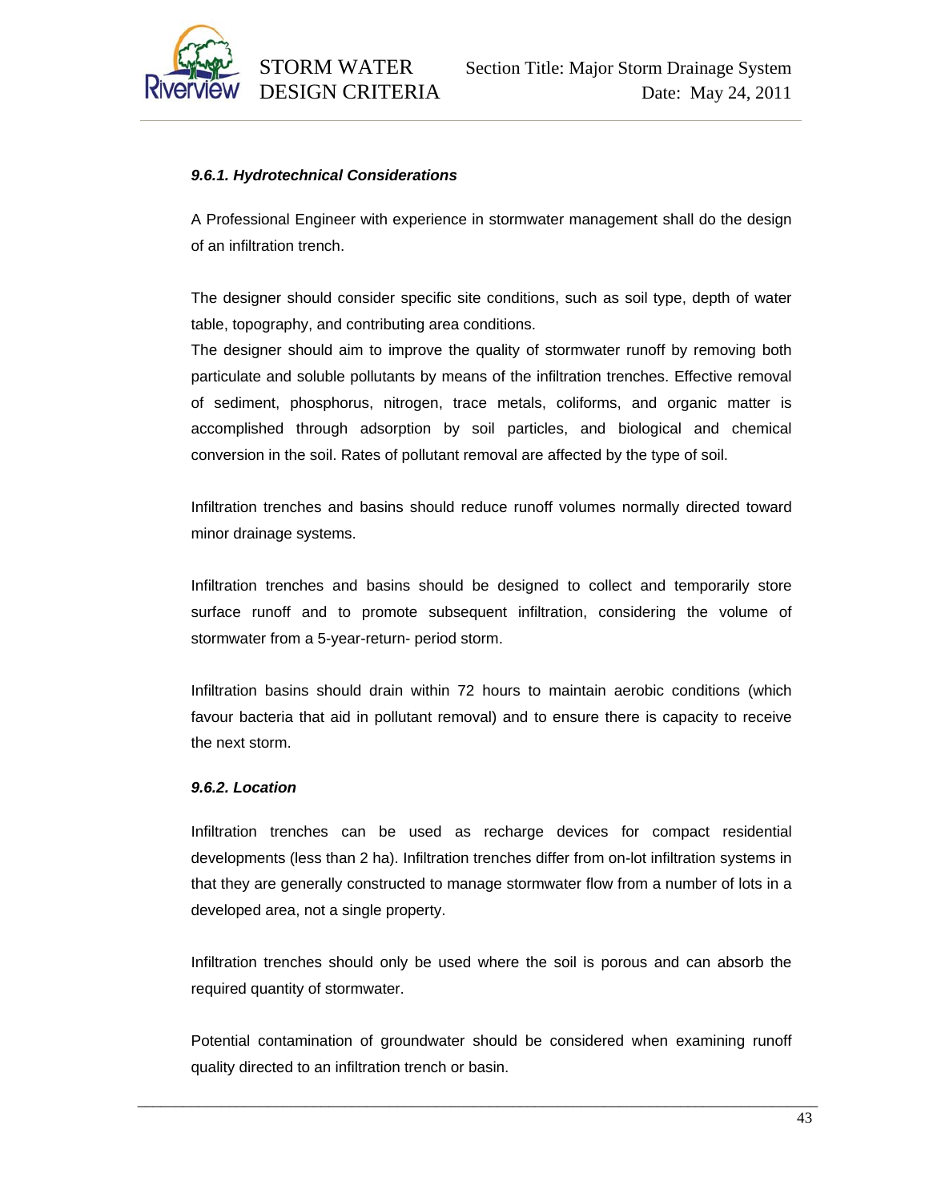#### *9.6.1. Hydrotechnical Considerations*

A Professional Engineer with experience in stormwater management shall do the design of an infiltration trench.

The designer should consider specific site conditions, such as soil type, depth of water table, topography, and contributing area conditions.

The designer should aim to improve the quality of stormwater runoff by removing both particulate and soluble pollutants by means of the infiltration trenches. Effective removal of sediment, phosphorus, nitrogen, trace metals, coliforms, and organic matter is accomplished through adsorption by soil particles, and biological and chemical conversion in the soil. Rates of pollutant removal are affected by the type of soil.

Infiltration trenches and basins should reduce runoff volumes normally directed toward minor drainage systems.

Infiltration trenches and basins should be designed to collect and temporarily store surface runoff and to promote subsequent infiltration, considering the volume of stormwater from a 5-year-return- period storm.

Infiltration basins should drain within 72 hours to maintain aerobic conditions (which favour bacteria that aid in pollutant removal) and to ensure there is capacity to receive the next storm.

#### *9.6.2. Location*

Infiltration trenches can be used as recharge devices for compact residential developments (less than 2 ha). Infiltration trenches differ from on-lot infiltration systems in that they are generally constructed to manage stormwater flow from a number of lots in a developed area, not a single property.

Infiltration trenches should only be used where the soil is porous and can absorb the required quantity of stormwater.

Potential contamination of groundwater should be considered when examining runoff quality directed to an infiltration trench or basin.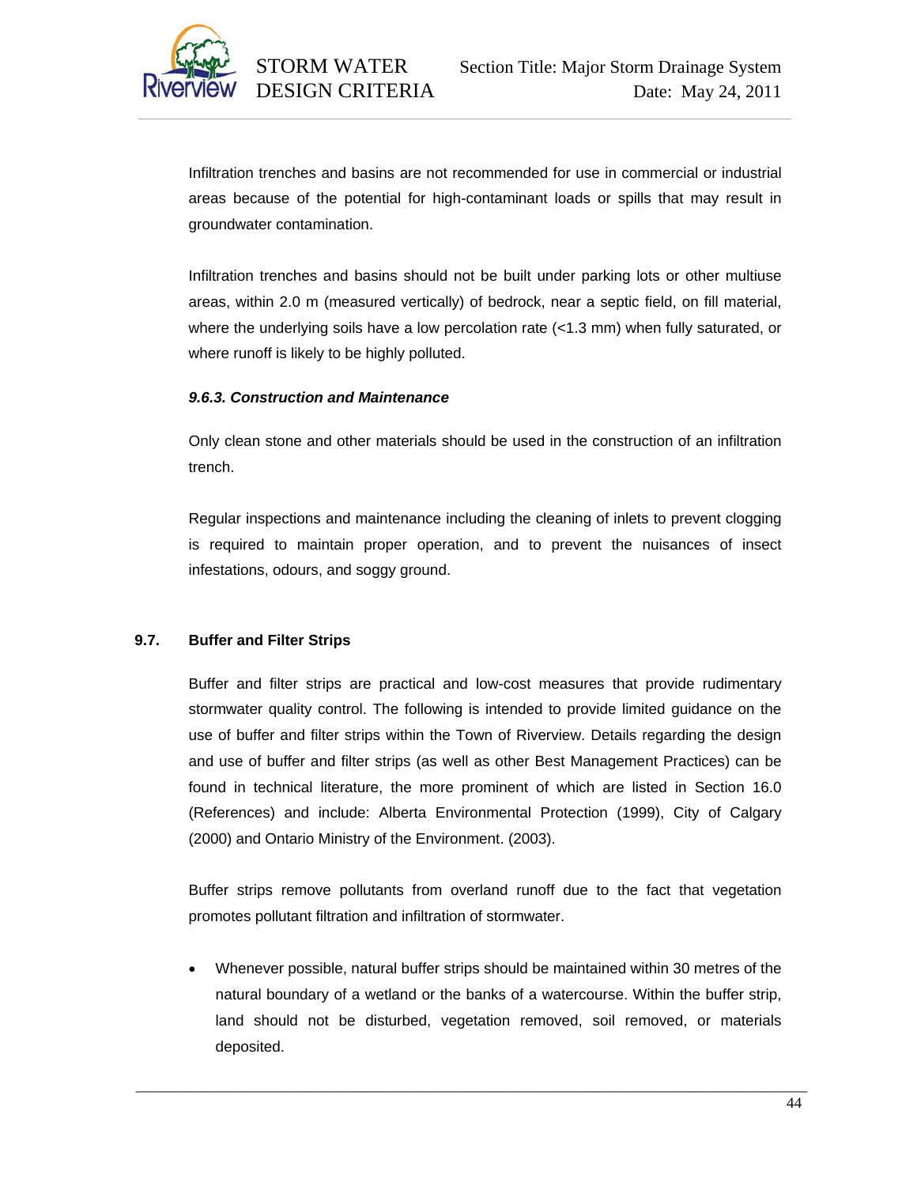Infiltration trenches and basins are not recommended for use in commercial or industrial areas because of the potential for high-contaminant loads or spills that may result in groundwater contamination.

Infiltration trenches and basins should not be built under parking lots or other multiuse areas, within 2.0 m (measured vertically) of bedrock, near a septic field, on fill material, where the underlying soils have a low percolation rate (<1.3 mm) when fully saturated, or where runoff is likely to be highly polluted.

#### *9.6.3. Construction and Maintenance*

Only clean stone and other materials should be used in the construction of an infiltration trench.

Regular inspections and maintenance including the cleaning of inlets to prevent clogging is required to maintain proper operation, and to prevent the nuisances of insect infestations, odours, and soggy ground.

### 9.7. Buffer and Filter Strips

Buffer and filter strips are practical and low-cost measures that provide rudimentary stormwater quality control. The following is intended to provide limited guidance on the use of buffer and filter strips within the Town of Riverview. Details regarding the design and use of buffer and filter strips (as well as other Best Management Practices) can be found in technical literature, the more prominent of which are listed in Section 16.0 (References) and include: Alberta Environmental Protection (1999), City of Calgary (2000) and Ontario Ministry of the Environment. (2003).

Buffer strips remove pollutants from overland runoff due to the fact that vegetation promotes pollutant filtration and infiltration of stormwater.

- Whenever possible, natural buffer strips should be maintained within 30 metres of the natural boundary of a wetland or the banks of a watercourse. Within the buffer strip, land should not be disturbed, vegetation removed, soil removed, or materials deposited.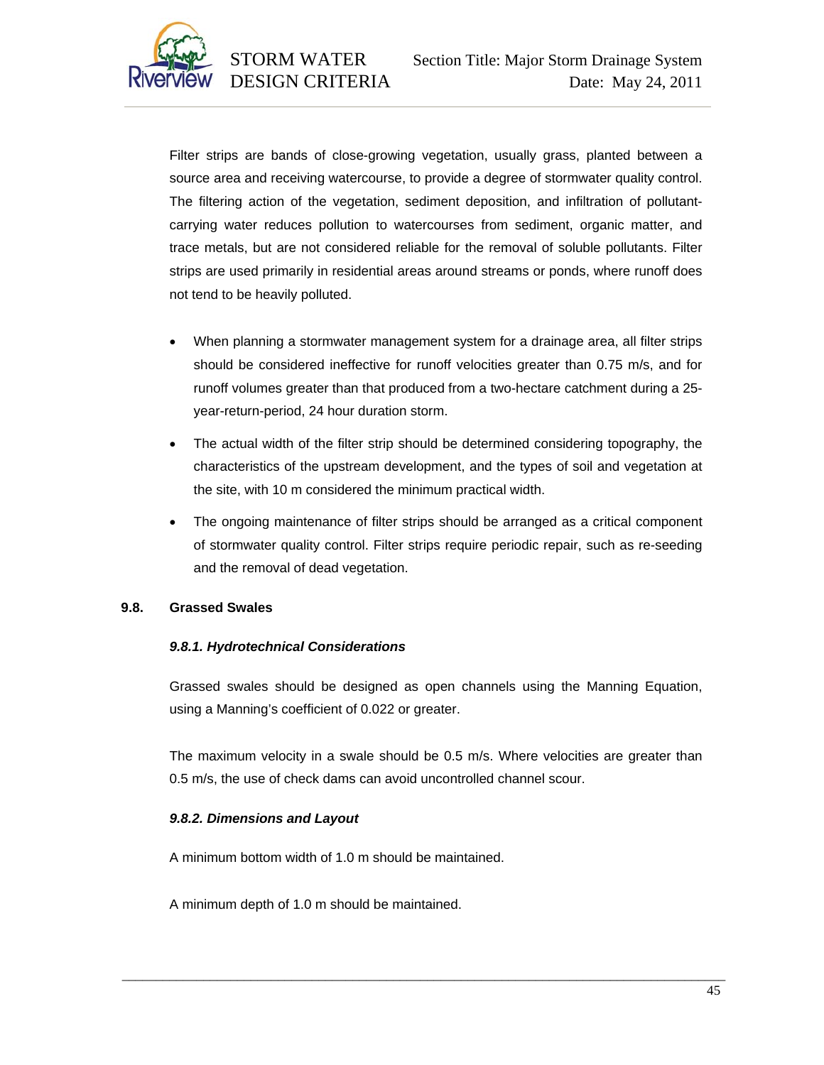Filter strips are bands of close-growing vegetation, usually grass, planted between a source area and receiving watercourse, to provide a degree of stormwater quality control. The filtering action of the vegetation, sediment deposition, and infiltration of pollutant-carrying water reduces pollution to watercourses from sediment, organic matter, and trace metals, but are not considered reliable for the removal of soluble pollutants. Filter strips are used primarily in residential areas around streams or ponds, where runoff does not tend to be heavily polluted.

- When planning a stormwater management system for a drainage area, all filter strips should be considered ineffective for runoff velocities greater than 0.75 m/s, and for runoff volumes greater than that produced from a two-hectare catchment during a 25-year-return-period, 24 hour duration storm.
- The actual width of the filter strip should be determined considering topography, the characteristics of the upstream development, and the types of soil and vegetation at the site, with 10 m considered the minimum practical width.
- The ongoing maintenance of filter strips should be arranged as a critical component of stormwater quality control. Filter strips require periodic repair, such as re-seeding and the removal of dead vegetation.

## 9.8. Grassed Swales

### *9.8.1. Hydrotechnical Considerations*

Grassed swales should be designed as open channels using the Manning Equation, using a Manning's coefficient of 0.022 or greater.

The maximum velocity in a swale should be 0.5 m/s. Where velocities are greater than 0.5 m/s, the use of check dams can avoid uncontrolled channel scour.

### *9.8.2. Dimensions and Layout*

A minimum bottom width of 1.0 m should be maintained.

A minimum depth of 1.0 m should be maintained.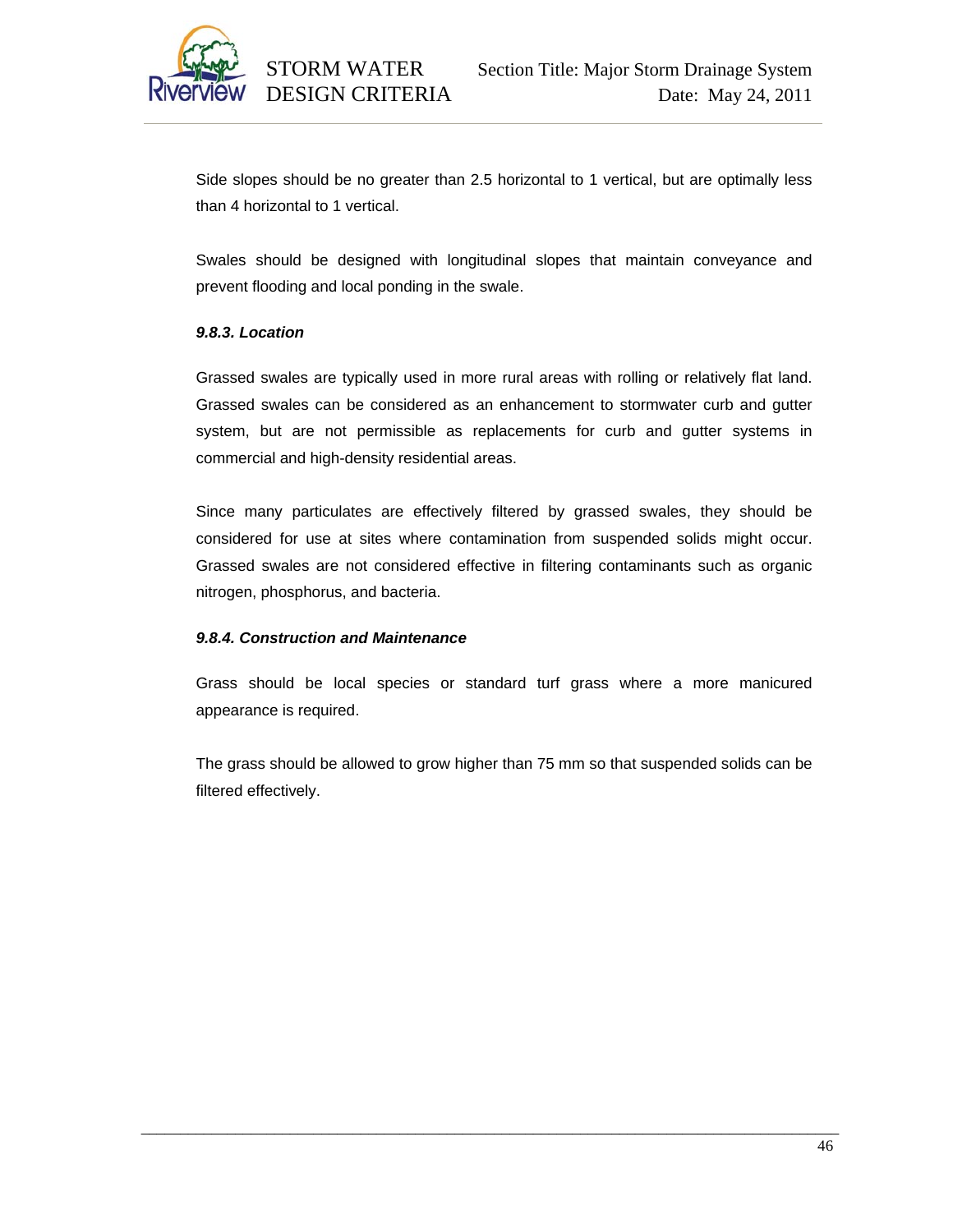Side slopes should be no greater than 2.5 horizontal to 1 vertical, but are optimally less than 4 horizontal to 1 vertical.

Swales should be designed with longitudinal slopes that maintain conveyance and prevent flooding and local ponding in the swale.

#### *9.8.3. Location*

Grassed swales are typically used in more rural areas with rolling or relatively flat land. Grassed swales can be considered as an enhancement to stormwater curb and gutter system, but are not permissible as replacements for curb and gutter systems in commercial and high-density residential areas.

Since many particulates are effectively filtered by grassed swales, they should be considered for use at sites where contamination from suspended solids might occur. Grassed swales are not considered effective in filtering contaminants such as organic nitrogen, phosphorus, and bacteria.

#### *9.8.4. Construction and Maintenance*

Grass should be local species or standard turf grass where a more manicured appearance is required.

The grass should be allowed to grow higher than 75 mm so that suspended solids can be filtered effectively.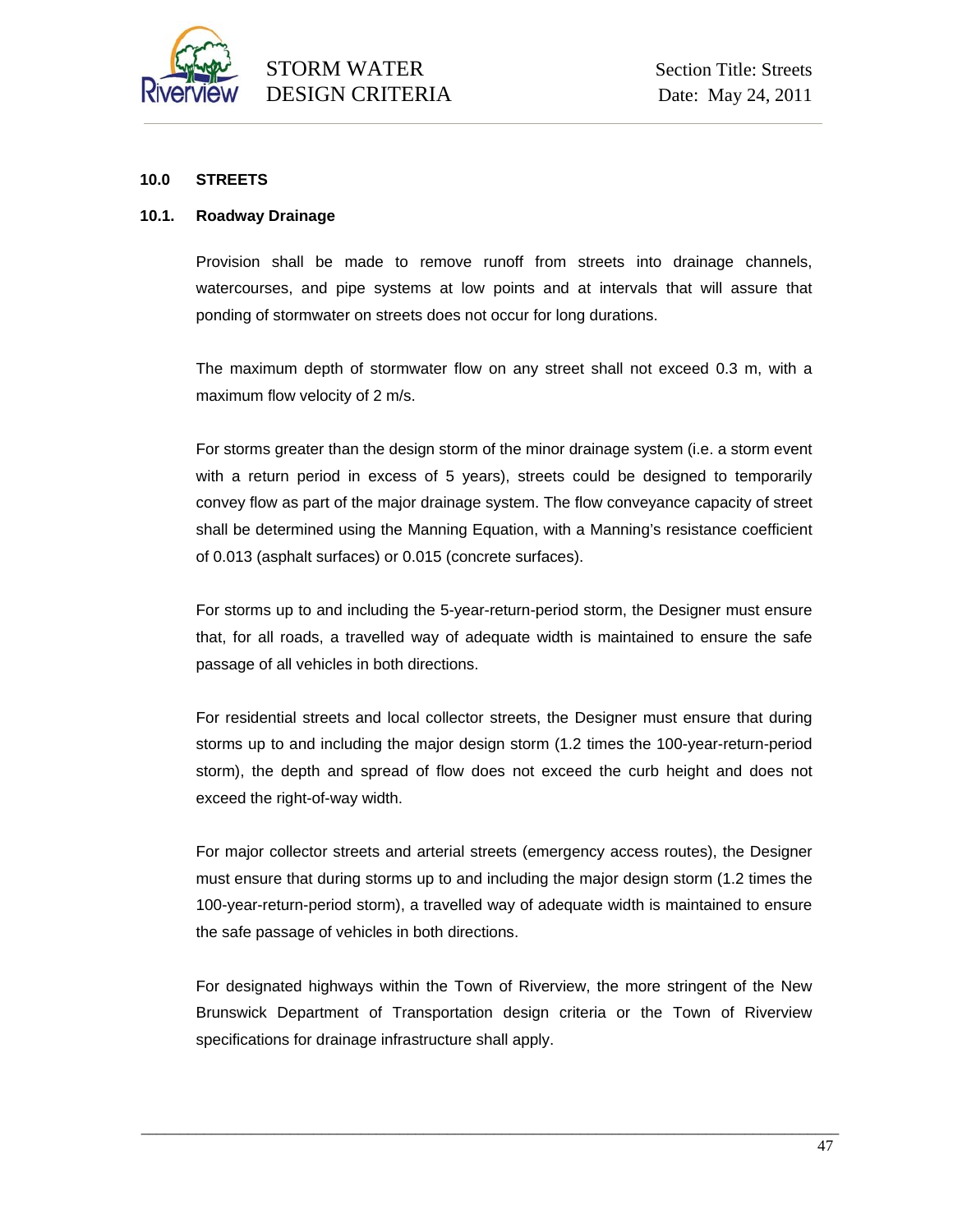## 10.0 STREETS

### 10.1. Roadway Drainage

Provision shall be made to remove runoff from streets into drainage channels, watercourses, and pipe systems at low points and at intervals that will assure that ponding of stormwater on streets does not occur for long durations.

The maximum depth of stormwater flow on any street shall not exceed 0.3 m, with a maximum flow velocity of 2 m/s.

For storms greater than the design storm of the minor drainage system (i.e. a storm event with a return period in excess of 5 years), streets could be designed to temporarily convey flow as part of the major drainage system. The flow conveyance capacity of street shall be determined using the Manning Equation, with a Manning's resistance coefficient of 0.013 (asphalt surfaces) or 0.015 (concrete surfaces).

For storms up to and including the 5-year-return-period storm, the Designer must ensure that, for all roads, a travelled way of adequate width is maintained to ensure the safe passage of all vehicles in both directions.

For residential streets and local collector streets, the Designer must ensure that during storms up to and including the major design storm (1.2 times the 100-year-return-period storm), the depth and spread of flow does not exceed the curb height and does not exceed the right-of-way width.

For major collector streets and arterial streets (emergency access routes), the Designer must ensure that during storms up to and including the major design storm (1.2 times the 100-year-return-period storm), a travelled way of adequate width is maintained to ensure the safe passage of vehicles in both directions.

For designated highways within the Town of Riverview, the more stringent of the New Brunswick Department of Transportation design criteria or the Town of Riverview specifications for drainage infrastructure shall apply.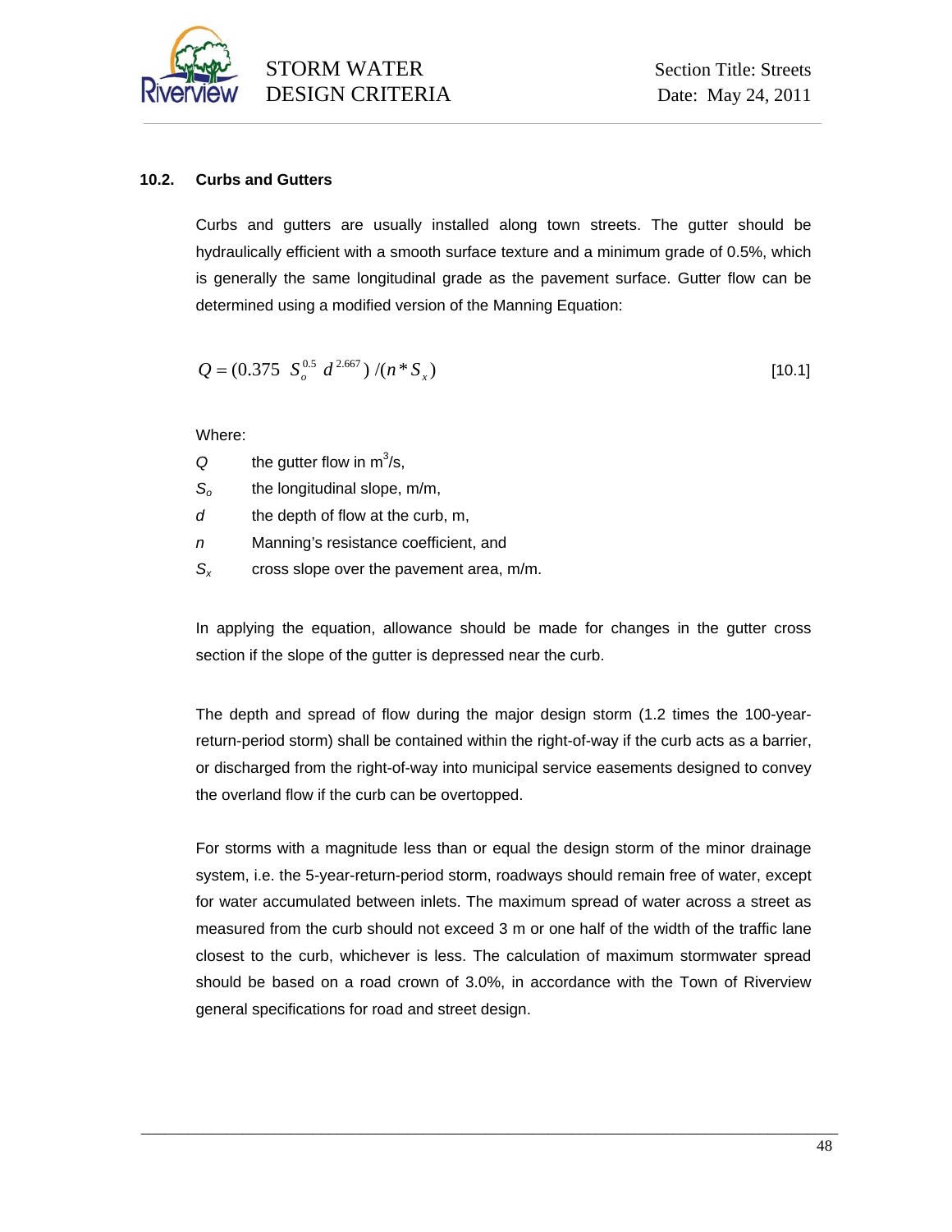## 10.2. Curbs and Gutters

Curbs and gutters are usually installed along town streets. The gutter should be hydraulically efficient with a smooth surface texture and a minimum grade of 0.5%, which is generally the same longitudinal grade as the pavement surface. Gutter flow can be determined using a modified version of the Manning Equation:

$$Q = (0.375 \ S_o^{0.5} \ d^{2.667}) / (n * S_x) \qquad [10.1]$$

Where:

- $Q$ the gutter flow in $m^3/s$,
- $S_o$ the longitudinal slope, m/m,
- $d$ the depth of flow at the curb, m,
- $n$ Manning's resistance coefficient, and
- $S_x$ cross slope over the pavement area, m/m.

In applying the equation, allowance should be made for changes in the gutter cross section if the slope of the gutter is depressed near the curb.

The depth and spread of flow during the major design storm (1.2 times the 100-year-return-period storm) shall be contained within the right-of-way if the curb acts as a barrier, or discharged from the right-of-way into municipal service easements designed to convey the overland flow if the curb can be overtopped.

For storms with a magnitude less than or equal the design storm of the minor drainage system, i.e. the 5-year-return-period storm, roadways should remain free of water, except for water accumulated between inlets. The maximum spread of water across a street as measured from the curb should not exceed 3 m or one half of the width of the traffic lane closest to the curb, whichever is less. The calculation of maximum stormwater spread should be based on a road crown of 3.0%, in accordance with the Town of Riverview general specifications for road and street design.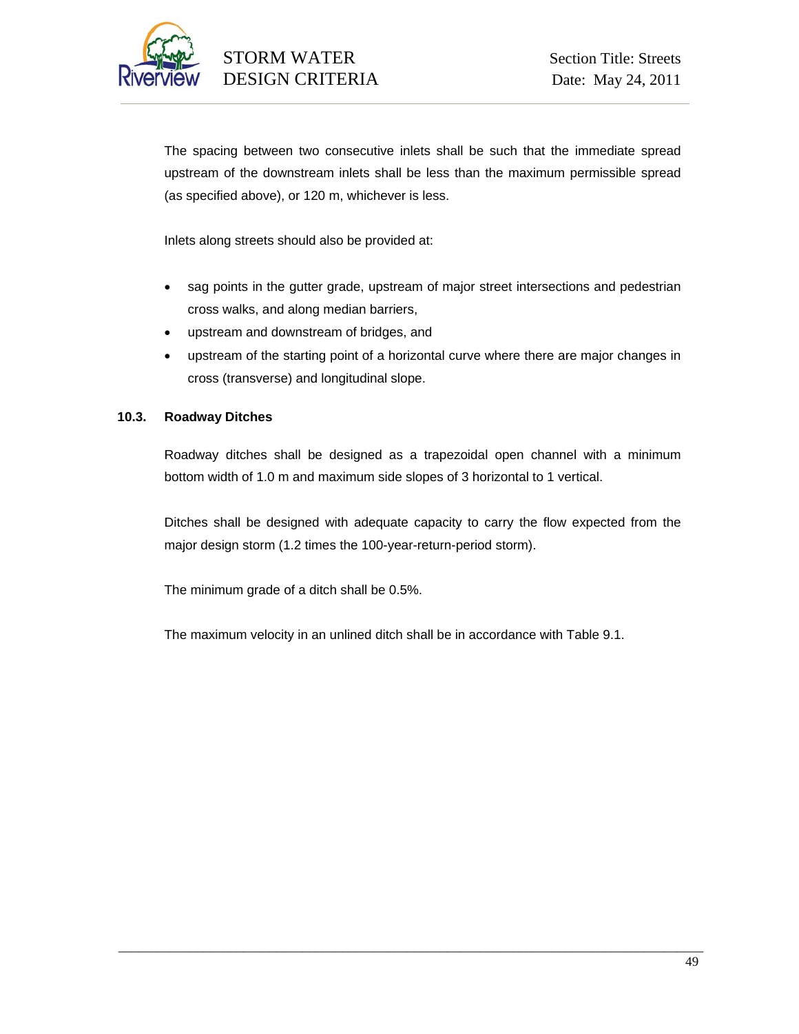The spacing between two consecutive inlets shall be such that the immediate spread upstream of the downstream inlets shall be less than the maximum permissible spread (as specified above), or 120 m, whichever is less.

Inlets along streets should also be provided at:

- sag points in the gutter grade, upstream of major street intersections and pedestrian cross walks, and along median barriers,
- upstream and downstream of bridges, and
- upstream of the starting point of a horizontal curve where there are major changes in cross (transverse) and longitudinal slope.

### 10.3. Roadway Ditches

Roadway ditches shall be designed as a trapezoidal open channel with a minimum bottom width of 1.0 m and maximum side slopes of 3 horizontal to 1 vertical.

Ditches shall be designed with adequate capacity to carry the flow expected from the major design storm (1.2 times the 100-year-return-period storm).

The minimum grade of a ditch shall be 0.5%.

The maximum velocity in an unlined ditch shall be in accordance with Table 9.1.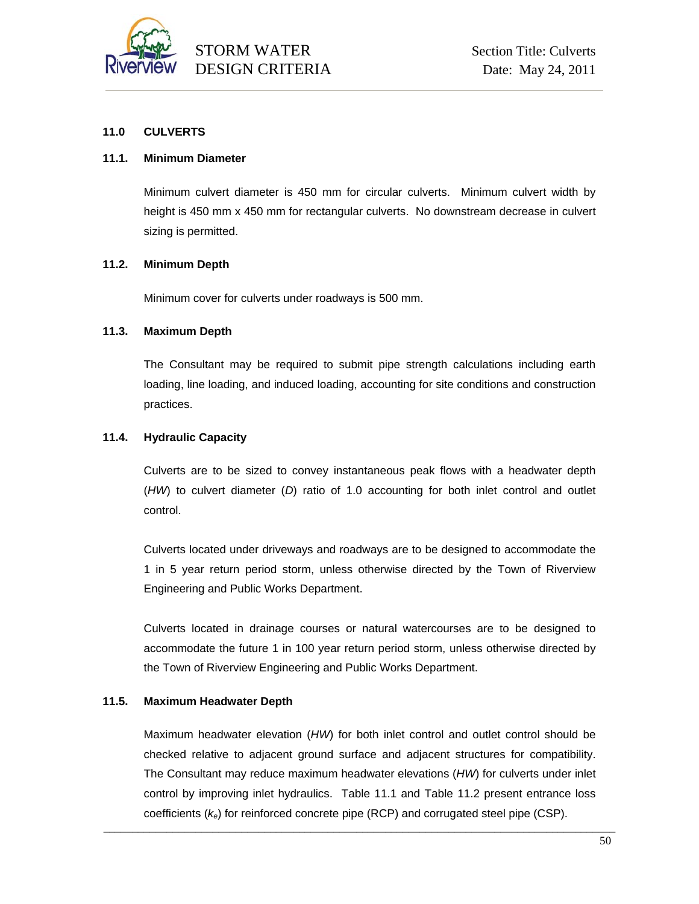# 11.0 CULVERTS

## 11.1. Minimum Diameter

Minimum culvert diameter is 450 mm for circular culverts. Minimum culvert width by height is 450 mm x 450 mm for rectangular culverts. No downstream decrease in culvert sizing is permitted.

## 11.2. Minimum Depth

Minimum cover for culverts under roadways is 500 mm.

## 11.3. Maximum Depth

The Consultant may be required to submit pipe strength calculations including earth loading, line loading, and induced loading, accounting for site conditions and construction practices.

## 11.4. Hydraulic Capacity

Culverts are to be sized to convey instantaneous peak flows with a headwater depth (*HW*) to culvert diameter (*D*) ratio of 1.0 accounting for both inlet control and outlet control.

Culverts located under driveways and roadways are to be designed to accommodate the 1 in 5 year return period storm, unless otherwise directed by the Town of Riverview Engineering and Public Works Department.

Culverts located in drainage courses or natural watercourses are to be designed to accommodate the future 1 in 100 year return period storm, unless otherwise directed by the Town of Riverview Engineering and Public Works Department.

## 11.5. Maximum Headwater Depth

Maximum headwater elevation (*HW*) for both inlet control and outlet control should be checked relative to adjacent ground surface and adjacent structures for compatibility. The Consultant may reduce maximum headwater elevations (*HW*) for culverts under inlet control by improving inlet hydraulics. Table 11.1 and Table 11.2 present entrance loss coefficients ($k_e$) for reinforced concrete pipe (RCP) and corrugated steel pipe (CSP).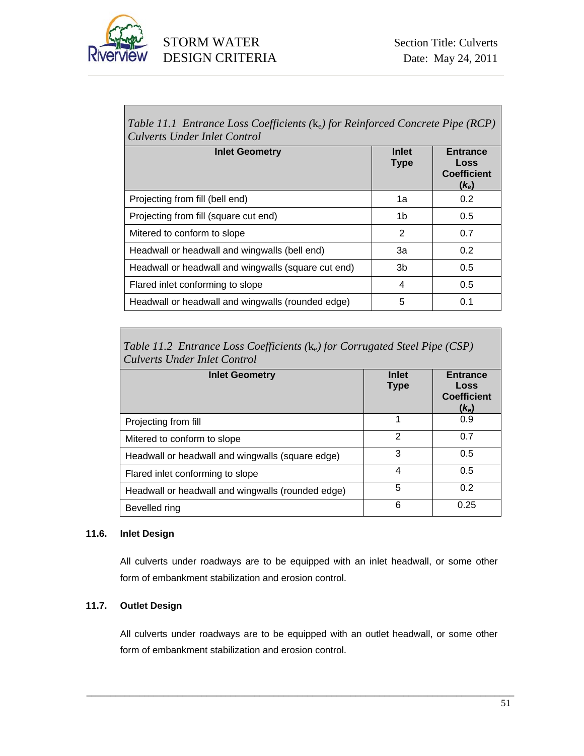*Table 11.1 Entrance Loss Coefficients ($k_e$) for Reinforced Concrete Pipe (RCP) Culverts Under Inlet Control*

| Inlet Geometry | Inlet Type | Entrance Loss Coefficient ($k_e$) |
|---|---|---|
| Projecting from fill (bell end) | 1a | 0.2 |
| Projecting from fill (square cut end) | 1b | 0.5 |
| Mitered to conform to slope | 2 | 0.7 |
| Headwall or headwall and wingwalls (bell end) | 3a | 0.2 |
| Headwall or headwall and wingwalls (square cut end) | 3b | 0.5 |
| Flared inlet conforming to slope | 4 | 0.5 |
| Headwall or headwall and wingwalls (rounded edge) | 5 | 0.1 |

*Table 11.2 Entrance Loss Coefficients ($k_e$) for Corrugated Steel Pipe (CSP) Culverts Under Inlet Control*

| Inlet Geometry | Inlet Type | Entrance Loss Coefficient ($k_e$) |
|---|---|---|
| Projecting from fill | 1 | 0.9 |
| Mitered to conform to slope | 2 | 0.7 |
| Headwall or headwall and wingwalls (square edge) | 3 | 0.5 |
| Flared inlet conforming to slope | 4 | 0.5 |
| Headwall or headwall and wingwalls (rounded edge) | 5 | 0.2 |
| Bevelled ring | 6 | 0.25 |

### 11.6. Inlet Design

All culverts under roadways are to be equipped with an inlet headwall, or some other form of embankment stabilization and erosion control.

### 11.7. Outlet Design

All culverts under roadways are to be equipped with an outlet headwall, or some other form of embankment stabilization and erosion control.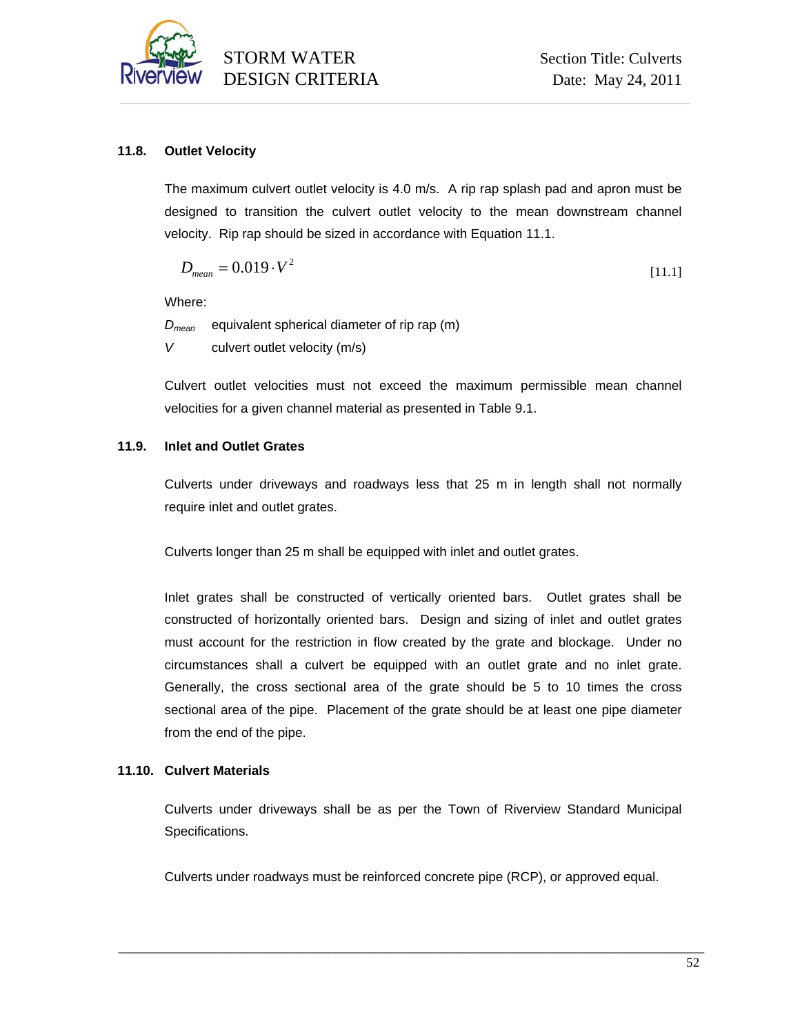## 11.8. Outlet Velocity

The maximum culvert outlet velocity is 4.0 m/s. A rip rap splash pad and apron must be designed to transition the culvert outlet velocity to the mean downstream channel velocity. Rip rap should be sized in accordance with Equation 11.1.

$$D_{mean} = 0.019 \cdot V^2 \quad [11.1]$$

Where:

$D_{mean}$ equivalent spherical diameter of rip rap (m)

$V$ culvert outlet velocity (m/s)

Culvert outlet velocities must not exceed the maximum permissible mean channel velocities for a given channel material as presented in Table 9.1.

## 11.9. Inlet and Outlet Grates

Culverts under driveways and roadways less that 25 m in length shall not normally require inlet and outlet grates.

Culverts longer than 25 m shall be equipped with inlet and outlet grates.

Inlet grates shall be constructed of vertically oriented bars. Outlet grates shall be constructed of horizontally oriented bars. Design and sizing of inlet and outlet grates must account for the restriction in flow created by the grate and blockage. Under no circumstances shall a culvert be equipped with an outlet grate and no inlet grate. Generally, the cross sectional area of the grate should be 5 to 10 times the cross sectional area of the pipe. Placement of the grate should be at least one pipe diameter from the end of the pipe.

## 11.10. Culvert Materials

Culverts under driveways shall be as per the Town of Riverview Standard Municipal Specifications.

Culverts under roadways must be reinforced concrete pipe (RCP), or approved equal.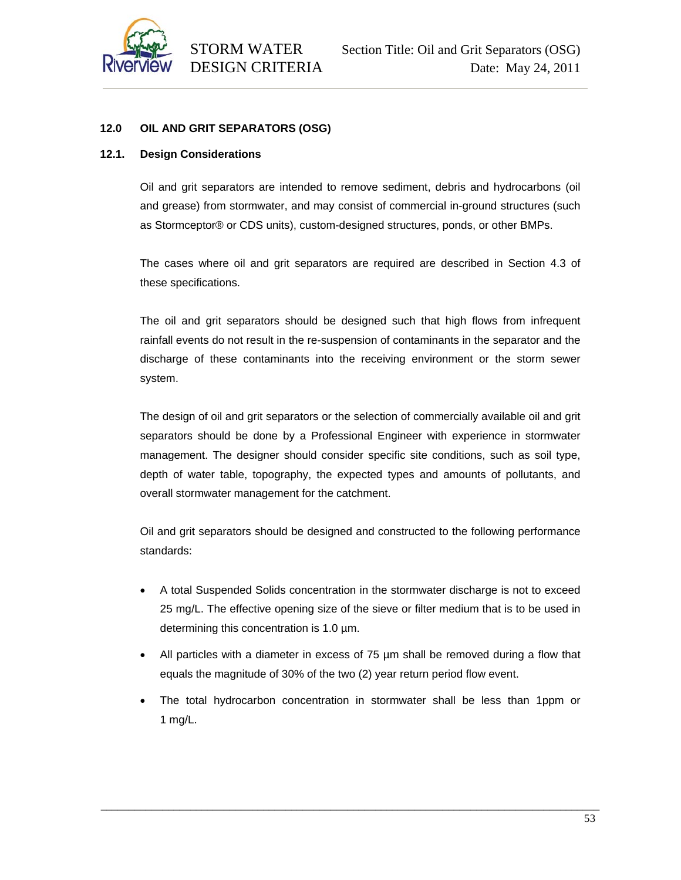## 12.0 OIL AND GRIT SEPARATORS (OSG)

### 12.1. Design Considerations

Oil and grit separators are intended to remove sediment, debris and hydrocarbons (oil and grease) from stormwater, and may consist of commercial in-ground structures (such as Stormceptor® or CDS units), custom-designed structures, ponds, or other BMPs.

The cases where oil and grit separators are required are described in Section 4.3 of these specifications.

The oil and grit separators should be designed such that high flows from infrequent rainfall events do not result in the re-suspension of contaminants in the separator and the discharge of these contaminants into the receiving environment or the storm sewer system.

The design of oil and grit separators or the selection of commercially available oil and grit separators should be done by a Professional Engineer with experience in stormwater management. The designer should consider specific site conditions, such as soil type, depth of water table, topography, the expected types and amounts of pollutants, and overall stormwater management for the catchment.

Oil and grit separators should be designed and constructed to the following performance standards:

- A total Suspended Solids concentration in the stormwater discharge is not to exceed 25 mg/L. The effective opening size of the sieve or filter medium that is to be used in determining this concentration is 1.0 µm.
- All particles with a diameter in excess of 75 µm shall be removed during a flow that equals the magnitude of 30% of the two (2) year return period flow event.
- The total hydrocarbon concentration in stormwater shall be less than 1ppm or 1 mg/L.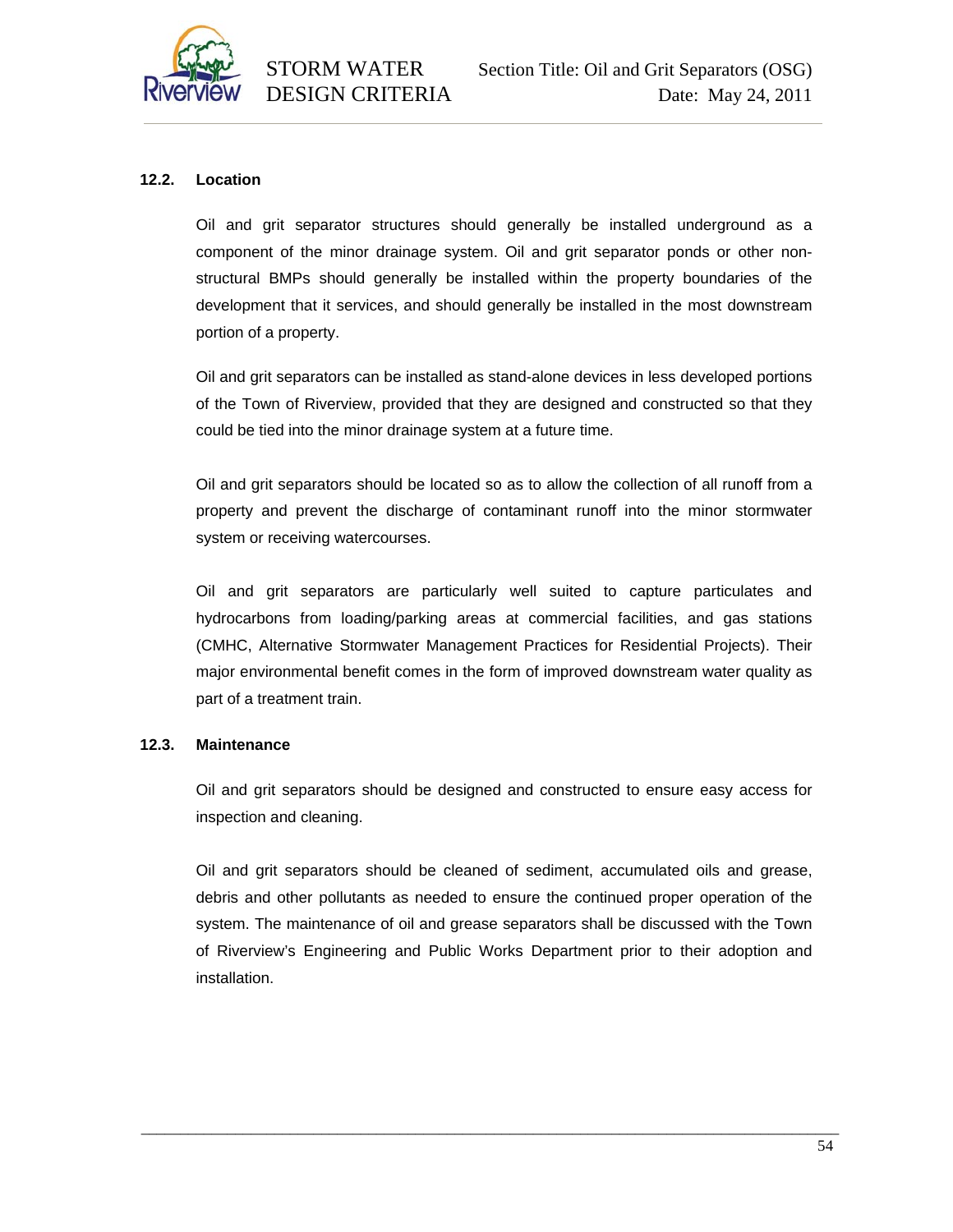## 12.2. Location

Oil and grit separator structures should generally be installed underground as a component of the minor drainage system. Oil and grit separator ponds or other non-structural BMPs should generally be installed within the property boundaries of the development that it services, and should generally be installed in the most downstream portion of a property.

Oil and grit separators can be installed as stand-alone devices in less developed portions of the Town of Riverview, provided that they are designed and constructed so that they could be tied into the minor drainage system at a future time.

Oil and grit separators should be located so as to allow the collection of all runoff from a property and prevent the discharge of contaminant runoff into the minor stormwater system or receiving watercourses.

Oil and grit separators are particularly well suited to capture particulates and hydrocarbons from loading/parking areas at commercial facilities, and gas stations (CMHC, Alternative Stormwater Management Practices for Residential Projects). Their major environmental benefit comes in the form of improved downstream water quality as part of a treatment train.

## 12.3. Maintenance

Oil and grit separators should be designed and constructed to ensure easy access for inspection and cleaning.

Oil and grit separators should be cleaned of sediment, accumulated oils and grease, debris and other pollutants as needed to ensure the continued proper operation of the system. The maintenance of oil and grease separators shall be discussed with the Town of Riverview's Engineering and Public Works Department prior to their adoption and installation.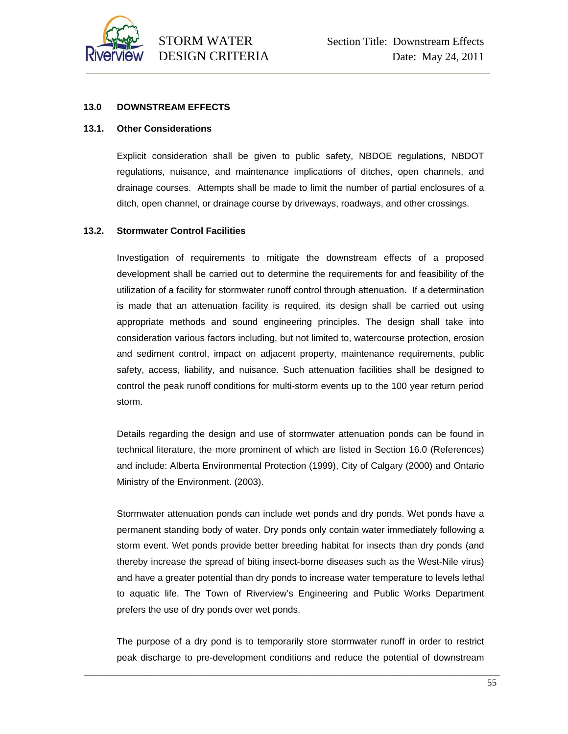## 13.0 DOWNSTREAM EFFECTS

### 13.1. Other Considerations

Explicit consideration shall be given to public safety, NBDOE regulations, NBDOT regulations, nuisance, and maintenance implications of ditches, open channels, and drainage courses. Attempts shall be made to limit the number of partial enclosures of a ditch, open channel, or drainage course by driveways, roadways, and other crossings.

### 13.2. Stormwater Control Facilities

Investigation of requirements to mitigate the downstream effects of a proposed development shall be carried out to determine the requirements for and feasibility of the utilization of a facility for stormwater runoff control through attenuation. If a determination is made that an attenuation facility is required, its design shall be carried out using appropriate methods and sound engineering principles. The design shall take into consideration various factors including, but not limited to, watercourse protection, erosion and sediment control, impact on adjacent property, maintenance requirements, public safety, access, liability, and nuisance. Such attenuation facilities shall be designed to control the peak runoff conditions for multi-storm events up to the 100 year return period storm.

Details regarding the design and use of stormwater attenuation ponds can be found in technical literature, the more prominent of which are listed in Section 16.0 (References) and include: Alberta Environmental Protection (1999), City of Calgary (2000) and Ontario Ministry of the Environment. (2003).

Stormwater attenuation ponds can include wet ponds and dry ponds. Wet ponds have a permanent standing body of water. Dry ponds only contain water immediately following a storm event. Wet ponds provide better breeding habitat for insects than dry ponds (and thereby increase the spread of biting insect-borne diseases such as the West-Nile virus) and have a greater potential than dry ponds to increase water temperature to levels lethal to aquatic life. The Town of Riverview's Engineering and Public Works Department prefers the use of dry ponds over wet ponds.

The purpose of a dry pond is to temporarily store stormwater runoff in order to restrict peak discharge to pre-development conditions and reduce the potential of downstream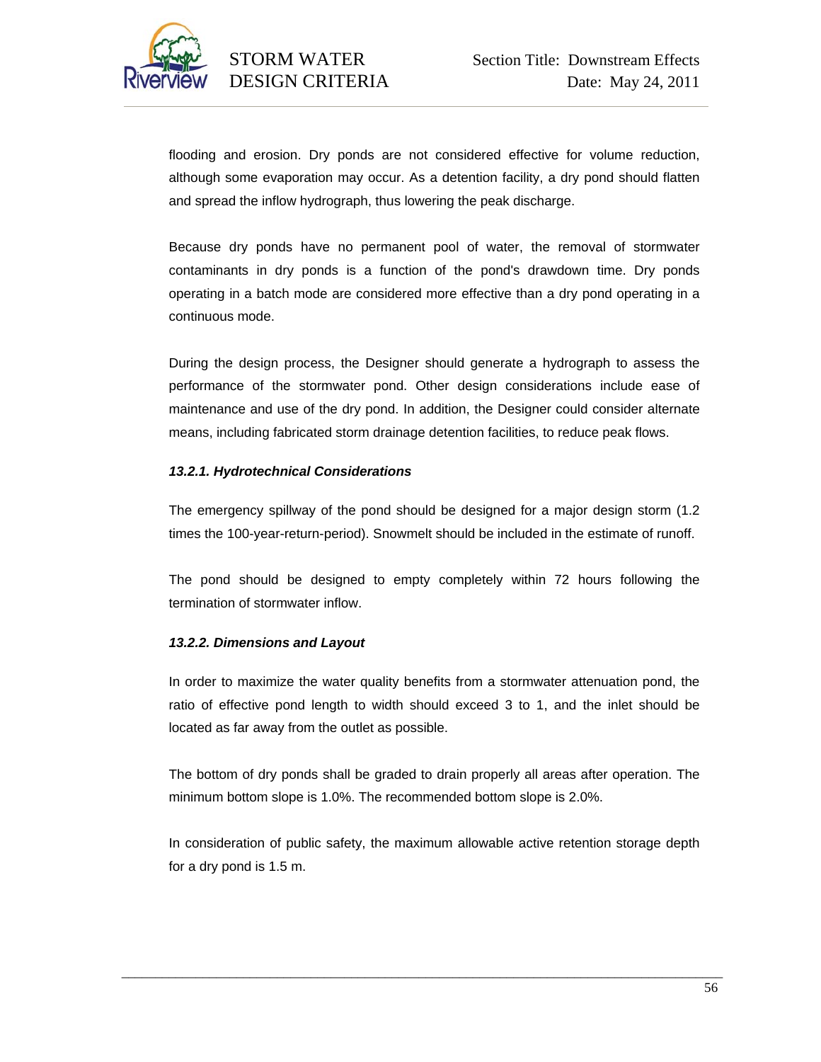flooding and erosion. Dry ponds are not considered effective for volume reduction, although some evaporation may occur. As a detention facility, a dry pond should flatten and spread the inflow hydrograph, thus lowering the peak discharge.

Because dry ponds have no permanent pool of water, the removal of stormwater contaminants in dry ponds is a function of the pond's drawdown time. Dry ponds operating in a batch mode are considered more effective than a dry pond operating in a continuous mode.

During the design process, the Designer should generate a hydrograph to assess the performance of the stormwater pond. Other design considerations include ease of maintenance and use of the dry pond. In addition, the Designer could consider alternate means, including fabricated storm drainage detention facilities, to reduce peak flows.

#### *13.2.1. Hydrotechnical Considerations*

The emergency spillway of the pond should be designed for a major design storm (1.2 times the 100-year-return-period). Snowmelt should be included in the estimate of runoff.

The pond should be designed to empty completely within 72 hours following the termination of stormwater inflow.

#### *13.2.2. Dimensions and Layout*

In order to maximize the water quality benefits from a stormwater attenuation pond, the ratio of effective pond length to width should exceed 3 to 1, and the inlet should be located as far away from the outlet as possible.

The bottom of dry ponds shall be graded to drain properly all areas after operation. The minimum bottom slope is 1.0%. The recommended bottom slope is 2.0%.

In consideration of public safety, the maximum allowable active retention storage depth for a dry pond is 1.5 m.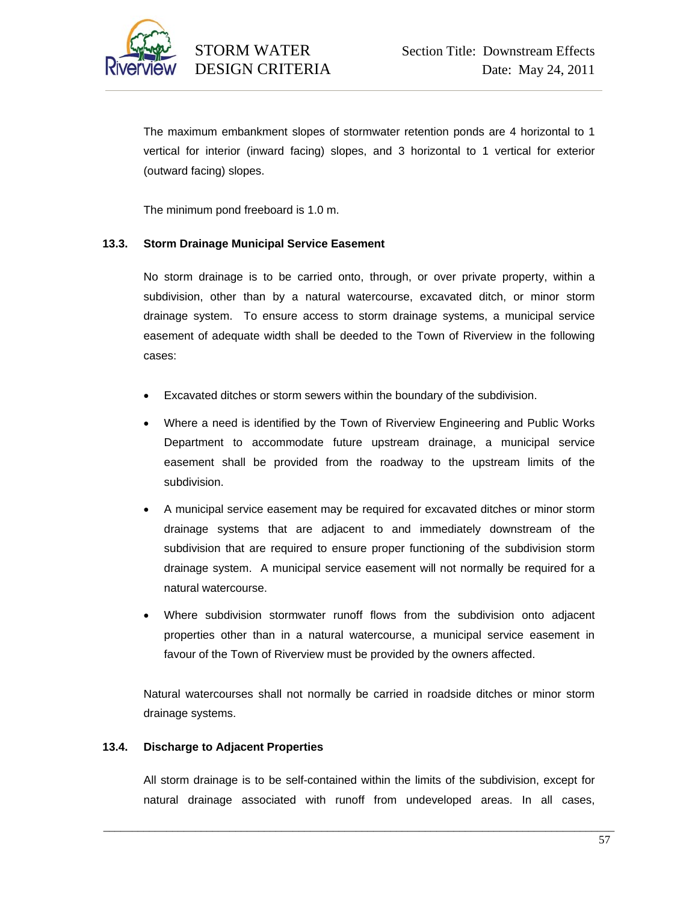The maximum embankment slopes of stormwater retention ponds are 4 horizontal to 1 vertical for interior (inward facing) slopes, and 3 horizontal to 1 vertical for exterior (outward facing) slopes.

The minimum pond freeboard is 1.0 m.

## 13.3. Storm Drainage Municipal Service Easement

No storm drainage is to be carried onto, through, or over private property, within a subdivision, other than by a natural watercourse, excavated ditch, or minor storm drainage system. To ensure access to storm drainage systems, a municipal service easement of adequate width shall be deeded to the Town of Riverview in the following cases:

- Excavated ditches or storm sewers within the boundary of the subdivision.
- Where a need is identified by the Town of Riverview Engineering and Public Works Department to accommodate future upstream drainage, a municipal service easement shall be provided from the roadway to the upstream limits of the subdivision.
- A municipal service easement may be required for excavated ditches or minor storm drainage systems that are adjacent to and immediately downstream of the subdivision that are required to ensure proper functioning of the subdivision storm drainage system. A municipal service easement will not normally be required for a natural watercourse.
- Where subdivision stormwater runoff flows from the subdivision onto adjacent properties other than in a natural watercourse, a municipal service easement in favour of the Town of Riverview must be provided by the owners affected.

Natural watercourses shall not normally be carried in roadside ditches or minor storm drainage systems.

## 13.4. Discharge to Adjacent Properties

All storm drainage is to be self-contained within the limits of the subdivision, except for natural drainage associated with runoff from undeveloped areas. In all cases,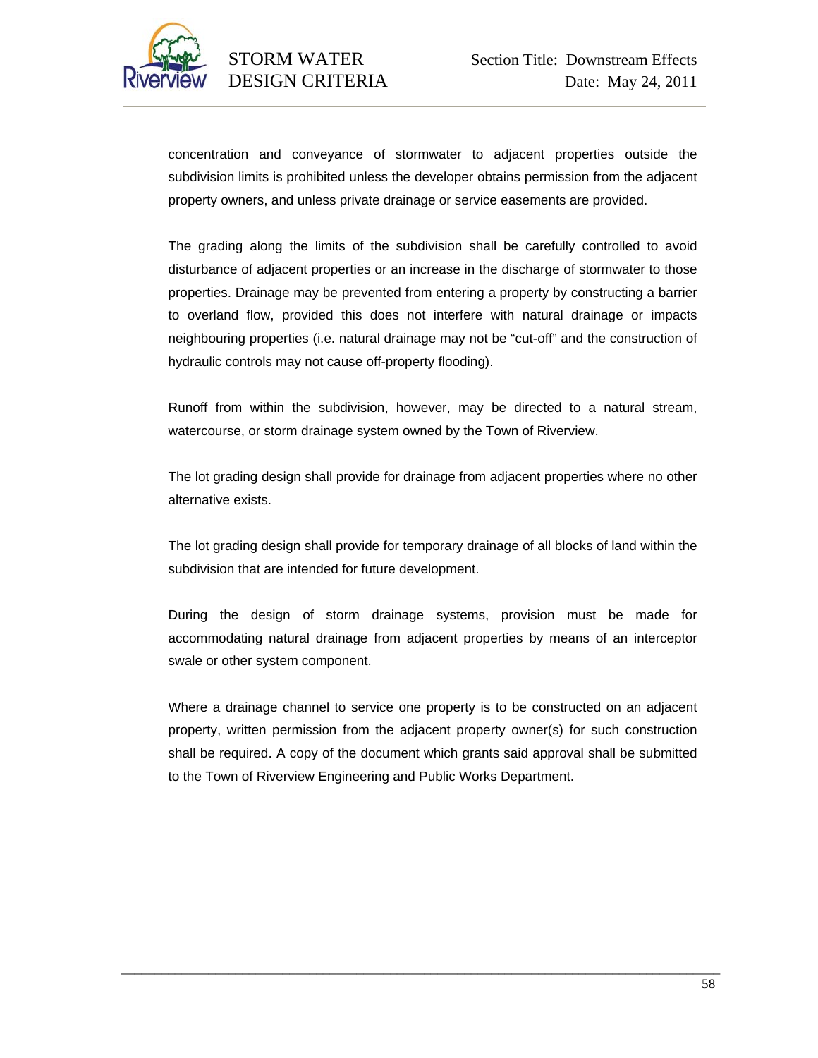concentration and conveyance of stormwater to adjacent properties outside the subdivision limits is prohibited unless the developer obtains permission from the adjacent property owners, and unless private drainage or service easements are provided.

The grading along the limits of the subdivision shall be carefully controlled to avoid disturbance of adjacent properties or an increase in the discharge of stormwater to those properties. Drainage may be prevented from entering a property by constructing a barrier to overland flow, provided this does not interfere with natural drainage or impacts neighbouring properties (i.e. natural drainage may not be "cut-off" and the construction of hydraulic controls may not cause off-property flooding).

Runoff from within the subdivision, however, may be directed to a natural stream, watercourse, or storm drainage system owned by the Town of Riverview.

The lot grading design shall provide for drainage from adjacent properties where no other alternative exists.

The lot grading design shall provide for temporary drainage of all blocks of land within the subdivision that are intended for future development.

During the design of storm drainage systems, provision must be made for accommodating natural drainage from adjacent properties by means of an interceptor swale or other system component.

Where a drainage channel to service one property is to be constructed on an adjacent property, written permission from the adjacent property owner(s) for such construction shall be required. A copy of the document which grants said approval shall be submitted to the Town of Riverview Engineering and Public Works Department.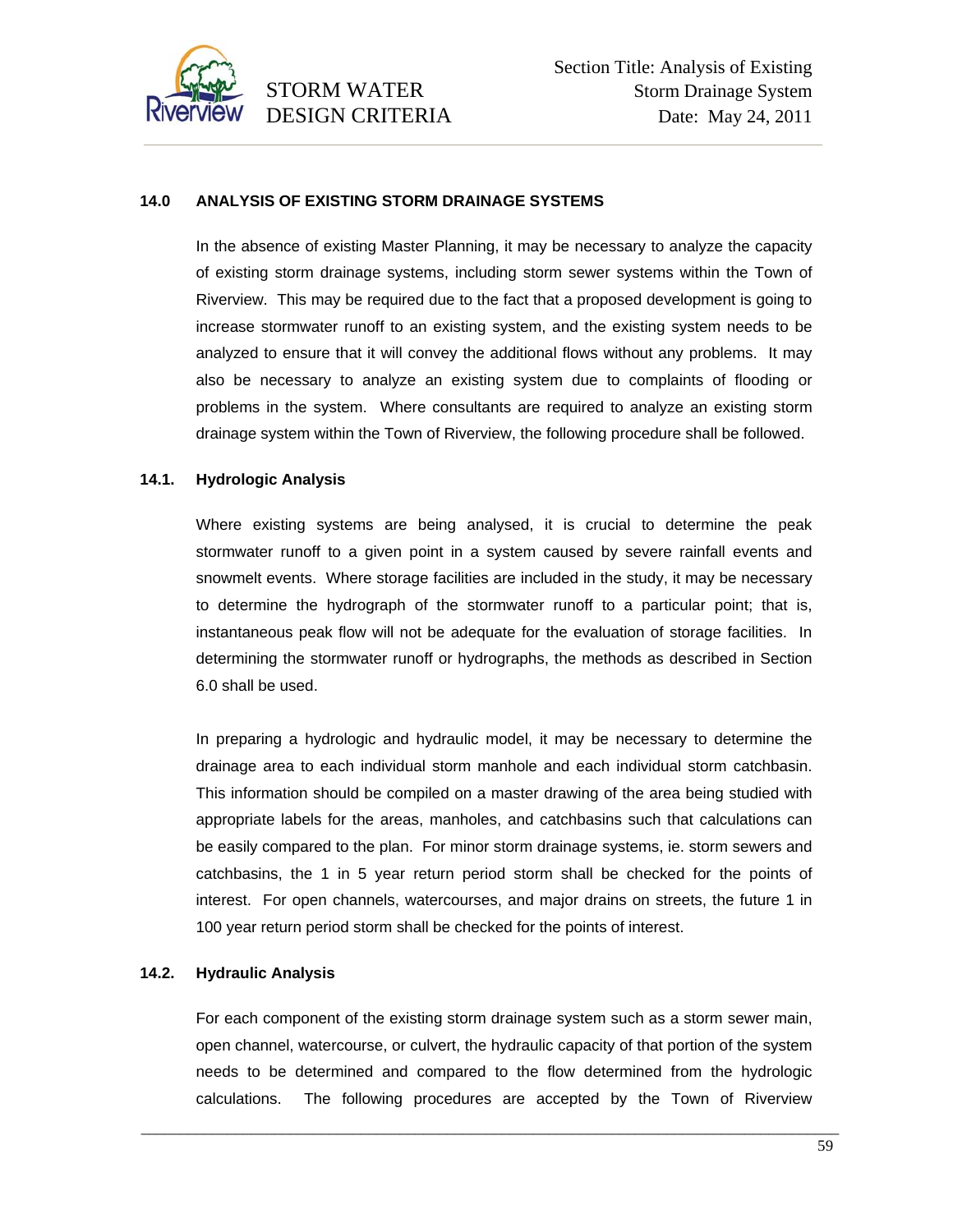# 14.0 ANALYSIS OF EXISTING STORM DRAINAGE SYSTEMS

In the absence of existing Master Planning, it may be necessary to analyze the capacity of existing storm drainage systems, including storm sewer systems within the Town of Riverview. This may be required due to the fact that a proposed development is going to increase stormwater runoff to an existing system, and the existing system needs to be analyzed to ensure that it will convey the additional flows without any problems. It may also be necessary to analyze an existing system due to complaints of flooding or problems in the system. Where consultants are required to analyze an existing storm drainage system within the Town of Riverview, the following procedure shall be followed.

## 14.1. Hydrologic Analysis

Where existing systems are being analysed, it is crucial to determine the peak stormwater runoff to a given point in a system caused by severe rainfall events and snowmelt events. Where storage facilities are included in the study, it may be necessary to determine the hydrograph of the stormwater runoff to a particular point; that is, instantaneous peak flow will not be adequate for the evaluation of storage facilities. In determining the stormwater runoff or hydrographs, the methods as described in Section 6.0 shall be used.

In preparing a hydrologic and hydraulic model, it may be necessary to determine the drainage area to each individual storm manhole and each individual storm catchbasin. This information should be compiled on a master drawing of the area being studied with appropriate labels for the areas, manholes, and catchbasins such that calculations can be easily compared to the plan. For minor storm drainage systems, ie. storm sewers and catchbasins, the 1 in 5 year return period storm shall be checked for the points of interest. For open channels, watercourses, and major drains on streets, the future 1 in 100 year return period storm shall be checked for the points of interest.

## 14.2. Hydraulic Analysis

For each component of the existing storm drainage system such as a storm sewer main, open channel, watercourse, or culvert, the hydraulic capacity of that portion of the system needs to be determined and compared to the flow determined from the hydrologic calculations. The following procedures are accepted by the Town of Riverview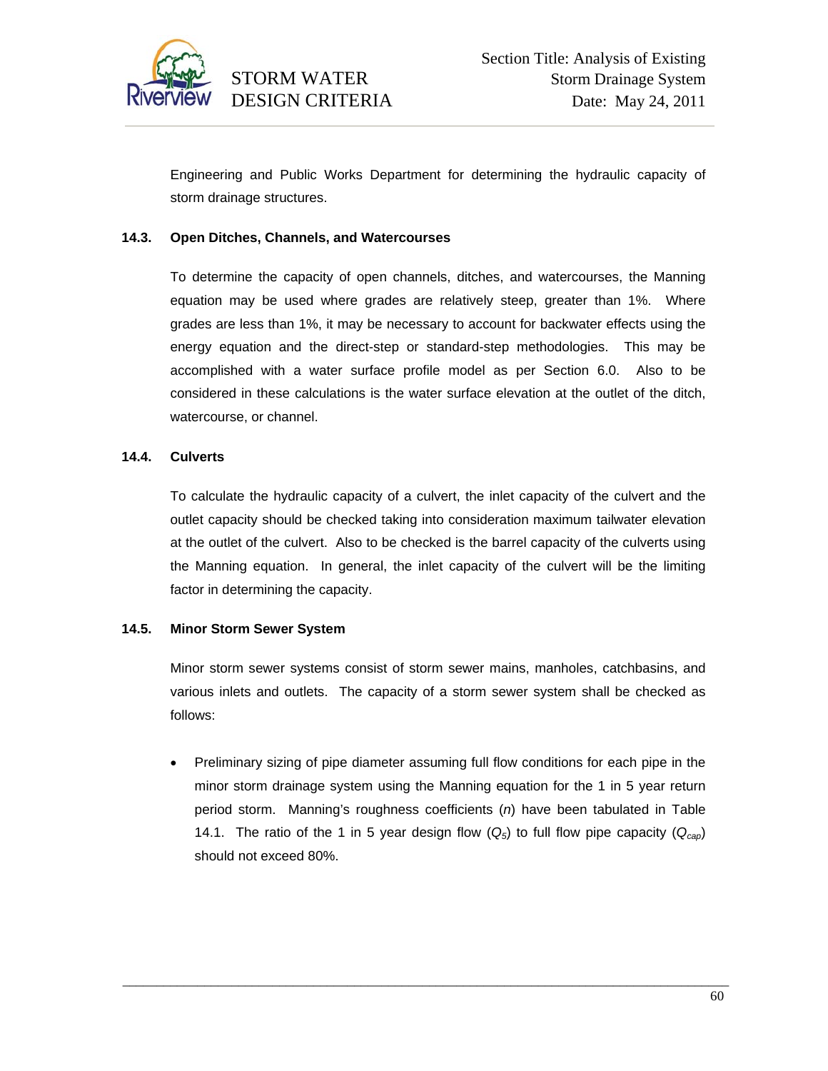Engineering and Public Works Department for determining the hydraulic capacity of storm drainage structures.

### 14.3. Open Ditches, Channels, and Watercourses

To determine the capacity of open channels, ditches, and watercourses, the Manning equation may be used where grades are relatively steep, greater than 1%. Where grades are less than 1%, it may be necessary to account for backwater effects using the energy equation and the direct-step or standard-step methodologies. This may be accomplished with a water surface profile model as per Section 6.0. Also to be considered in these calculations is the water surface elevation at the outlet of the ditch, watercourse, or channel.

### 14.4. Culverts

To calculate the hydraulic capacity of a culvert, the inlet capacity of the culvert and the outlet capacity should be checked taking into consideration maximum tailwater elevation at the outlet of the culvert. Also to be checked is the barrel capacity of the culverts using the Manning equation. In general, the inlet capacity of the culvert will be the limiting factor in determining the capacity.

### 14.5. Minor Storm Sewer System

Minor storm sewer systems consist of storm sewer mains, manholes, catchbasins, and various inlets and outlets. The capacity of a storm sewer system shall be checked as follows:

- Preliminary sizing of pipe diameter assuming full flow conditions for each pipe in the minor storm drainage system using the Manning equation for the 1 in 5 year return period storm. Manning's roughness coefficients ($n$) have been tabulated in Table 14.1. The ratio of the 1 in 5 year design flow ($Q_5$) to full flow pipe capacity ($Q_{cap}$) should not exceed 80%.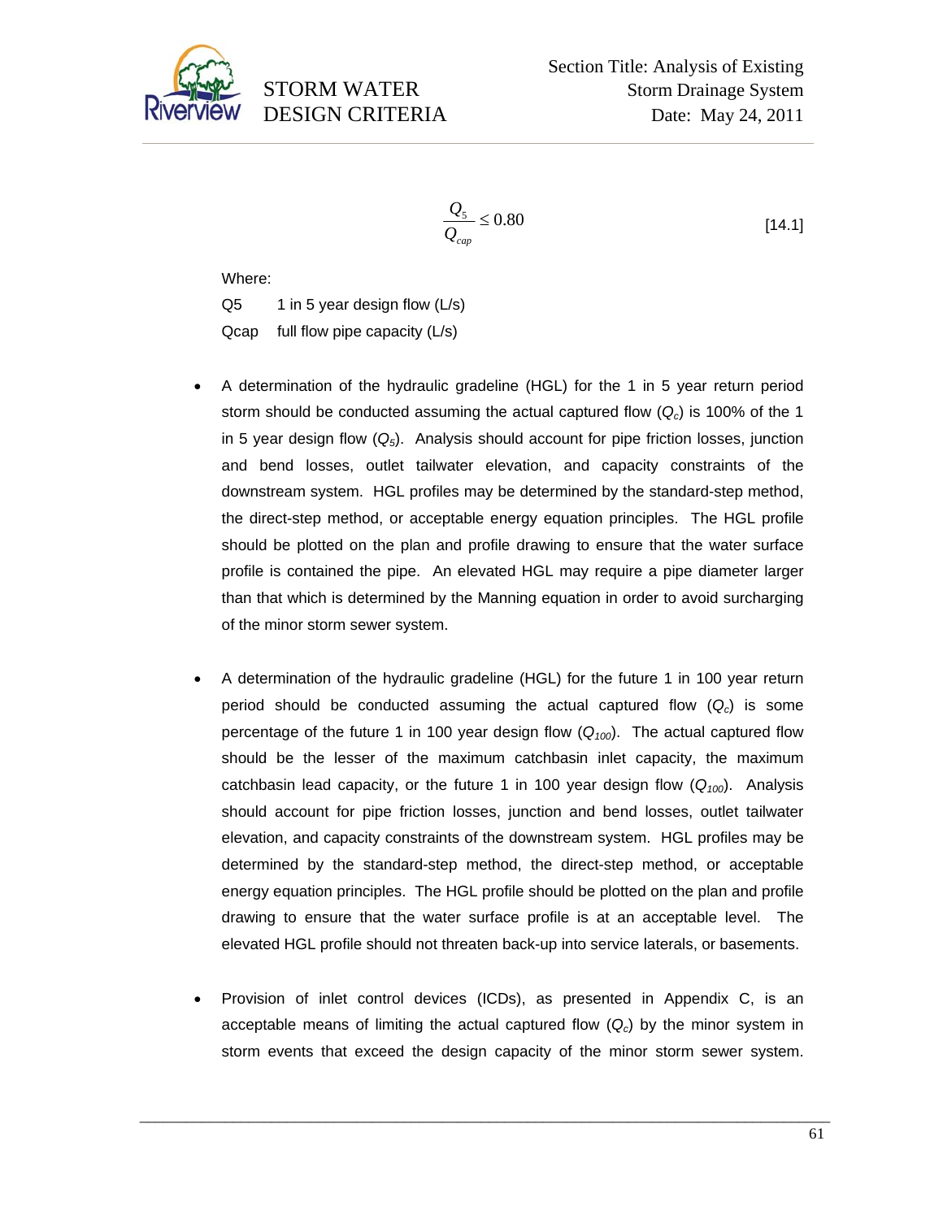$$\frac{Q_5}{Q_{cap}} \leq 0.80 \qquad [14.1]$$

Where:

$Q5$ 1 in 5 year design flow (L/s)

$Qcap$ full flow pipe capacity (L/s)

- A determination of the hydraulic gradeline (HGL) for the 1 in 5 year return period storm should be conducted assuming the actual captured flow ($Q_c$) is 100% of the 1 in 5 year design flow ($Q_5$). Analysis should account for pipe friction losses, junction and bend losses, outlet tailwater elevation, and capacity constraints of the downstream system. HGL profiles may be determined by the standard-step method, the direct-step method, or acceptable energy equation principles. The HGL profile should be plotted on the plan and profile drawing to ensure that the water surface profile is contained the pipe. An elevated HGL may require a pipe diameter larger than that which is determined by the Manning equation in order to avoid surcharging of the minor storm sewer system.

- A determination of the hydraulic gradeline (HGL) for the future 1 in 100 year return period should be conducted assuming the actual captured flow ($Q_c$) is some percentage of the future 1 in 100 year design flow ($Q_{100}$). The actual captured flow should be the lesser of the maximum catchbasin inlet capacity, the maximum catchbasin lead capacity, or the future 1 in 100 year design flow ($Q_{100}$). Analysis should account for pipe friction losses, junction and bend losses, outlet tailwater elevation, and capacity constraints of the downstream system. HGL profiles may be determined by the standard-step method, the direct-step method, or acceptable energy equation principles. The HGL profile should be plotted on the plan and profile drawing to ensure that the water surface profile is at an acceptable level. The elevated HGL profile should not threaten back-up into service laterals, or basements.

- Provision of inlet control devices (ICDs), as presented in Appendix C, is an acceptable means of limiting the actual captured flow ($Q_c$) by the minor system in storm events that exceed the design capacity of the minor storm sewer system.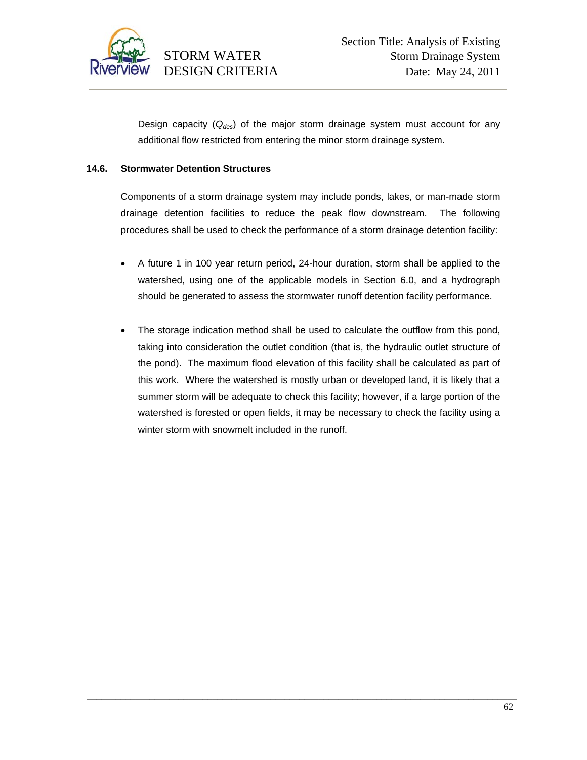Design capacity ($Q_{des}$) of the major storm drainage system must account for any additional flow restricted from entering the minor storm drainage system.

### 14.6. Stormwater Detention Structures

Components of a storm drainage system may include ponds, lakes, or man-made storm drainage detention facilities to reduce the peak flow downstream. The following procedures shall be used to check the performance of a storm drainage detention facility:

- A future 1 in 100 year return period, 24-hour duration, storm shall be applied to the watershed, using one of the applicable models in Section 6.0, and a hydrograph should be generated to assess the stormwater runoff detention facility performance.

- The storage indication method shall be used to calculate the outflow from this pond, taking into consideration the outlet condition (that is, the hydraulic outlet structure of the pond). The maximum flood elevation of this facility shall be calculated as part of this work. Where the watershed is mostly urban or developed land, it is likely that a summer storm will be adequate to check this facility; however, if a large portion of the watershed is forested or open fields, it may be necessary to check the facility using a winter storm with snowmelt included in the runoff.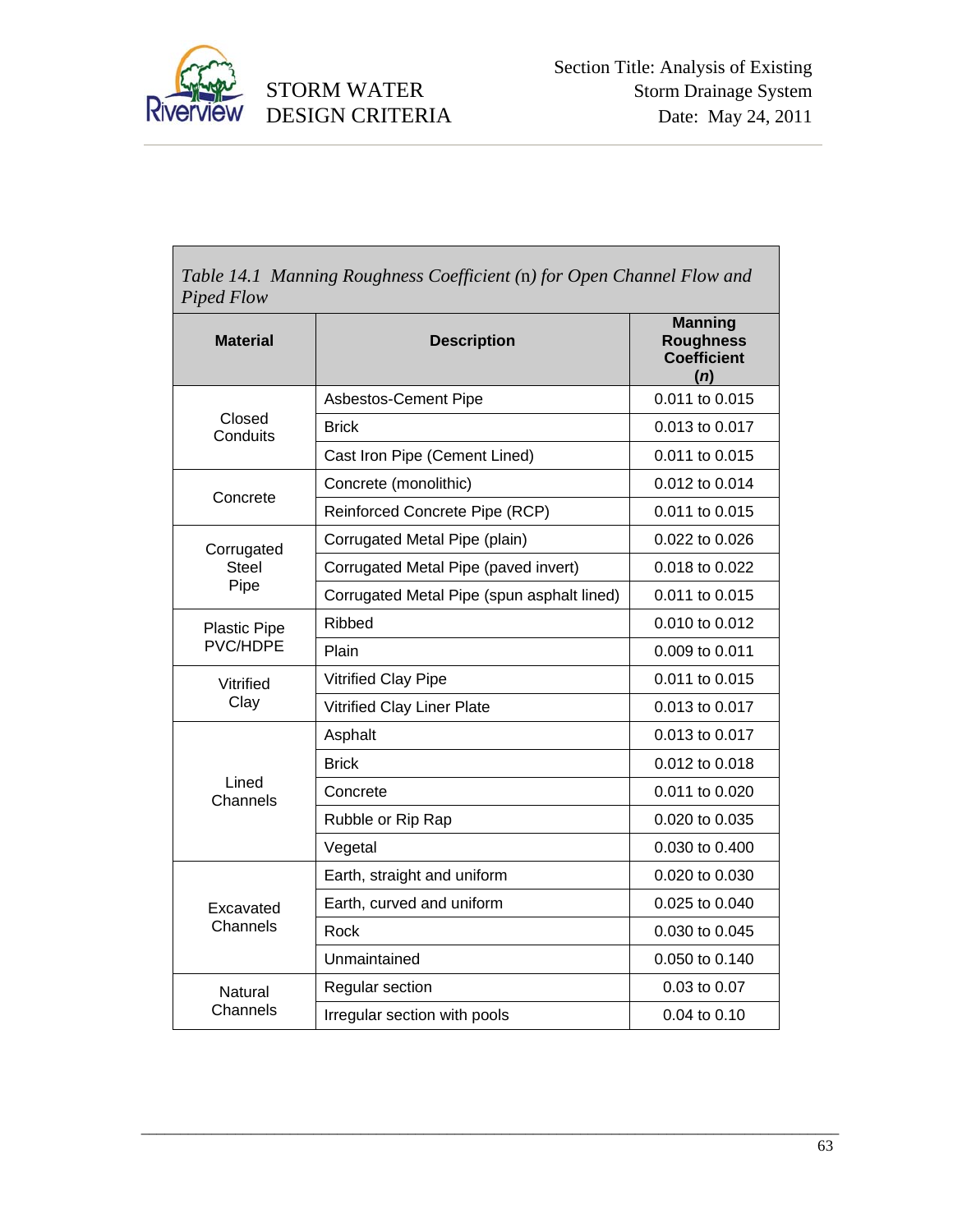*Table 14.1 Manning Roughness Coefficient (n) for Open Channel Flow and Piped Flow*

| Material | Description | Manning Roughness Coefficient (*n*) |
|---|---|---|
| Closed Conduits | Asbestos-Cement Pipe | 0.011 to 0.015 |
| | Brick | 0.013 to 0.017 |
| | Cast Iron Pipe (Cement Lined) | 0.011 to 0.015 |
| Concrete | Concrete (monolithic) | 0.012 to 0.014 |
| | Reinforced Concrete Pipe (RCP) | 0.011 to 0.015 |
| Corrugated Steel Pipe | Corrugated Metal Pipe (plain) | 0.022 to 0.026 |
| | Corrugated Metal Pipe (paved invert) | 0.018 to 0.022 |
| | Corrugated Metal Pipe (spun asphalt lined) | 0.011 to 0.015 |
| Plastic Pipe PVC/HDPE | Ribbed | 0.010 to 0.012 |
| | Plain | 0.009 to 0.011 |
| Vitrified Clay | Vitrified Clay Pipe | 0.011 to 0.015 |
| | Vitrified Clay Liner Plate | 0.013 to 0.017 |
| Lined Channels | Asphalt | 0.013 to 0.017 |
| | Brick | 0.012 to 0.018 |
| | Concrete | 0.011 to 0.020 |
| | Rubble or Rip Rap | 0.020 to 0.035 |
| | Vegetal | 0.030 to 0.400 |
| Excavated Channels | Earth, straight and uniform | 0.020 to 0.030 |
| | Earth, curved and uniform | 0.025 to 0.040 |
| | Rock | 0.030 to 0.045 |
| | Unmaintained | 0.050 to 0.140 |
| Natural Channels | Regular section | 0.03 to 0.07 |
| | Irregular section with pools | 0.04 to 0.10 |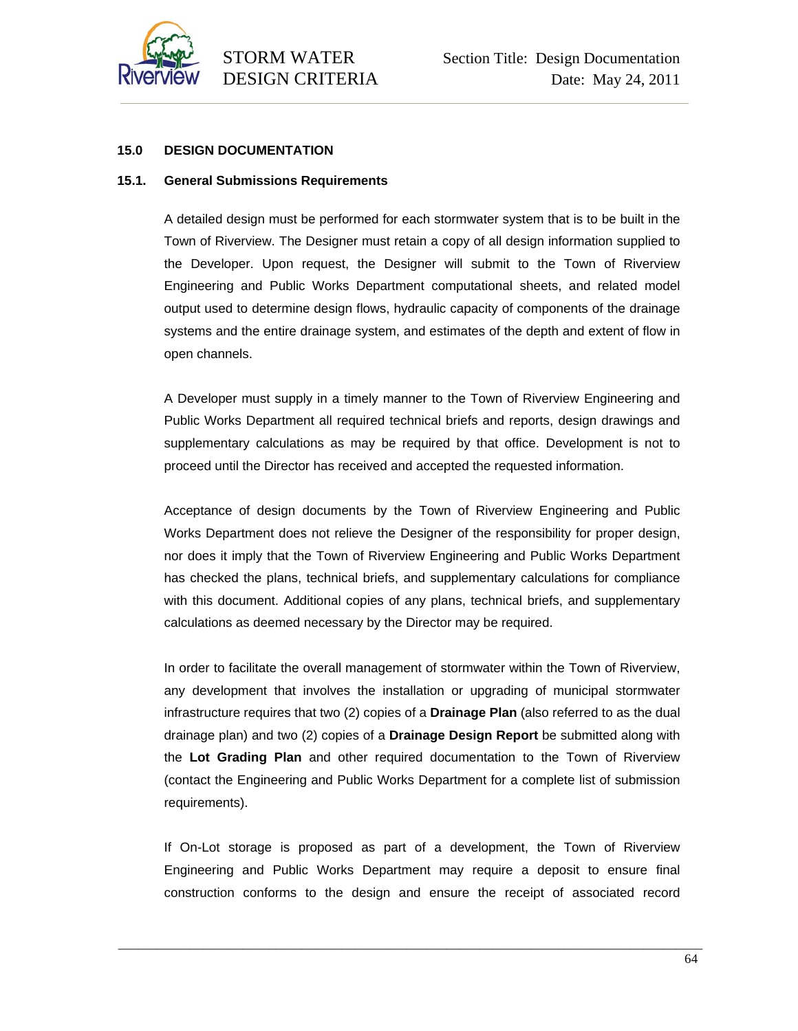## 15.0 DESIGN DOCUMENTATION

### 15.1. General Submissions Requirements

A detailed design must be performed for each stormwater system that is to be built in the Town of Riverview. The Designer must retain a copy of all design information supplied to the Developer. Upon request, the Designer will submit to the Town of Riverview Engineering and Public Works Department computational sheets, and related model output used to determine design flows, hydraulic capacity of components of the drainage systems and the entire drainage system, and estimates of the depth and extent of flow in open channels.

A Developer must supply in a timely manner to the Town of Riverview Engineering and Public Works Department all required technical briefs and reports, design drawings and supplementary calculations as may be required by that office. Development is not to proceed until the Director has received and accepted the requested information.

Acceptance of design documents by the Town of Riverview Engineering and Public Works Department does not relieve the Designer of the responsibility for proper design, nor does it imply that the Town of Riverview Engineering and Public Works Department has checked the plans, technical briefs, and supplementary calculations for compliance with this document. Additional copies of any plans, technical briefs, and supplementary calculations as deemed necessary by the Director may be required.

In order to facilitate the overall management of stormwater within the Town of Riverview, any development that involves the installation or upgrading of municipal stormwater infrastructure requires that two (2) copies of a **Drainage Plan** (also referred to as the dual drainage plan) and two (2) copies of a **Drainage Design Report** be submitted along with the **Lot Grading Plan** and other required documentation to the Town of Riverview (contact the Engineering and Public Works Department for a complete list of submission requirements).

If On-Lot storage is proposed as part of a development, the Town of Riverview Engineering and Public Works Department may require a deposit to ensure final construction conforms to the design and ensure the receipt of associated record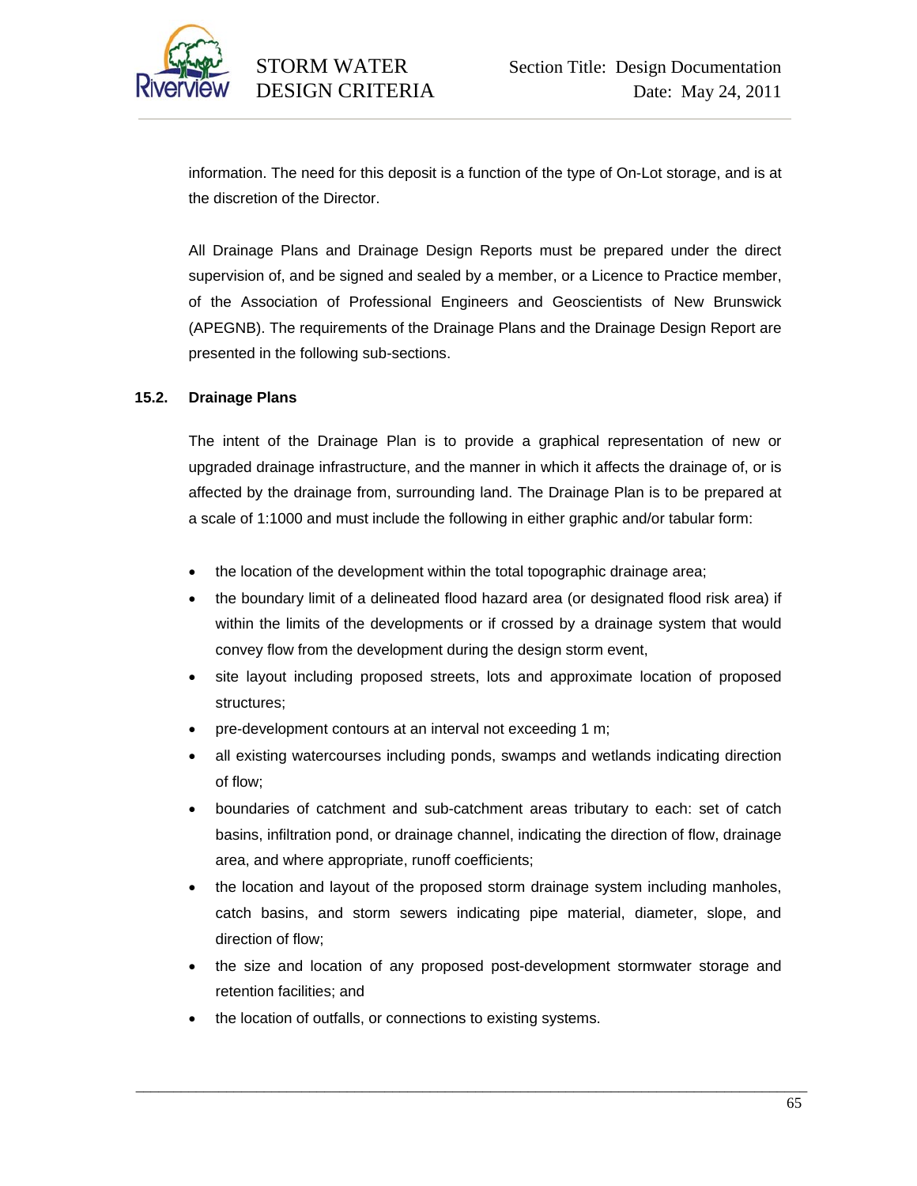information. The need for this deposit is a function of the type of On-Lot storage, and is at the discretion of the Director.

All Drainage Plans and Drainage Design Reports must be prepared under the direct supervision of, and be signed and sealed by a member, or a Licence to Practice member, of the Association of Professional Engineers and Geoscientists of New Brunswick (APEGNB). The requirements of the Drainage Plans and the Drainage Design Report are presented in the following sub-sections.

## 15.2. Drainage Plans

The intent of the Drainage Plan is to provide a graphical representation of new or upgraded drainage infrastructure, and the manner in which it affects the drainage of, or is affected by the drainage from, surrounding land. The Drainage Plan is to be prepared at a scale of 1:1000 and must include the following in either graphic and/or tabular form:

- the location of the development within the total topographic drainage area;
- the boundary limit of a delineated flood hazard area (or designated flood risk area) if within the limits of the developments or if crossed by a drainage system that would convey flow from the development during the design storm event,
- site layout including proposed streets, lots and approximate location of proposed structures;
- pre-development contours at an interval not exceeding 1 m;
- all existing watercourses including ponds, swamps and wetlands indicating direction of flow;
- boundaries of catchment and sub-catchment areas tributary to each: set of catch basins, infiltration pond, or drainage channel, indicating the direction of flow, drainage area, and where appropriate, runoff coefficients;
- the location and layout of the proposed storm drainage system including manholes, catch basins, and storm sewers indicating pipe material, diameter, slope, and direction of flow;
- the size and location of any proposed post-development stormwater storage and retention facilities; and
- the location of outfalls, or connections to existing systems.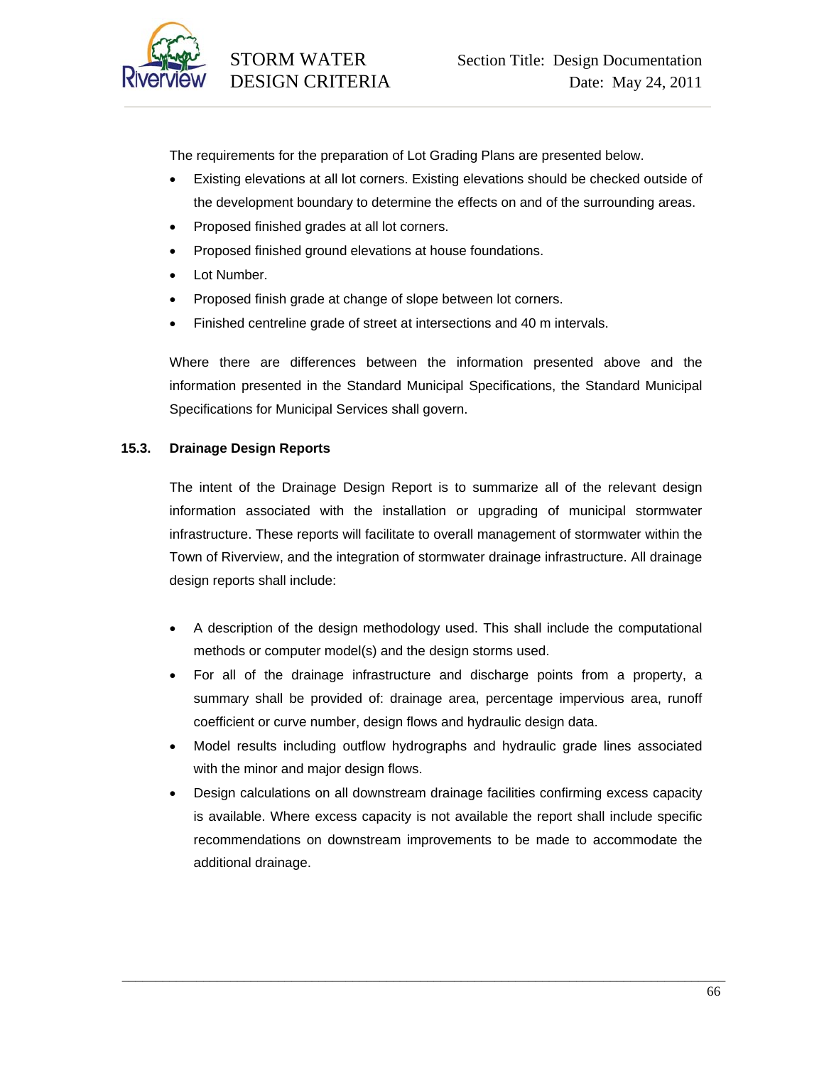The requirements for the preparation of Lot Grading Plans are presented below.

- Existing elevations at all lot corners. Existing elevations should be checked outside of the development boundary to determine the effects on and of the surrounding areas.
- Proposed finished grades at all lot corners.
- Proposed finished ground elevations at house foundations.
- Lot Number.
- Proposed finish grade at change of slope between lot corners.
- Finished centreline grade of street at intersections and 40 m intervals.

Where there are differences between the information presented above and the information presented in the Standard Municipal Specifications, the Standard Municipal Specifications for Municipal Services shall govern.

### 15.3. Drainage Design Reports

The intent of the Drainage Design Report is to summarize all of the relevant design information associated with the installation or upgrading of municipal stormwater infrastructure. These reports will facilitate to overall management of stormwater within the Town of Riverview, and the integration of stormwater drainage infrastructure. All drainage design reports shall include:

- A description of the design methodology used. This shall include the computational methods or computer model(s) and the design storms used.
- For all of the drainage infrastructure and discharge points from a property, a summary shall be provided of: drainage area, percentage impervious area, runoff coefficient or curve number, design flows and hydraulic design data.
- Model results including outflow hydrographs and hydraulic grade lines associated with the minor and major design flows.
- Design calculations on all downstream drainage facilities confirming excess capacity is available. Where excess capacity is not available the report shall include specific recommendations on downstream improvements to be made to accommodate the additional drainage.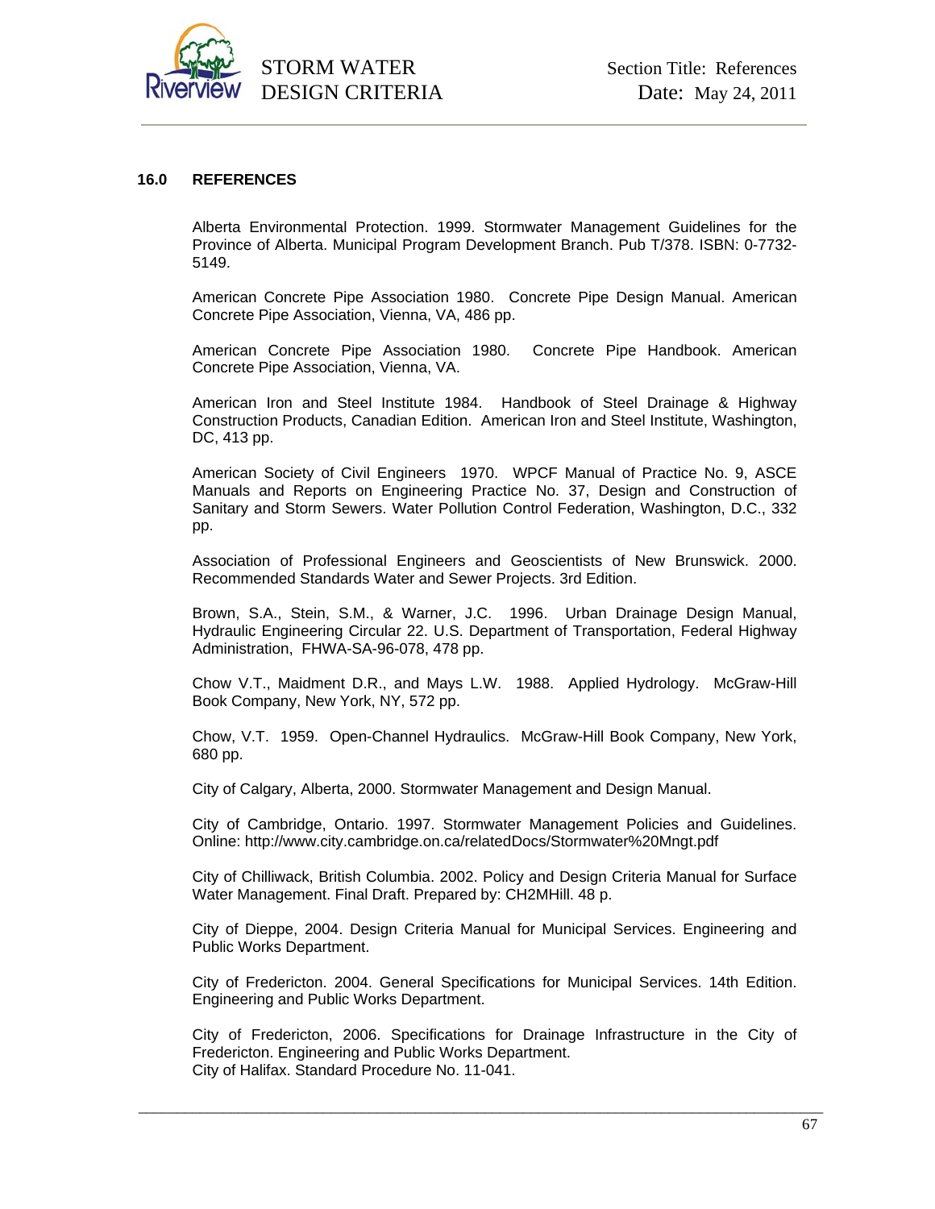## 16.0 REFERENCES

Alberta Environmental Protection. 1999. Stormwater Management Guidelines for the Province of Alberta. Municipal Program Development Branch. Pub T/378. ISBN: 0-7732-5149.

American Concrete Pipe Association 1980. Concrete Pipe Design Manual. American Concrete Pipe Association, Vienna, VA, 486 pp.

American Concrete Pipe Association 1980. Concrete Pipe Handbook. American Concrete Pipe Association, Vienna, VA.

American Iron and Steel Institute 1984. Handbook of Steel Drainage & Highway Construction Products, Canadian Edition. American Iron and Steel Institute, Washington, DC, 413 pp.

American Society of Civil Engineers 1970. WPCF Manual of Practice No. 9, ASCE Manuals and Reports on Engineering Practice No. 37, Design and Construction of Sanitary and Storm Sewers. Water Pollution Control Federation, Washington, D.C., 332 pp.

Association of Professional Engineers and Geoscientists of New Brunswick. 2000. Recommended Standards Water and Sewer Projects. 3rd Edition.

Brown, S.A., Stein, S.M., & Warner, J.C. 1996. Urban Drainage Design Manual, Hydraulic Engineering Circular 22. U.S. Department of Transportation, Federal Highway Administration, FHWA-SA-96-078, 478 pp.

Chow V.T., Maidment D.R., and Mays L.W. 1988. Applied Hydrology. McGraw-Hill Book Company, New York, NY, 572 pp.

Chow, V.T. 1959. Open-Channel Hydraulics. McGraw-Hill Book Company, New York, 680 pp.

City of Calgary, Alberta, 2000. Stormwater Management and Design Manual.

City of Cambridge, Ontario. 1997. Stormwater Management Policies and Guidelines. Online: http://www.city.cambridge.on.ca/relatedDocs/Stormwater%20Mngt.pdf

City of Chilliwack, British Columbia. 2002. Policy and Design Criteria Manual for Surface Water Management. Final Draft. Prepared by: CH2MHill. 48 p.

City of Dieppe, 2004. Design Criteria Manual for Municipal Services. Engineering and Public Works Department.

City of Fredericton. 2004. General Specifications for Municipal Services. 14th Edition. Engineering and Public Works Department.

City of Fredericton, 2006. Specifications for Drainage Infrastructure in the City of Fredericton. Engineering and Public Works Department.
City of Halifax. Standard Procedure No. 11-041.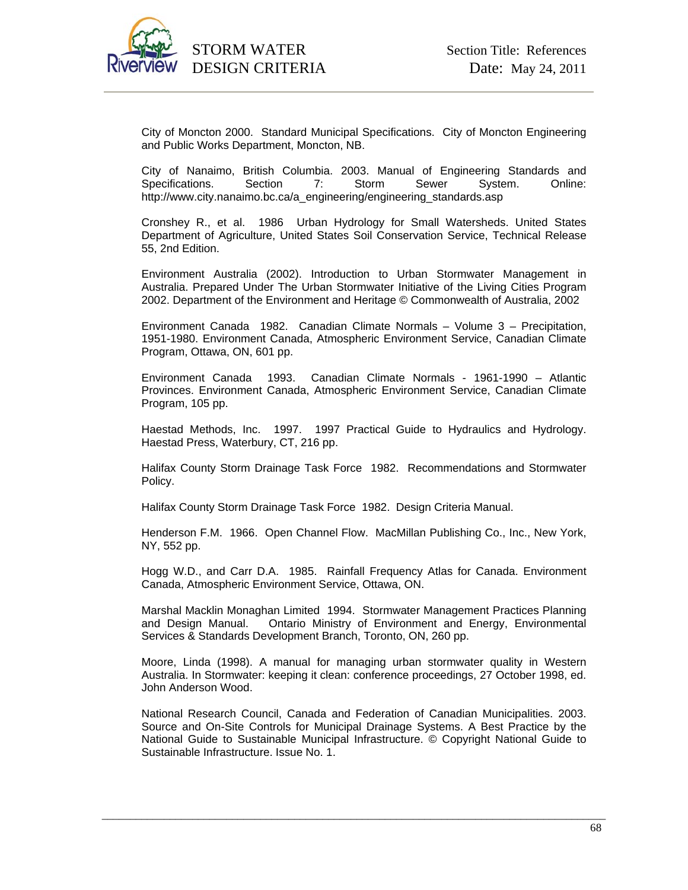City of Moncton 2000. Standard Municipal Specifications. City of Moncton Engineering and Public Works Department, Moncton, NB.

City of Nanaimo, British Columbia. 2003. Manual of Engineering Standards and Specifications. Section 7: Storm Sewer System. Online: http://www.city.nanaimo.bc.ca/a_engineering/engineering_standards.asp

Cronshey R., et al. 1986 Urban Hydrology for Small Watersheds. United States Department of Agriculture, United States Soil Conservation Service, Technical Release 55, 2nd Edition.

Environment Australia (2002). Introduction to Urban Stormwater Management in Australia. Prepared Under The Urban Stormwater Initiative of the Living Cities Program 2002. Department of the Environment and Heritage © Commonwealth of Australia, 2002

Environment Canada 1982. Canadian Climate Normals – Volume 3 – Precipitation, 1951-1980. Environment Canada, Atmospheric Environment Service, Canadian Climate Program, Ottawa, ON, 601 pp.

Environment Canada 1993. Canadian Climate Normals - 1961-1990 – Atlantic Provinces. Environment Canada, Atmospheric Environment Service, Canadian Climate Program, 105 pp.

Haestad Methods, Inc. 1997. 1997 Practical Guide to Hydraulics and Hydrology. Haestad Press, Waterbury, CT, 216 pp.

Halifax County Storm Drainage Task Force 1982. Recommendations and Stormwater Policy.

Halifax County Storm Drainage Task Force 1982. Design Criteria Manual.

Henderson F.M. 1966. Open Channel Flow. MacMillan Publishing Co., Inc., New York, NY, 552 pp.

Hogg W.D., and Carr D.A. 1985. Rainfall Frequency Atlas for Canada. Environment Canada, Atmospheric Environment Service, Ottawa, ON.

Marshal Macklin Monaghan Limited 1994. Stormwater Management Practices Planning and Design Manual. Ontario Ministry of Environment and Energy, Environmental Services & Standards Development Branch, Toronto, ON, 260 pp.

Moore, Linda (1998). A manual for managing urban stormwater quality in Western Australia. In Stormwater: keeping it clean: conference proceedings, 27 October 1998, ed. John Anderson Wood.

National Research Council, Canada and Federation of Canadian Municipalities. 2003. Source and On-Site Controls for Municipal Drainage Systems. A Best Practice by the National Guide to Sustainable Municipal Infrastructure. © Copyright National Guide to Sustainable Infrastructure. Issue No. 1.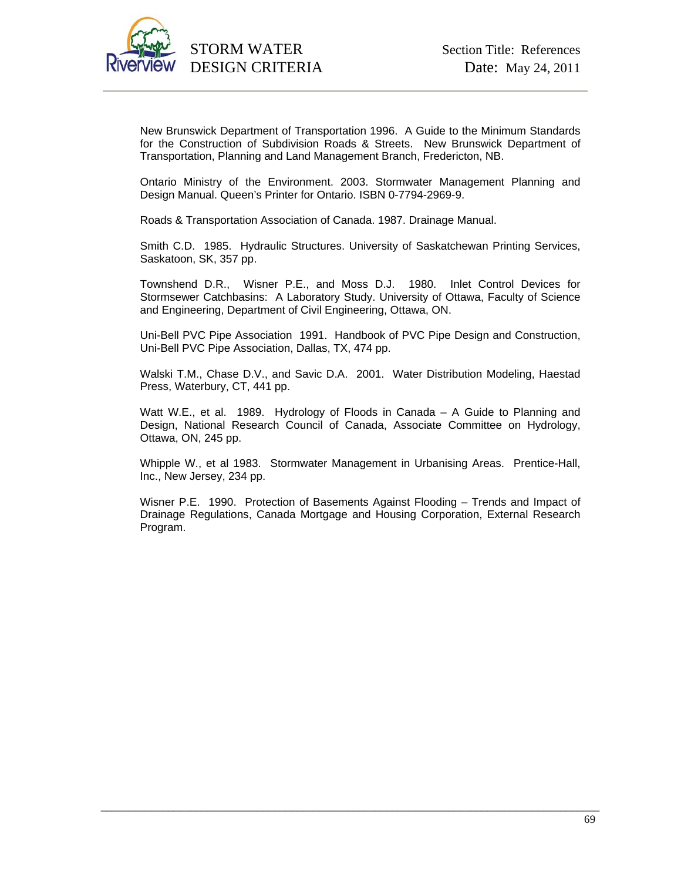New Brunswick Department of Transportation 1996. A Guide to the Minimum Standards for the Construction of Subdivision Roads & Streets. New Brunswick Department of Transportation, Planning and Land Management Branch, Fredericton, NB.

Ontario Ministry of the Environment. 2003. Stormwater Management Planning and Design Manual. Queen's Printer for Ontario. ISBN 0-7794-2969-9.

Roads & Transportation Association of Canada. 1987. Drainage Manual.

Smith C.D. 1985. Hydraulic Structures. University of Saskatchewan Printing Services, Saskatoon, SK, 357 pp.

Townshend D.R., Wisner P.E., and Moss D.J. 1980. Inlet Control Devices for Stormsewer Catchbasins: A Laboratory Study. University of Ottawa, Faculty of Science and Engineering, Department of Civil Engineering, Ottawa, ON.

Uni-Bell PVC Pipe Association 1991. Handbook of PVC Pipe Design and Construction, Uni-Bell PVC Pipe Association, Dallas, TX, 474 pp.

Walski T.M., Chase D.V., and Savic D.A. 2001. Water Distribution Modeling, Haestad Press, Waterbury, CT, 441 pp.

Watt W.E., et al. 1989. Hydrology of Floods in Canada – A Guide to Planning and Design, National Research Council of Canada, Associate Committee on Hydrology, Ottawa, ON, 245 pp.

Whipple W., et al 1983. Stormwater Management in Urbanising Areas. Prentice-Hall, Inc., New Jersey, 234 pp.

Wisner P.E. 1990. Protection of Basements Against Flooding – Trends and Impact of Drainage Regulations, Canada Mortgage and Housing Corporation, External Research Program.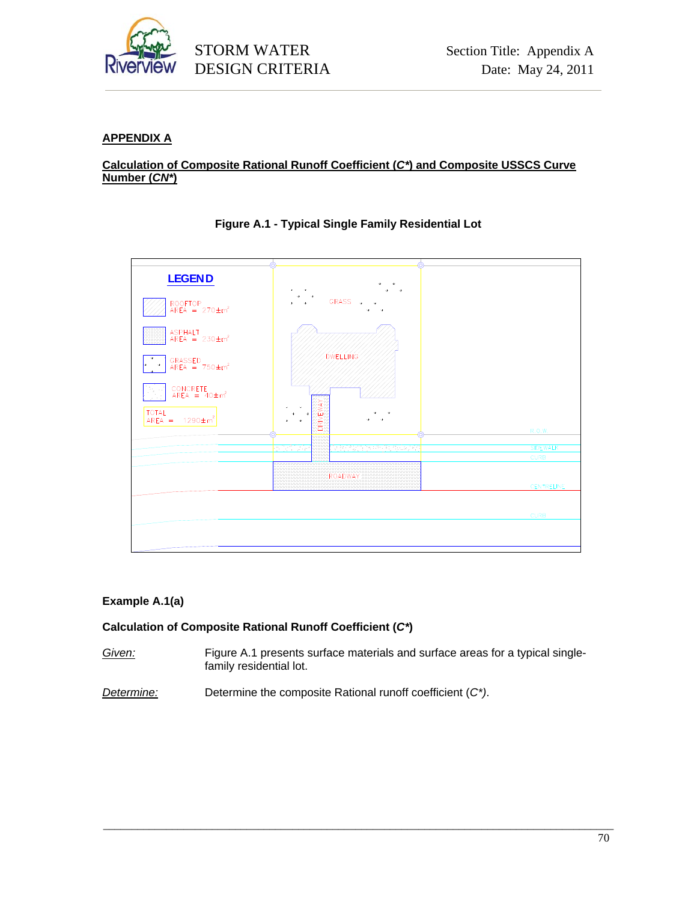## APPENDIX A

### Calculation of Composite Rational Runoff Coefficient (*C\**) and Composite USSCS Curve Number (*CN\**)

**Figure A.1 - Typical Single Family Residential Lot**

LEGEND

ROOFTOP AREA = 270±m²

ASPHALT AREA = 230±m²

GRASSED AREA = 750±m²

CONCRETE AREA = 40±m²

TOTAL AREA = 1290±m²

GRASS

DWELLING

DRIVEWAY

R.O.W.

SIDEWALK

CURB

ROADWAY

CENTRELINE

CURB

**Example A.1(a)**

**Calculation of Composite Rational Runoff Coefficient (*C\**)**

*Given:* Figure A.1 presents surface materials and surface areas for a typical single-family residential lot.

*Determine:* Determine the composite Rational runoff coefficient (*C\**).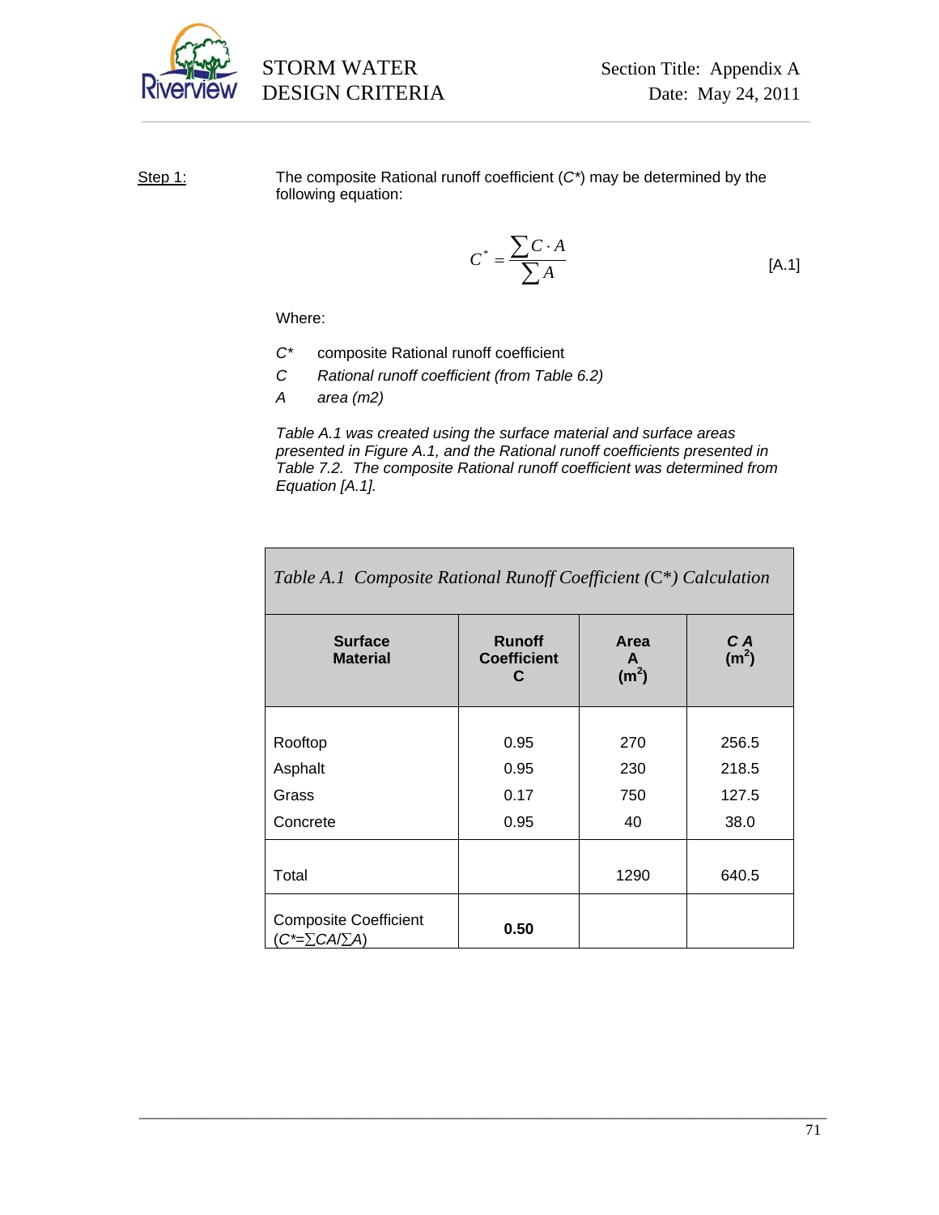Step 1:

The composite Rational runoff coefficient ($C^*$) may be determined by the following equation:

$$C^* = \frac{\sum C \cdot A}{\sum A} \qquad \text{[A.1]}$$

Where:

$C^*$ composite Rational runoff coefficient

$C$ *Rational runoff coefficient (from Table 6.2)*

$A$ *area (m2)*

*Table A.1 was created using the surface material and surface areas presented in Figure A.1, and the Rational runoff coefficients presented in Table 7.2. The composite Rational runoff coefficient was determined from Equation [A.1].*

*Table A.1 Composite Rational Runoff Coefficient (C\*) Calculation*

| **Surface Material** | **Runoff Coefficient C** | **Area A ($m^2$)** | **C A ($m^2$)** |
|---|---|---|---|
| Rooftop | 0.95 | 270 | 256.5 |
| Asphalt | 0.95 | 230 | 218.5 |
| Grass | 0.17 | 750 | 127.5 |
| Concrete | 0.95 | 40 | 38.0 |
| Total | | 1290 | 640.5 |
| Composite Coefficient ($C^*=\sum CA/\sum A$) | **0.50** | | |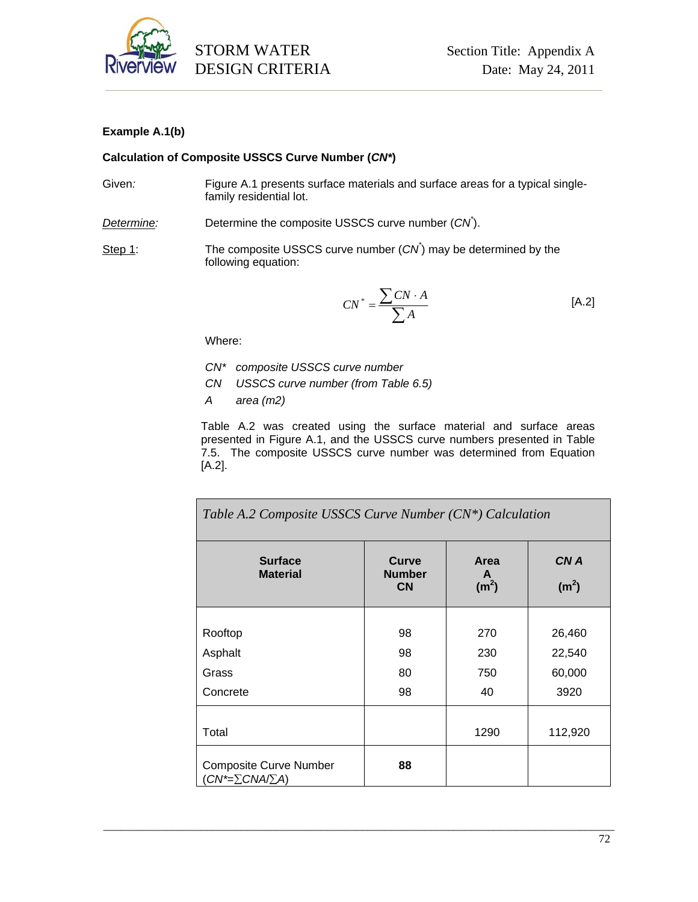**Example A.1(b)**

**Calculation of Composite USSCS Curve Number (*CN**)**

Given*:* Figure A.1 presents surface materials and surface areas for a typical single-family residential lot.

*Determine:* Determine the composite USSCS curve number ($CN^*$).

Step 1: The composite USSCS curve number ($CN^*$) may be determined by the following equation:

$$CN^* = \frac{\sum CN \cdot A}{\sum A} \qquad \text{[A.2]}$$

Where:

*CN** *composite USSCS curve number*
*CN* *USSCS curve number (from Table 6.5)*
*A* *area (m2)*

Table A.2 was created using the surface material and surface areas presented in Figure A.1, and the USSCS curve numbers presented in Table 7.5. The composite USSCS curve number was determined from Equation [A.2].

*Table A.2 Composite USSCS Curve Number (CN\*) Calculation*

| Surface Material | Curve Number CN | Area A ($m^2$) | *CN A* ($m^2$) |
|---|---|---|---|
| Rooftop | 98 | 270 | 26,460 |
| Asphalt | 98 | 230 | 22,540 |
| Grass | 80 | 750 | 60,000 |
| Concrete | 98 | 40 | 3920 |
| Total | | 1290 | 112,920 |
| Composite Curve Number ($CN^*=\sum CNA/\sum A$) | **88** | | |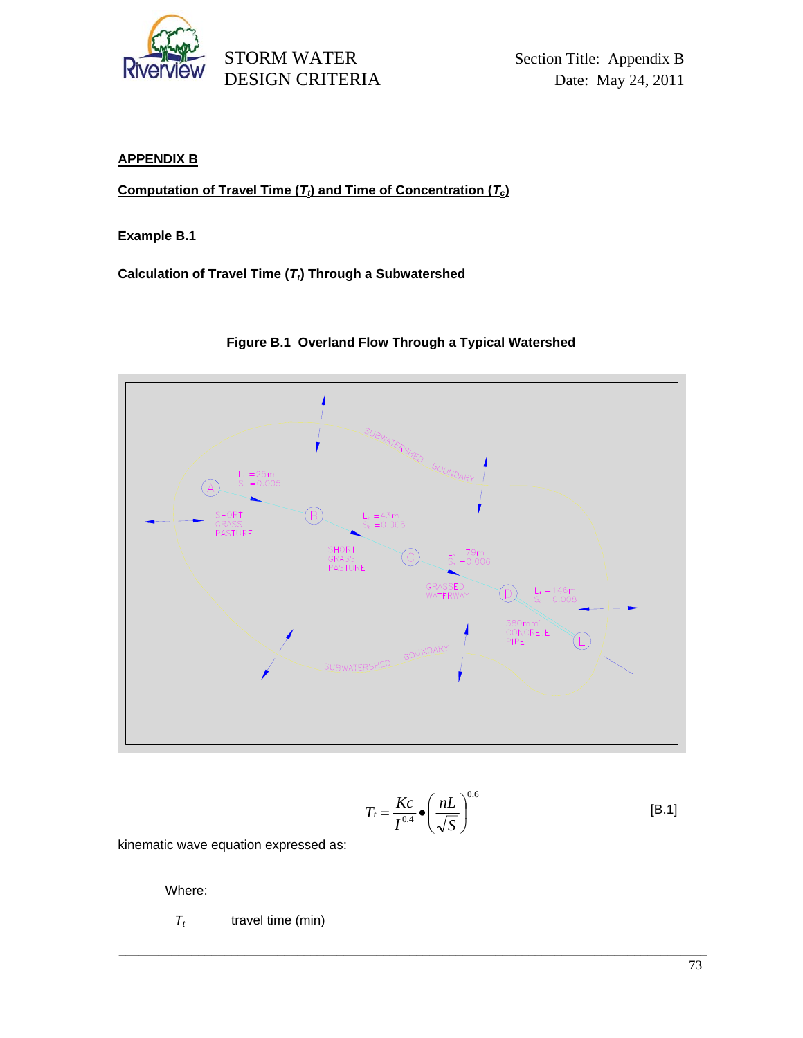## APPENDIX B

### Computation of Travel Time ($T_t$) and Time of Concentration ($T_c$)

#### Example B.1

#### Calculation of Travel Time ($T_t$) Through a Subwatershed

**Figure B.1 Overland Flow Through a Typical Watershed**

$$T_t = \frac{Kc}{I^{0.4}} \bullet \left(\frac{nL}{\sqrt{S}}\right)^{0.6} \qquad \text{[B.1]}$$

kinematic wave equation expressed as:

Where:

$T_t$ travel time (min)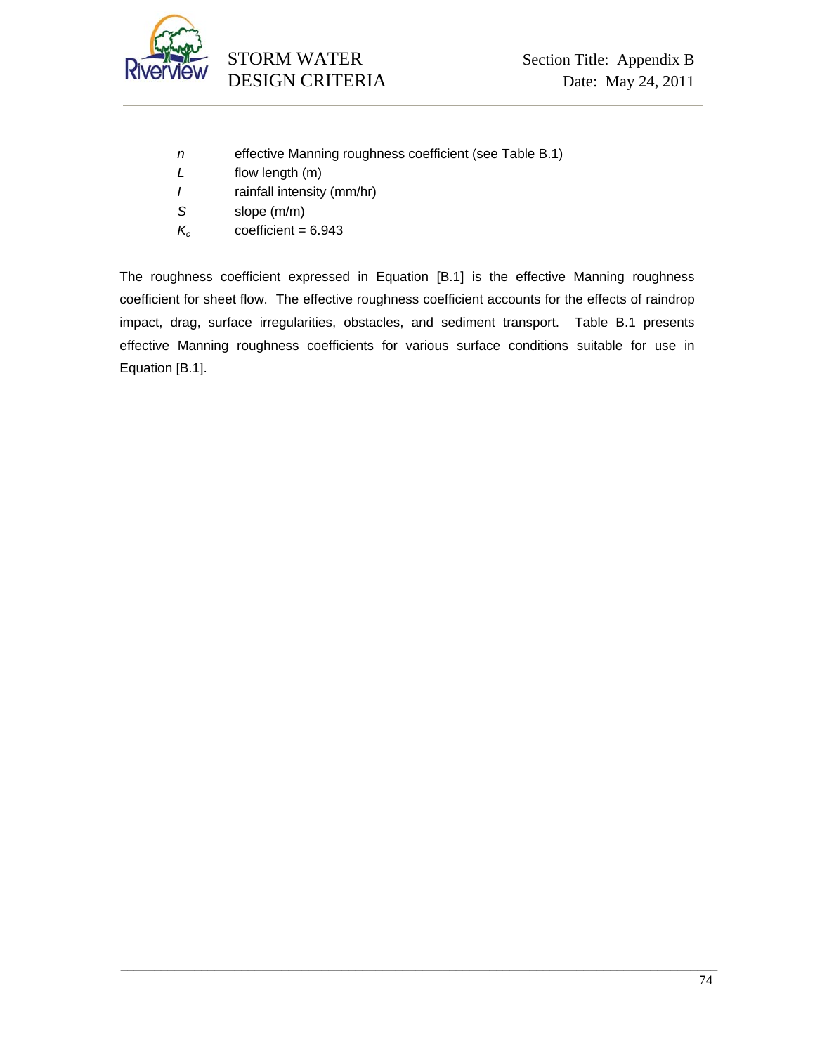| | |
|---|---|
| $n$ | effective Manning roughness coefficient (see Table B.1) |
| $L$ | flow length (m) |
| $I$ | rainfall intensity (mm/hr) |
| $S$ | slope (m/m) |
| $K_c$ | coefficient = 6.943 |

The roughness coefficient expressed in Equation [B.1] is the effective Manning roughness coefficient for sheet flow. The effective roughness coefficient accounts for the effects of raindrop impact, drag, surface irregularities, obstacles, and sediment transport. Table B.1 presents effective Manning roughness coefficients for various surface conditions suitable for use in Equation [B.1].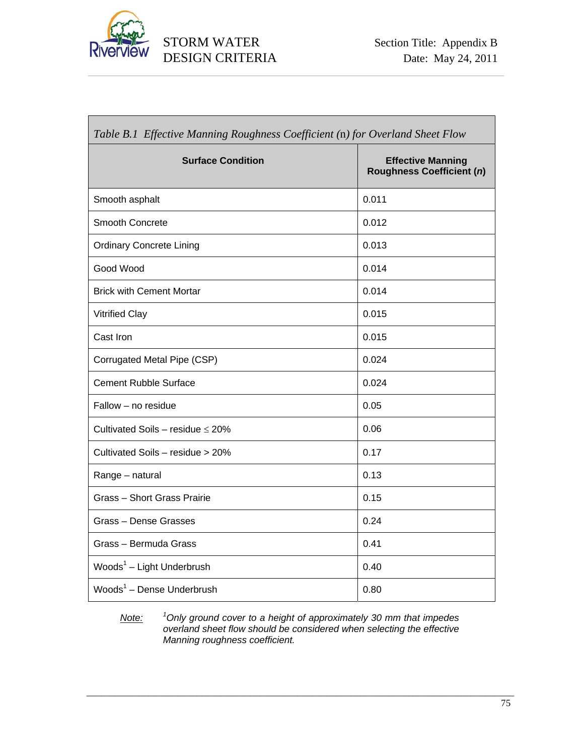*Table B.1 Effective Manning Roughness Coefficient (n) for Overland Sheet Flow*

| Surface Condition | Effective Manning Roughness Coefficient (*n*) |
|---|---|
| Smooth asphalt | 0.011 |
| Smooth Concrete | 0.012 |
| Ordinary Concrete Lining | 0.013 |
| Good Wood | 0.014 |
| Brick with Cement Mortar | 0.014 |
| Vitrified Clay | 0.015 |
| Cast Iron | 0.015 |
| Corrugated Metal Pipe (CSP) | 0.024 |
| Cement Rubble Surface | 0.024 |
| Fallow – no residue | 0.05 |
| Cultivated Soils – residue ≤ 20% | 0.06 |
| Cultivated Soils – residue > 20% | 0.17 |
| Range – natural | 0.13 |
| Grass – Short Grass Prairie | 0.15 |
| Grass – Dense Grasses | 0.24 |
| Grass – Bermuda Grass | 0.41 |
| Woods[1] – Light Underbrush | 0.40 |
| Woods[1] – Dense Underbrush | 0.80 |

*Note:* [1]*Only ground cover to a height of approximately 30 mm that impedes overland sheet flow should be considered when selecting the effective Manning roughness coefficient.*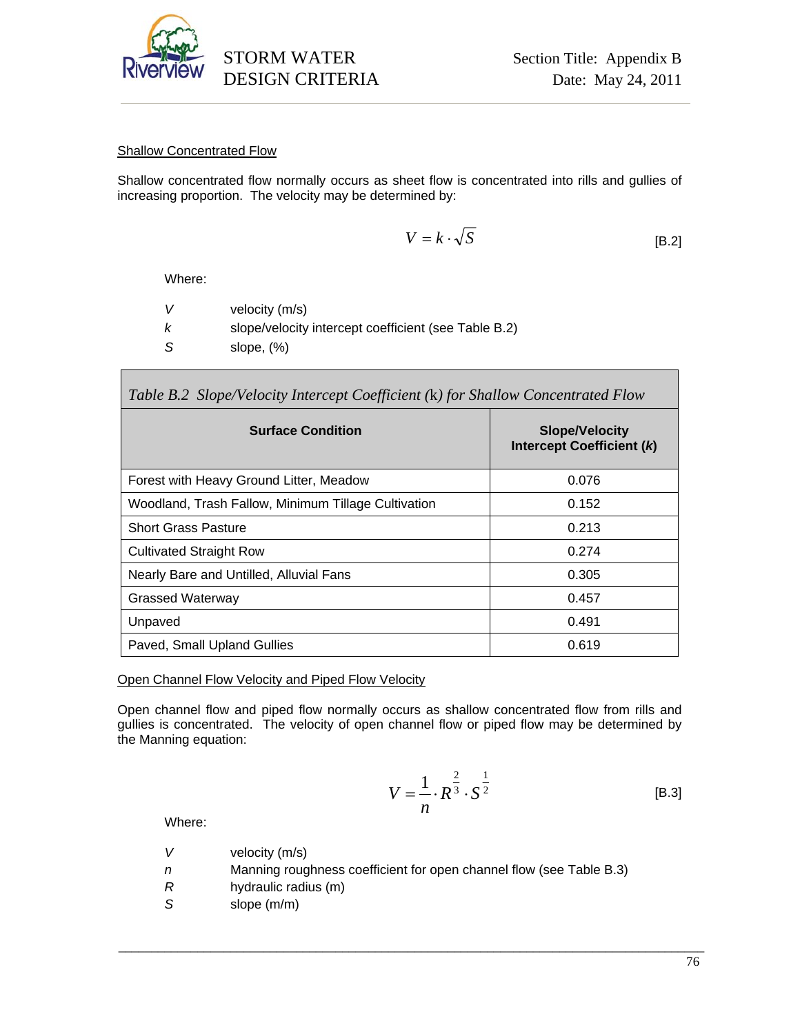### Shallow Concentrated Flow

Shallow concentrated flow normally occurs as sheet flow is concentrated into rills and gullies of increasing proportion. The velocity may be determined by:

$$V = k \cdot \sqrt{S} \qquad \text{[B.2]}$$

Where:

| | |
|---|---|
| $V$ | velocity (m/s) |
| $k$ | slope/velocity intercept coefficient (see Table B.2) |
| $S$ | slope, (%) |

*Table B.2 Slope/Velocity Intercept Coefficient (k) for Shallow Concentrated Flow*

| Surface Condition | Slope/Velocity Intercept Coefficient (*k*) |
|---|---|
| Forest with Heavy Ground Litter, Meadow | 0.076 |
| Woodland, Trash Fallow, Minimum Tillage Cultivation | 0.152 |
| Short Grass Pasture | 0.213 |
| Cultivated Straight Row | 0.274 |
| Nearly Bare and Untilled, Alluvial Fans | 0.305 |
| Grassed Waterway | 0.457 |
| Unpaved | 0.491 |
| Paved, Small Upland Gullies | 0.619 |

### Open Channel Flow Velocity and Piped Flow Velocity

Open channel flow and piped flow normally occurs as shallow concentrated flow from rills and gullies is concentrated. The velocity of open channel flow or piped flow may be determined by the Manning equation:

$$V = \frac{1}{n} \cdot R^{\frac{2}{3}} \cdot S^{\frac{1}{2}} \qquad \text{[B.3]}$$

Where:

| | |
|---|---|
| $V$ | velocity (m/s) |
| $n$ | Manning roughness coefficient for open channel flow (see Table B.3) |
| $R$ | hydraulic radius (m) |
| $S$ | slope (m/m) |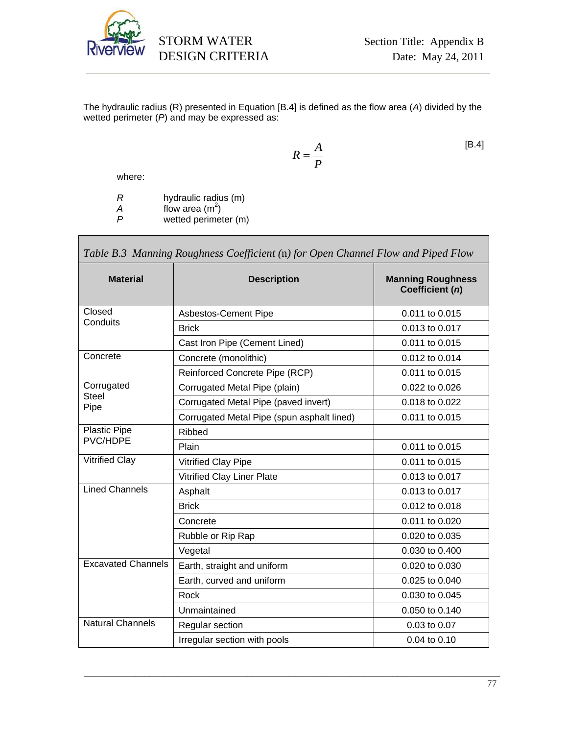The hydraulic radius (R) presented in Equation [B.4] is defined as the flow area (*A*) divided by the wetted perimeter (*P*) and may be expressed as:

$$R = \frac{A}{P} \qquad \text{[B.4]}$$

where:

| | |
|---|---|
| $R$ | hydraulic radius (m) |
| $A$ | flow area ($m^2$) |
| $P$ | wetted perimeter (m) |

*Table B.3 Manning Roughness Coefficient (n) for Open Channel Flow and Piped Flow*

| Material | Description | Manning Roughness Coefficient (*n*) |
|---|---|---|
| Closed Conduits | Asbestos-Cement Pipe | 0.011 to 0.015 |
| | Brick | 0.013 to 0.017 |
| | Cast Iron Pipe (Cement Lined) | 0.011 to 0.015 |
| Concrete | Concrete (monolithic) | 0.012 to 0.014 |
| | Reinforced Concrete Pipe (RCP) | 0.011 to 0.015 |
| Corrugated Steel Pipe | Corrugated Metal Pipe (plain) | 0.022 to 0.026 |
| | Corrugated Metal Pipe (paved invert) | 0.018 to 0.022 |
| | Corrugated Metal Pipe (spun asphalt lined) | 0.011 to 0.015 |
| Plastic Pipe PVC/HDPE | Ribbed | |
| | Plain | 0.011 to 0.015 |
| Vitrified Clay | Vitrified Clay Pipe | 0.011 to 0.015 |
| | Vitrified Clay Liner Plate | 0.013 to 0.017 |
| Lined Channels | Asphalt | 0.013 to 0.017 |
| | Brick | 0.012 to 0.018 |
| | Concrete | 0.011 to 0.020 |
| | Rubble or Rip Rap | 0.020 to 0.035 |
| | Vegetal | 0.030 to 0.400 |
| Excavated Channels | Earth, straight and uniform | 0.020 to 0.030 |
| | Earth, curved and uniform | 0.025 to 0.040 |
| | Rock | 0.030 to 0.045 |
| | Unmaintained | 0.050 to 0.140 |
| Natural Channels | Regular section | 0.03 to 0.07 |
| | Irregular section with pools | 0.04 to 0.10 |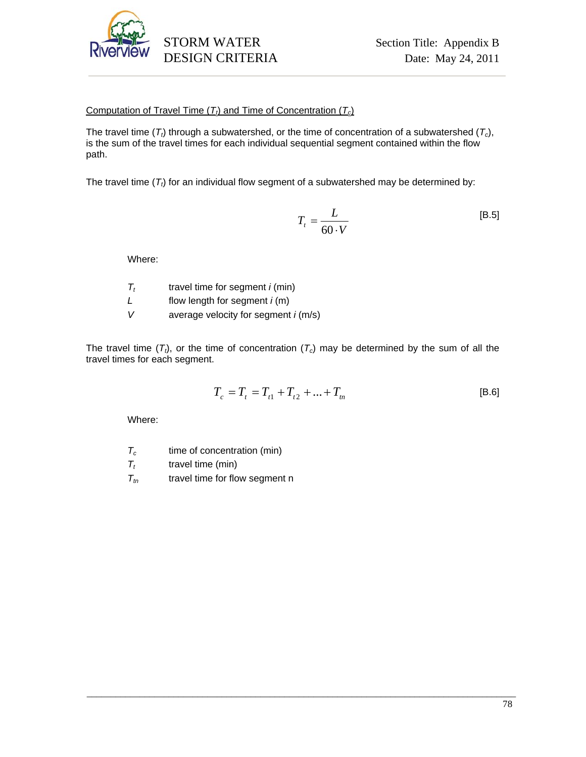## Computation of Travel Time ($T_t$) and Time of Concentration ($T_c$)

The travel time ($T_t$) through a subwatershed, or the time of concentration of a subwatershed ($T_c$), is the sum of the travel times for each individual sequential segment contained within the flow path.

The travel time ($T_t$) for an individual flow segment of a subwatershed may be determined by:

$$T_t = \frac{L}{60 \cdot V} \qquad \text{[B.5]}$$

Where:

| | |
|---|---|
| $T_t$ | travel time for segment *i* (min) |
| $L$ | flow length for segment *i* (m) |
| $V$ | average velocity for segment *i* (m/s) |

The travel time ($T_t$), or the time of concentration ($T_c$) may be determined by the sum of all the travel times for each segment.

$$T_c = T_t = T_{t1} + T_{t2} + \ldots + T_{tn} \qquad \text{[B.6]}$$

Where:

| | |
|---|---|
| $T_c$ | time of concentration (min) |
| $T_t$ | travel time (min) |
| $T_{tn}$ | travel time for flow segment n |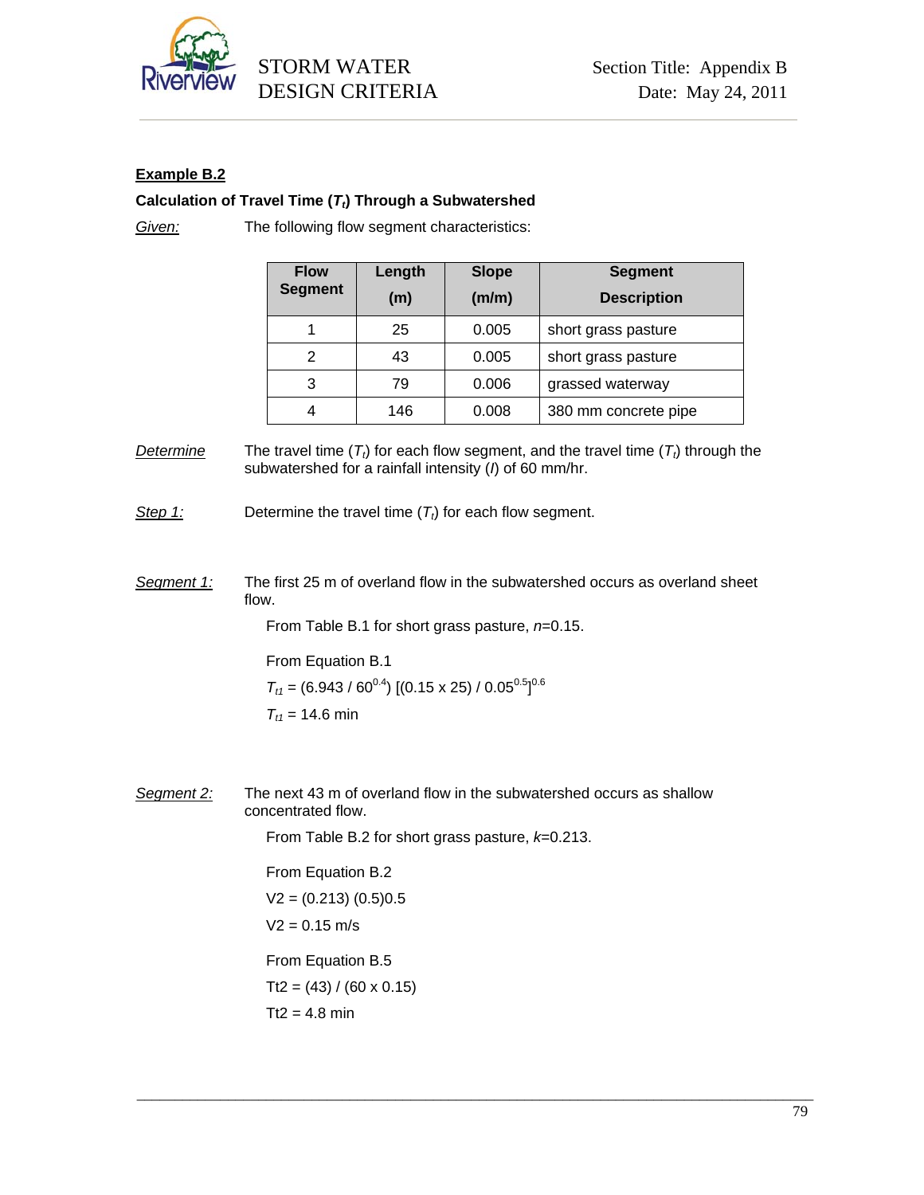**Example B.2**

**Calculation of Travel Time ($T_t$) Through a Subwatershed**

*Given:* The following flow segment characteristics:

| Flow Segment | Length (m) | Slope (m/m) | Segment Description |
|---|---|---|---|
| 1 | 25 | 0.005 | short grass pasture |
| 2 | 43 | 0.005 | short grass pasture |
| 3 | 79 | 0.006 | grassed waterway |
| 4 | 146 | 0.008 | 380 mm concrete pipe |

*Determine* The travel time ($T_t$) for each flow segment, and the travel time ($T_t$) through the subwatershed for a rainfall intensity ($I$) of 60 mm/hr.

*Step 1:* Determine the travel time ($T_t$) for each flow segment.

*Segment 1:* The first 25 m of overland flow in the subwatershed occurs as overland sheet flow.

From Table B.1 for short grass pasture, $n$=0.15.

From Equation B.1

$T_{t1}$ = (6.943 / $60^{0.4}$) [(0.15 x 25) / $0.05^{0.5}$]$^{0.6}$

$T_{t1}$ = 14.6 min

*Segment 2:* The next 43 m of overland flow in the subwatershed occurs as shallow concentrated flow.

From Table B.2 for short grass pasture, $k$=0.213.

From Equation B.2

V2 = (0.213) (0.5)0.5

V2 = 0.15 m/s

From Equation B.5

Tt2 = (43) / (60 x 0.15)

Tt2 = 4.8 min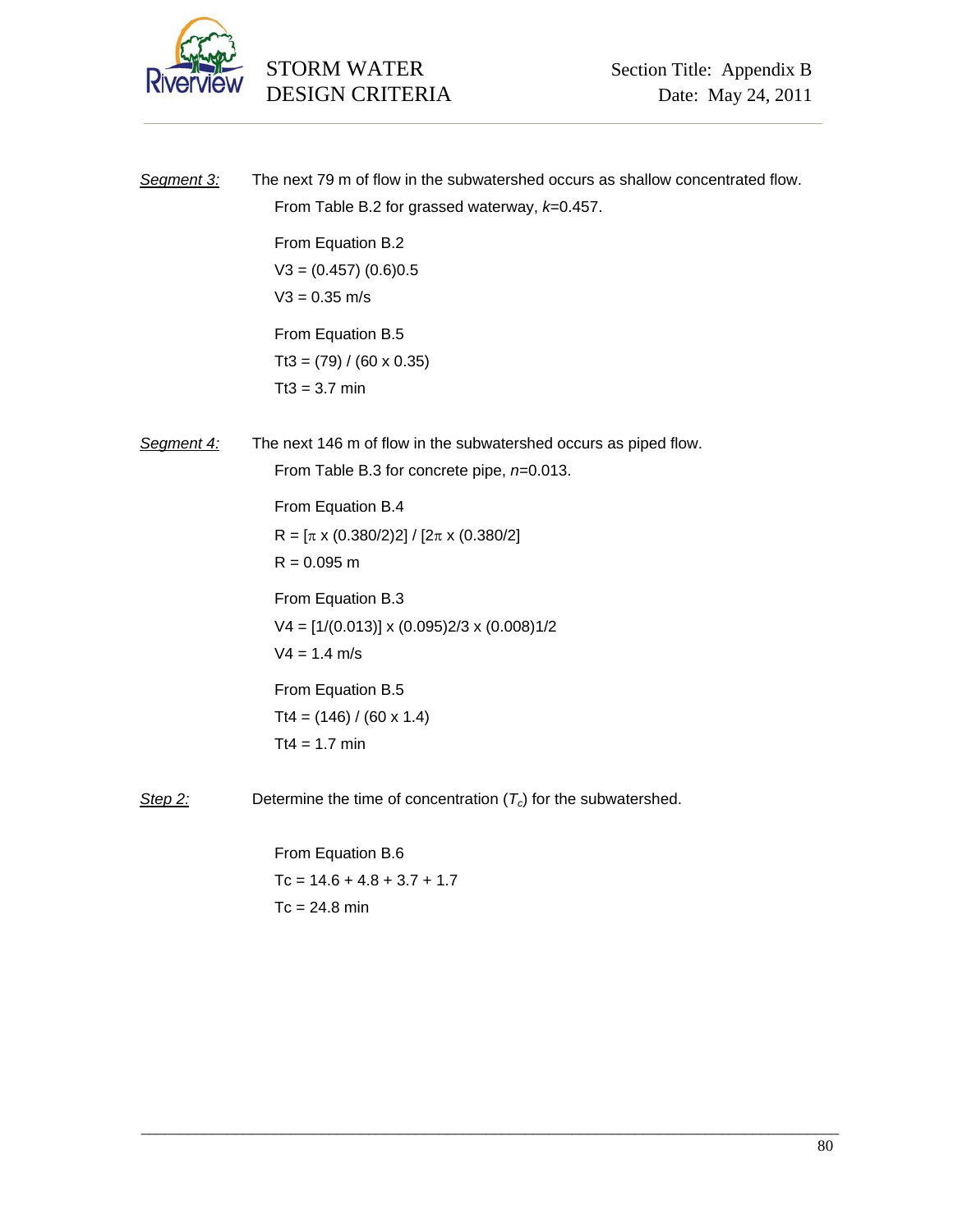*Segment 3:* The next 79 m of flow in the subwatershed occurs as shallow concentrated flow.

From Table B.2 for grassed waterway, *k*=0.457.

From Equation B.2

$V3 = (0.457)\,(0.6)0.5$

$V3 = 0.35$ m/s

From Equation B.5

$Tt3 = (79) / (60 \times 0.35)$

$Tt3 = 3.7$ min

*Segment 4:* The next 146 m of flow in the subwatershed occurs as piped flow.

From Table B.3 for concrete pipe, *n*=0.013.

From Equation B.4

$R = [\pi \times (0.380/2)2] / [2\pi \times (0.380/2]$

$R = 0.095$ m

From Equation B.3

$V4 = [1/(0.013)] \times (0.095)2/3 \times (0.008)1/2$

$V4 = 1.4$ m/s

From Equation B.5

$Tt4 = (146) / (60 \times 1.4)$

$Tt4 = 1.7$ min

*Step 2:* Determine the time of concentration ($T_c$) for the subwatershed.

From Equation B.6

$Tc = 14.6 + 4.8 + 3.7 + 1.7$

$Tc = 24.8$ min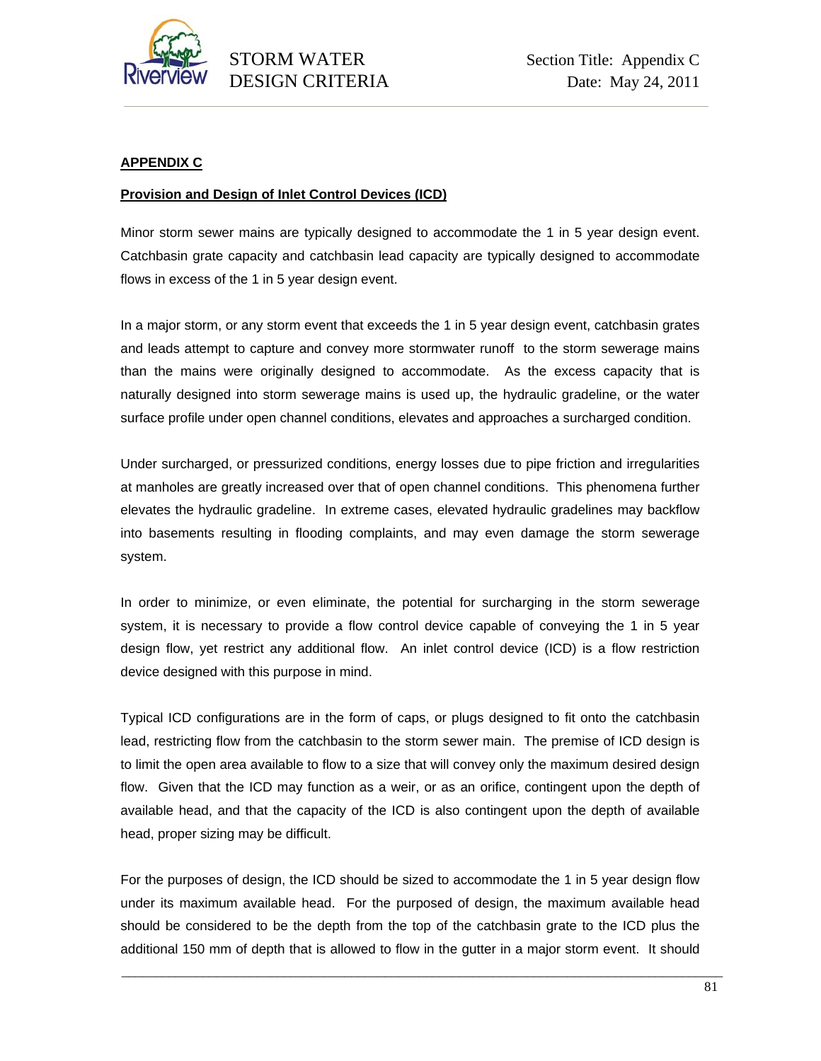## APPENDIX C

### Provision and Design of Inlet Control Devices (ICD)

Minor storm sewer mains are typically designed to accommodate the 1 in 5 year design event. Catchbasin grate capacity and catchbasin lead capacity are typically designed to accommodate flows in excess of the 1 in 5 year design event.

In a major storm, or any storm event that exceeds the 1 in 5 year design event, catchbasin grates and leads attempt to capture and convey more stormwater runoff to the storm sewerage mains than the mains were originally designed to accommodate. As the excess capacity that is naturally designed into storm sewerage mains is used up, the hydraulic gradeline, or the water surface profile under open channel conditions, elevates and approaches a surcharged condition.

Under surcharged, or pressurized conditions, energy losses due to pipe friction and irregularities at manholes are greatly increased over that of open channel conditions. This phenomena further elevates the hydraulic gradeline. In extreme cases, elevated hydraulic gradelines may backflow into basements resulting in flooding complaints, and may even damage the storm sewerage system.

In order to minimize, or even eliminate, the potential for surcharging in the storm sewerage system, it is necessary to provide a flow control device capable of conveying the 1 in 5 year design flow, yet restrict any additional flow. An inlet control device (ICD) is a flow restriction device designed with this purpose in mind.

Typical ICD configurations are in the form of caps, or plugs designed to fit onto the catchbasin lead, restricting flow from the catchbasin to the storm sewer main. The premise of ICD design is to limit the open area available to flow to a size that will convey only the maximum desired design flow. Given that the ICD may function as a weir, or as an orifice, contingent upon the depth of available head, and that the capacity of the ICD is also contingent upon the depth of available head, proper sizing may be difficult.

For the purposes of design, the ICD should be sized to accommodate the 1 in 5 year design flow under its maximum available head. For the purposed of design, the maximum available head should be considered to be the depth from the top of the catchbasin grate to the ICD plus the additional 150 mm of depth that is allowed to flow in the gutter in a major storm event. It should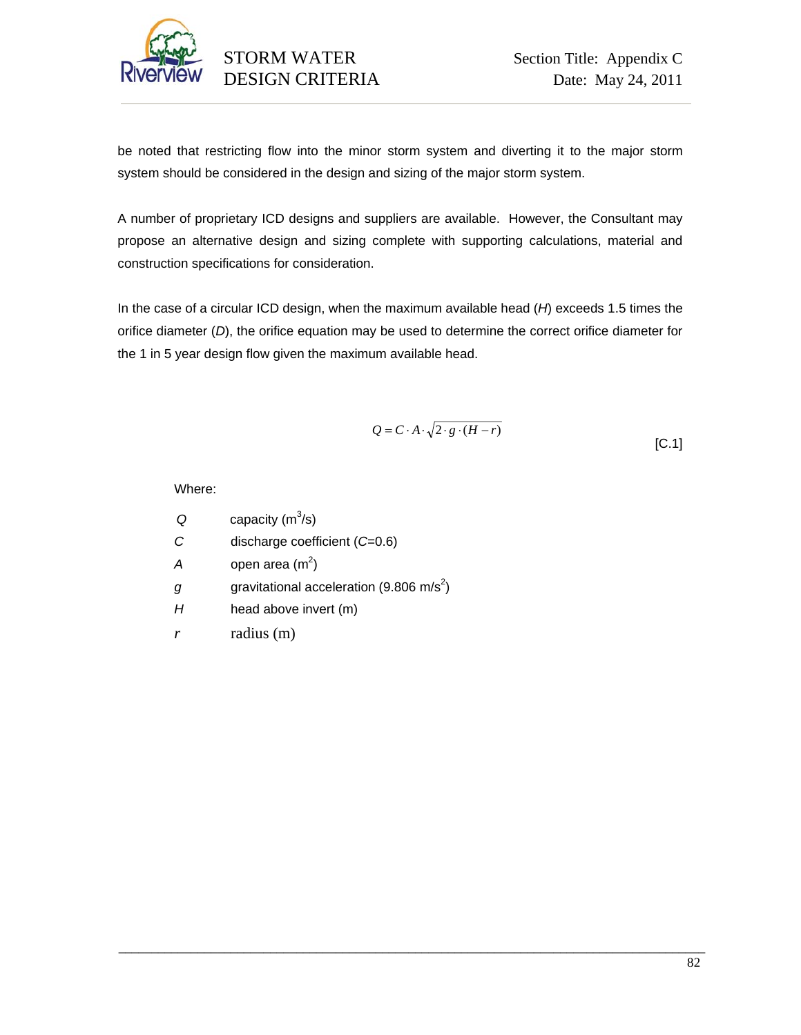be noted that restricting flow into the minor storm system and diverting it to the major storm system should be considered in the design and sizing of the major storm system.

A number of proprietary ICD designs and suppliers are available. However, the Consultant may propose an alternative design and sizing complete with supporting calculations, material and construction specifications for consideration.

In the case of a circular ICD design, when the maximum available head ($H$) exceeds 1.5 times the orifice diameter ($D$), the orifice equation may be used to determine the correct orifice diameter for the 1 in 5 year design flow given the maximum available head.

$$Q = C \cdot A \cdot \sqrt{2 \cdot g \cdot (H - r)} \qquad \text{[C.1]}$$

Where:

| | |
|---|---|
| $Q$ | capacity ($m^3/s$) |
| $C$ | discharge coefficient ($C$=0.6) |
| $A$ | open area ($m^2$) |
| $g$ | gravitational acceleration (9.806 $m/s^2$) |
| $H$ | head above invert (m) |
| $r$ | radius (m) |